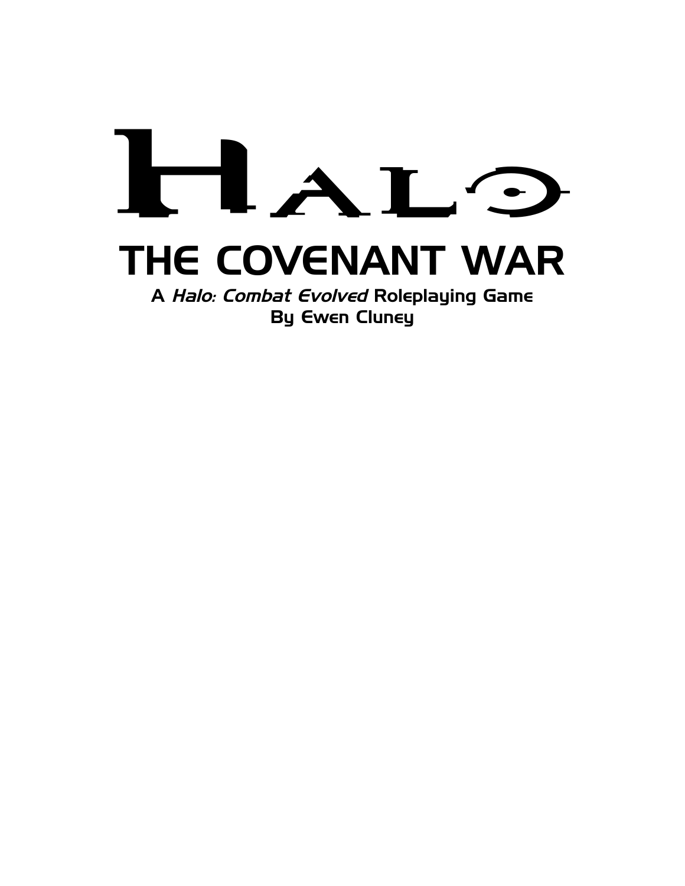# HALO

## THE COVENANT WAR

**A *Halo: Combat Evolved* Roleplaying Game**

**By Ewen Cluney**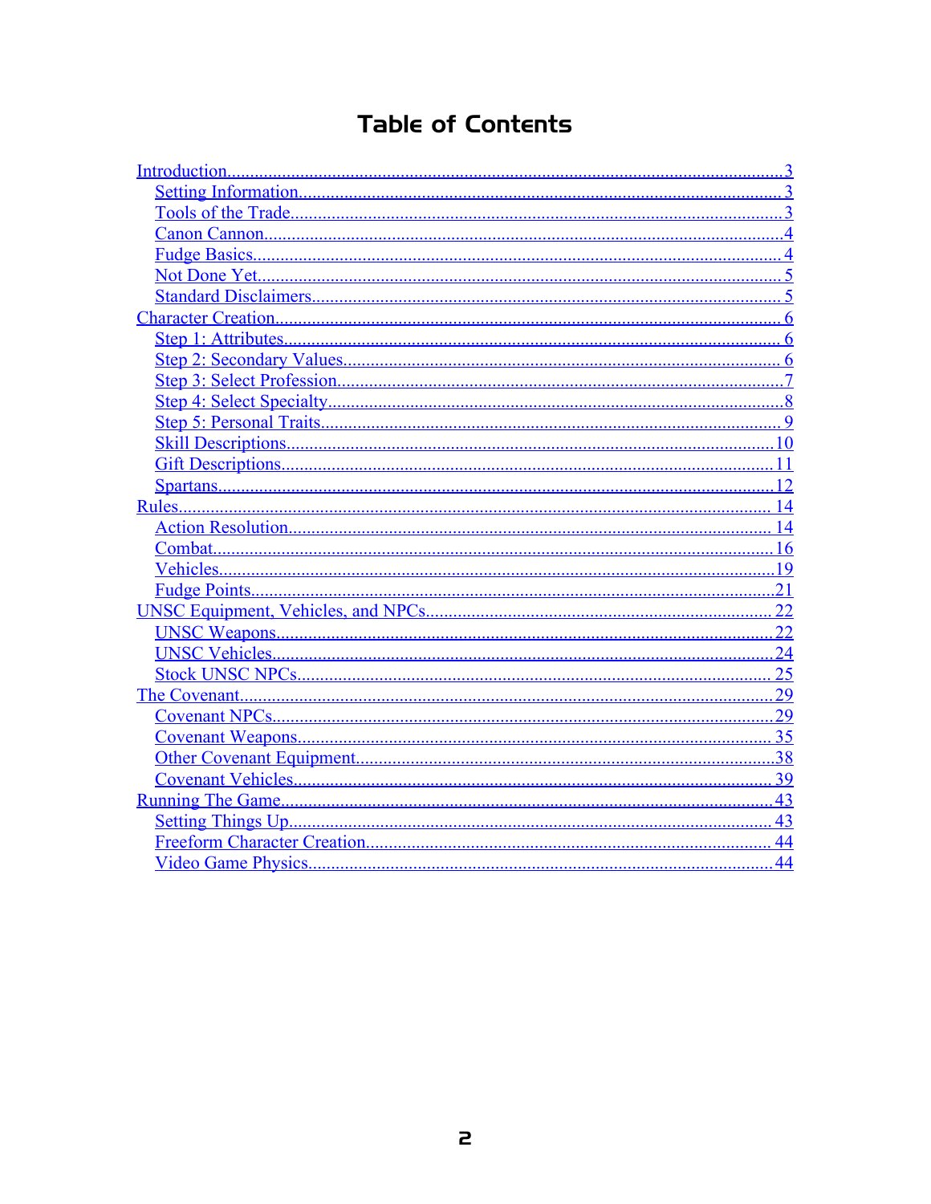# Table of Contents

- Introduction....3
  - Setting Information....3
  - Tools of the Trade....3
  - Canon Cannon....4
  - Fudge Basics....4
  - Not Done Yet....5
  - Standard Disclaimers....5
- Character Creation....6
  - Step 1: Attributes....6
  - Step 2: Secondary Values....6
  - Step 3: Select Profession....7
  - Step 4: Select Specialty....8
  - Step 5: Personal Traits....9
  - Skill Descriptions....10
  - Gift Descriptions....11
  - Spartans....12
- Rules....14
  - Action Resolution....14
  - Combat....16
  - Vehicles....19
  - Fudge Points....21
- UNSC Equipment, Vehicles, and NPCs....22
  - UNSC Weapons....22
  - UNSC Vehicles....24
  - Stock UNSC NPCs....25
- The Covenant....29
  - Covenant NPCs....29
  - Covenant Weapons....35
  - Other Covenant Equipment....38
  - Covenant Vehicles....39
- Running The Game....43
  - Setting Things Up....43
  - Freeform Character Creation....44
  - Video Game Physics....44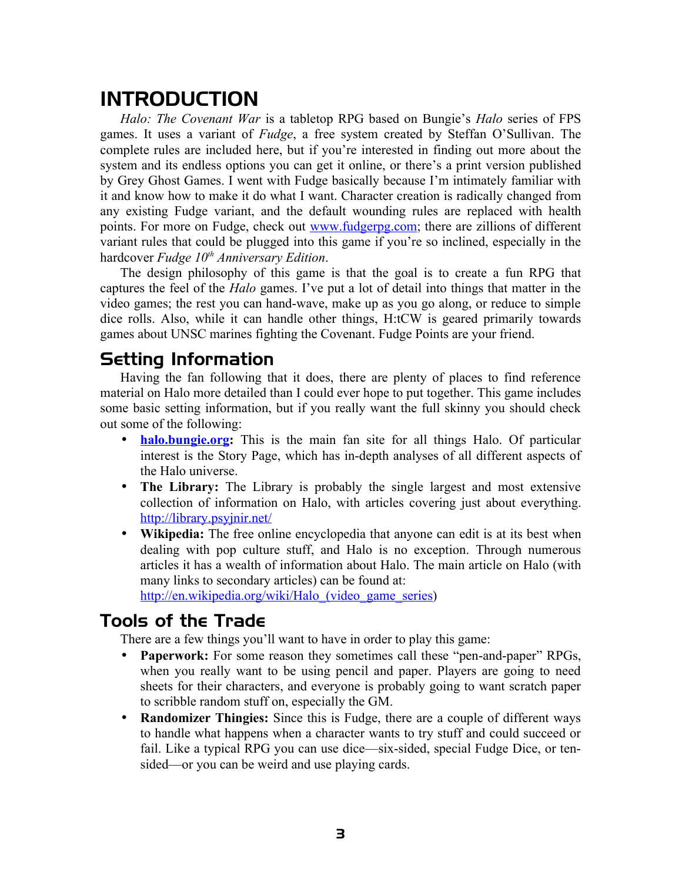# INTRODUCTION

*Halo: The Covenant War* is a tabletop RPG based on Bungie's *Halo* series of FPS games. It uses a variant of *Fudge*, a free system created by Steffan O'Sullivan. The complete rules are included here, but if you're interested in finding out more about the system and its endless options you can get it online, or there's a print version published by Grey Ghost Games. I went with Fudge basically because I'm intimately familiar with it and know how to make it do what I want. Character creation is radically changed from any existing Fudge variant, and the default wounding rules are replaced with health points. For more on Fudge, check out www.fudgerpg.com; there are zillions of different variant rules that could be plugged into this game if you're so inclined, especially in the hardcover *Fudge 10th Anniversary Edition*.

The design philosophy of this game is that the goal is to create a fun RPG that captures the feel of the *Halo* games. I've put a lot of detail into things that matter in the video games; the rest you can hand-wave, make up as you go along, or reduce to simple dice rolls. Also, while it can handle other things, H:tCW is geared primarily towards games about UNSC marines fighting the Covenant. Fudge Points are your friend.

## Setting Information

Having the fan following that it does, there are plenty of places to find reference material on Halo more detailed than I could ever hope to put together. This game includes some basic setting information, but if you really want the full skinny you should check out some of the following:

- **halo.bungie.org:** This is the main fan site for all things Halo. Of particular interest is the Story Page, which has in-depth analyses of all different aspects of the Halo universe.
- **The Library:** The Library is probably the single largest and most extensive collection of information on Halo, with articles covering just about everything. http://library.psyjnir.net/
- **Wikipedia:** The free online encyclopedia that anyone can edit is at its best when dealing with pop culture stuff, and Halo is no exception. Through numerous articles it has a wealth of information about Halo. The main article on Halo (with many links to secondary articles) can be found at: http://en.wikipedia.org/wiki/Halo_(video_game_series)

## Tools of the Trade

There are a few things you'll want to have in order to play this game:

- **Paperwork:** For some reason they sometimes call these "pen-and-paper" RPGs, when you really want to be using pencil and paper. Players are going to need sheets for their characters, and everyone is probably going to want scratch paper to scribble random stuff on, especially the GM.
- **Randomizer Thingies:** Since this is Fudge, there are a couple of different ways to handle what happens when a character wants to try stuff and could succeed or fail. Like a typical RPG you can use dice—six-sided, special Fudge Dice, or ten-sided—or you can be weird and use playing cards.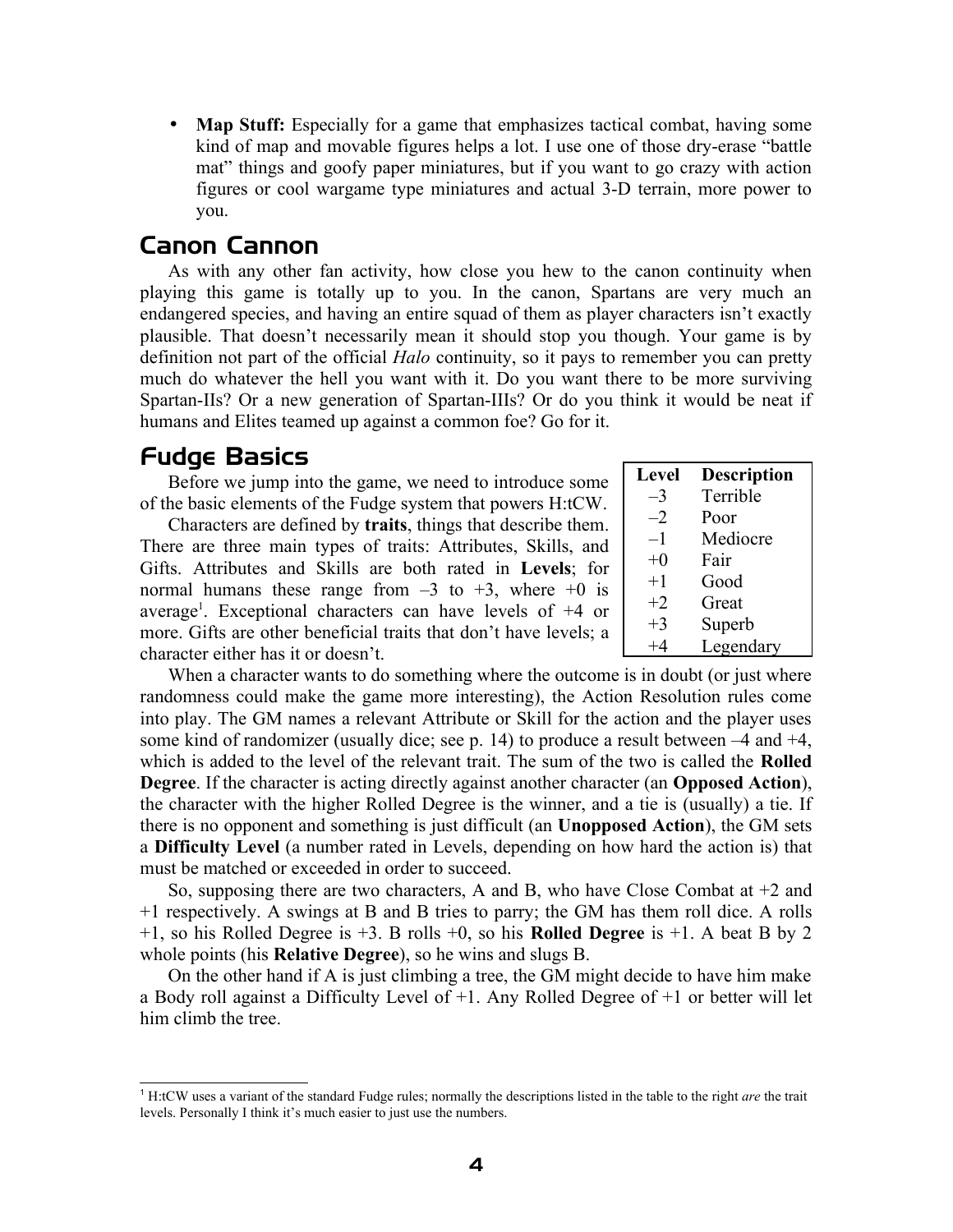- **Map Stuff:** Especially for a game that emphasizes tactical combat, having some kind of map and movable figures helps a lot. I use one of those dry-erase "battle mat" things and goofy paper miniatures, but if you want to go crazy with action figures or cool wargame type miniatures and actual 3-D terrain, more power to you.

## Canon Cannon

As with any other fan activity, how close you hew to the canon continuity when playing this game is totally up to you. In the canon, Spartans are very much an endangered species, and having an entire squad of them as player characters isn't exactly plausible. That doesn't necessarily mean it should stop you though. Your game is by definition not part of the official *Halo* continuity, so it pays to remember you can pretty much do whatever the hell you want with it. Do you want there to be more surviving Spartan-IIs? Or a new generation of Spartan-IIIs? Or do you think it would be neat if humans and Elites teamed up against a common foe? Go for it.

## Fudge Basics

Before we jump into the game, we need to introduce some of the basic elements of the Fudge system that powers H:tCW.

| Level | Description |
|---|---|
| –3 | Terrible |
| –2 | Poor |
| –1 | Mediocre |
| +0 | Fair |
| +1 | Good |
| +2 | Great |
| +3 | Superb |
| +4 | Legendary |

Characters are defined by **traits**, things that describe them. There are three main types of traits: Attributes, Skills, and Gifts. Attributes and Skills are both rated in **Levels**; for normal humans these range from –3 to +3, where +0 is average[1]. Exceptional characters can have levels of +4 or more. Gifts are other beneficial traits that don't have levels; a character either has it or doesn't.

When a character wants to do something where the outcome is in doubt (or just where randomness could make the game more interesting), the Action Resolution rules come into play. The GM names a relevant Attribute or Skill for the action and the player uses some kind of randomizer (usually dice; see p. 14) to produce a result between –4 and +4, which is added to the level of the relevant trait. The sum of the two is called the **Rolled Degree**. If the character is acting directly against another character (an **Opposed Action**), the character with the higher Rolled Degree is the winner, and a tie is (usually) a tie. If there is no opponent and something is just difficult (an **Unopposed Action**), the GM sets a **Difficulty Level** (a number rated in Levels, depending on how hard the action is) that must be matched or exceeded in order to succeed.

So, supposing there are two characters, A and B, who have Close Combat at +2 and +1 respectively. A swings at B and B tries to parry; the GM has them roll dice. A rolls +1, so his Rolled Degree is +3. B rolls +0, so his **Rolled Degree** is +1. A beat B by 2 whole points (his **Relative Degree**), so he wins and slugs B.

On the other hand if A is just climbing a tree, the GM might decide to have him make a Body roll against a Difficulty Level of +1. Any Rolled Degree of +1 or better will let him climb the tree.

---

[1] H:tCW uses a variant of the standard Fudge rules; normally the descriptions listed in the table to the right *are* the trait levels. Personally I think it's much easier to just use the numbers.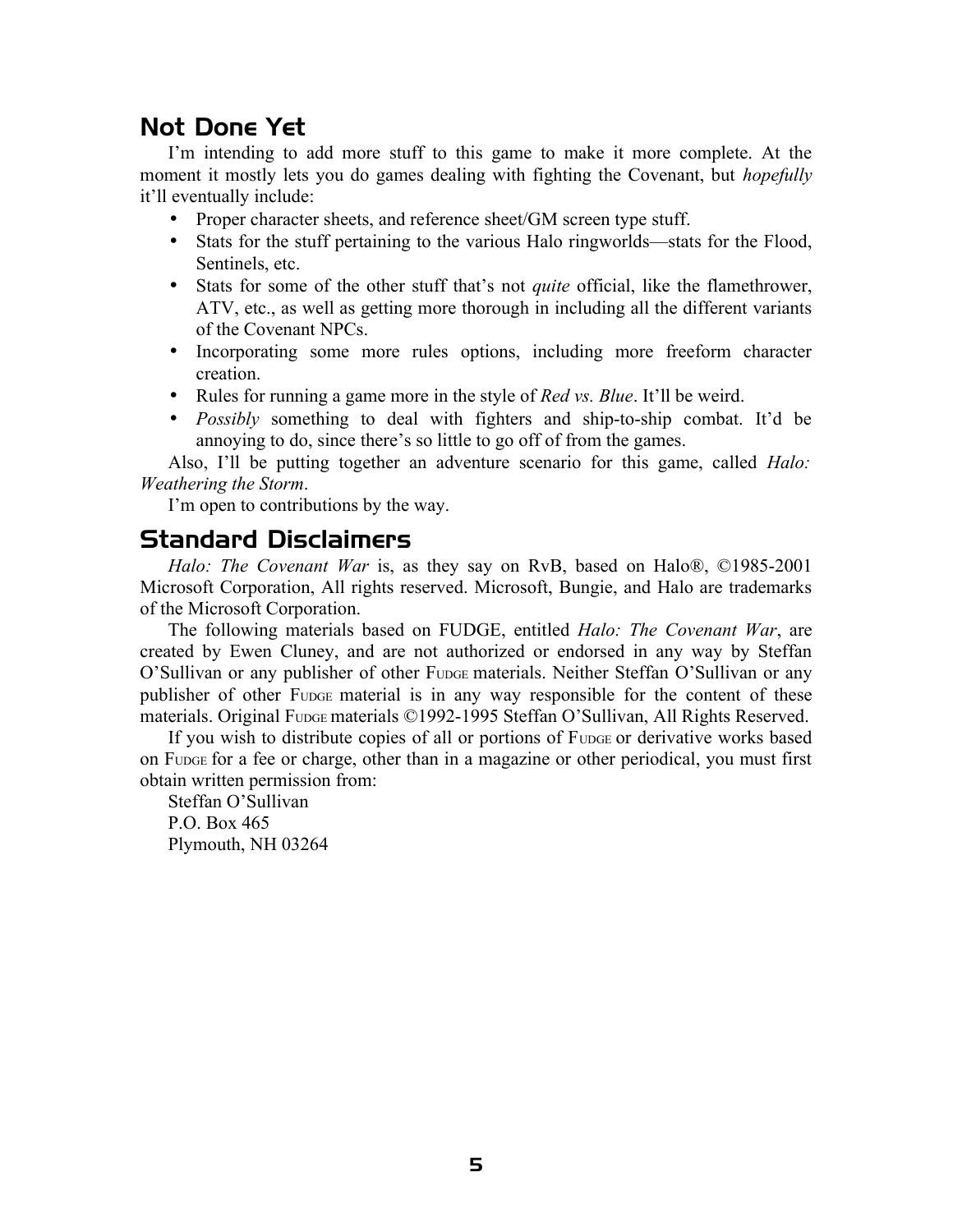## Not Done Yet

I'm intending to add more stuff to this game to make it more complete. At the moment it mostly lets you do games dealing with fighting the Covenant, but *hopefully* it'll eventually include:

- Proper character sheets, and reference sheet/GM screen type stuff.
- Stats for the stuff pertaining to the various Halo ringworlds—stats for the Flood, Sentinels, etc.
- Stats for some of the other stuff that's not *quite* official, like the flamethrower, ATV, etc., as well as getting more thorough in including all the different variants of the Covenant NPCs.
- Incorporating some more rules options, including more freeform character creation.
- Rules for running a game more in the style of *Red vs. Blue*. It'll be weird.
- *Possibly* something to deal with fighters and ship-to-ship combat. It'd be annoying to do, since there's so little to go off of from the games.

Also, I'll be putting together an adventure scenario for this game, called *Halo: Weathering the Storm*.

I'm open to contributions by the way.

## Standard Disclaimers

*Halo: The Covenant War* is, as they say on RvB, based on Halo®, ©1985-2001 Microsoft Corporation, All rights reserved. Microsoft, Bungie, and Halo are trademarks of the Microsoft Corporation.

The following materials based on FUDGE, entitled *Halo: The Covenant War*, are created by Ewen Cluney, and are not authorized or endorsed in any way by Steffan O'Sullivan or any publisher of other FUDGE materials. Neither Steffan O'Sullivan or any publisher of other FUDGE material is in any way responsible for the content of these materials. Original FUDGE materials ©1992-1995 Steffan O'Sullivan, All Rights Reserved.

If you wish to distribute copies of all or portions of FUDGE or derivative works based on FUDGE for a fee or charge, other than in a magazine or other periodical, you must first obtain written permission from:

Steffan O'Sullivan
P.O. Box 465
Plymouth, NH 03264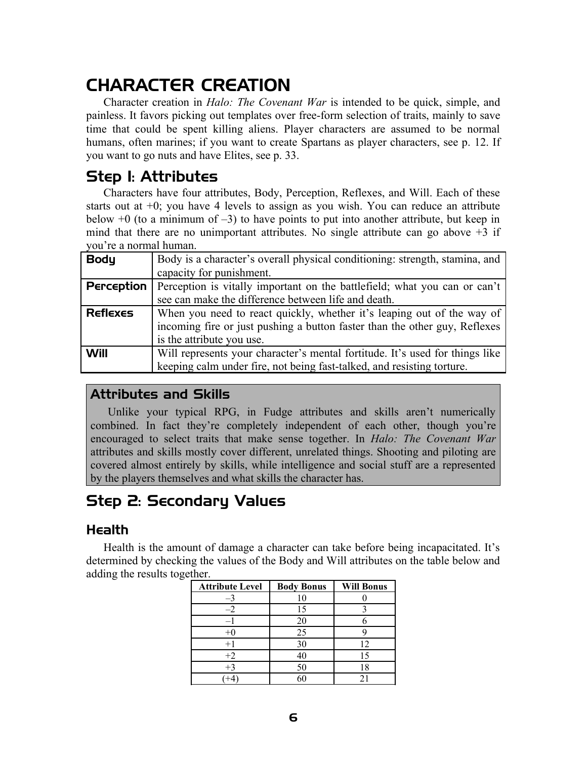# CHARACTER CREATION

Character creation in *Halo: The Covenant War* is intended to be quick, simple, and painless. It favors picking out templates over free-form selection of traits, mainly to save time that could be spent killing aliens. Player characters are assumed to be normal humans, often marines; if you want to create Spartans as player characters, see p. 12. If you want to go nuts and have Elites, see p. 33.

## Step 1: Attributes

Characters have four attributes, Body, Perception, Reflexes, and Will. Each of these starts out at +0; you have 4 levels to assign as you wish. You can reduce an attribute below +0 (to a minimum of –3) to have points to put into another attribute, but keep in mind that there are no unimportant attributes. No single attribute can go above +3 if you're a normal human.

| | |
|---|---|
| **Body** | Body is a character's overall physical conditioning: strength, stamina, and capacity for punishment. |
| **Perception** | Perception is vitally important on the battlefield; what you can or can't see can make the difference between life and death. |
| **Reflexes** | When you need to react quickly, whether it's leaping out of the way of incoming fire or just pushing a button faster than the other guy, Reflexes is the attribute you use. |
| **Will** | Will represents your character's mental fortitude. It's used for things like keeping calm under fire, not being fast-talked, and resisting torture. |

### Attributes and Skills

Unlike your typical RPG, in Fudge attributes and skills aren't numerically combined. In fact they're completely independent of each other, though you're encouraged to select traits that make sense together. In *Halo: The Covenant War* attributes and skills mostly cover different, unrelated things. Shooting and piloting are covered almost entirely by skills, while intelligence and social stuff are a represented by the players themselves and what skills the character has.

## Step 2: Secondary Values

### Health

Health is the amount of damage a character can take before being incapacitated. It's determined by checking the values of the Body and Will attributes on the table below and adding the results together.

| Attribute Level | Body Bonus | Will Bonus |
|---|---|---|
| –3 | 10 | 0 |
| –2 | 15 | 3 |
| –1 | 20 | 6 |
| +0 | 25 | 9 |
| +1 | 30 | 12 |
| +2 | 40 | 15 |
| +3 | 50 | 18 |
| (+4) | 60 | 21 |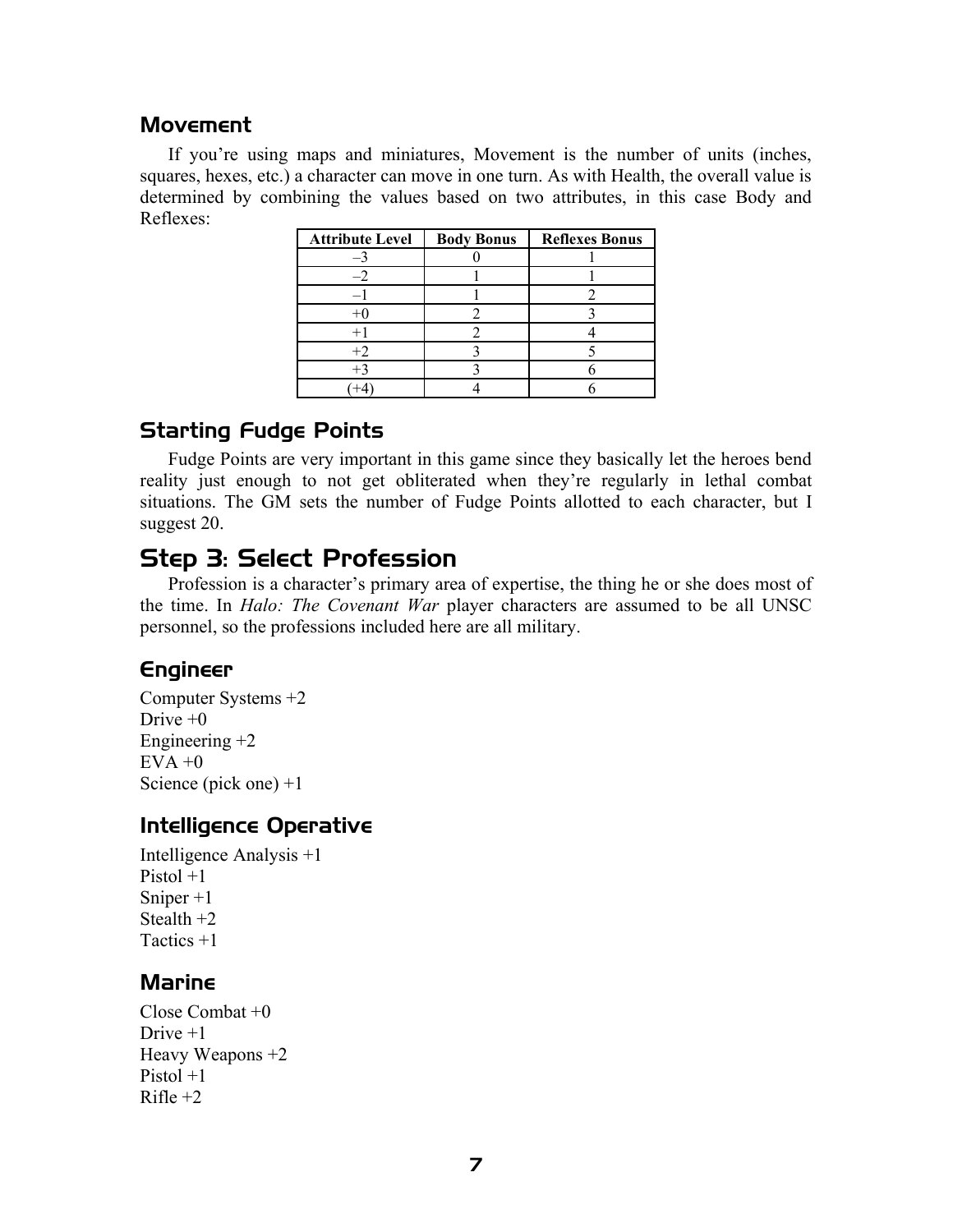### Movement

If you're using maps and miniatures, Movement is the number of units (inches, squares, hexes, etc.) a character can move in one turn. As with Health, the overall value is determined by combining the values based on two attributes, in this case Body and Reflexes:

| Attribute Level | Body Bonus | Reflexes Bonus |
|---|---|---|
| –3 | 0 | 1 |
| –2 | 1 | 1 |
| –1 | 1 | 2 |
| +0 | 2 | 3 |
| +1 | 2 | 4 |
| +2 | 3 | 5 |
| +3 | 3 | 6 |
| (+4) | 4 | 6 |

### Starting Fudge Points

Fudge Points are very important in this game since they basically let the heroes bend reality just enough to not get obliterated when they're regularly in lethal combat situations. The GM sets the number of Fudge Points allotted to each character, but I suggest 20.

## Step 3: Select Profession

Profession is a character's primary area of expertise, the thing he or she does most of the time. In *Halo: The Covenant War* player characters are assumed to be all UNSC personnel, so the professions included here are all military.

### Engineer

Computer Systems +2
Drive +0
Engineering +2
EVA +0
Science (pick one) +1

### Intelligence Operative

Intelligence Analysis +1
Pistol +1
Sniper +1
Stealth +2
Tactics +1

### Marine

Close Combat +0
Drive +1
Heavy Weapons +2
Pistol +1
Rifle +2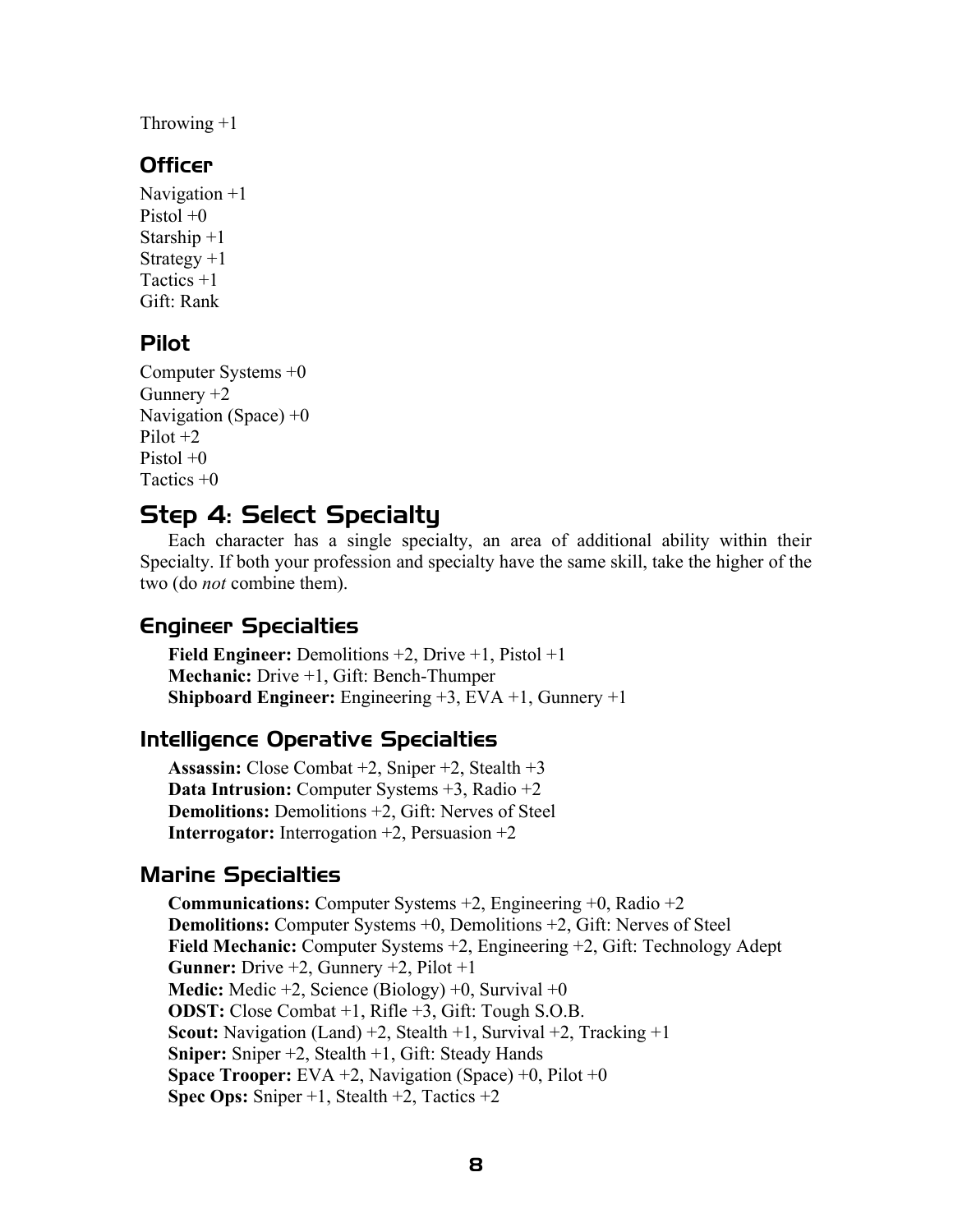Throwing +1

### Officer

Navigation +1
Pistol +0
Starship +1
Strategy +1
Tactics +1
Gift: Rank

### Pilot

Computer Systems +0
Gunnery +2
Navigation (Space) +0
Pilot +2
Pistol +0
Tactics +0

## Step 4: Select Specialty

Each character has a single specialty, an area of additional ability within their Specialty. If both your profession and specialty have the same skill, take the higher of the two (do *not* combine them).

### Engineer Specialties

**Field Engineer:** Demolitions +2, Drive +1, Pistol +1
**Mechanic:** Drive +1, Gift: Bench-Thumper
**Shipboard Engineer:** Engineering +3, EVA +1, Gunnery +1

### Intelligence Operative Specialties

**Assassin:** Close Combat +2, Sniper +2, Stealth +3
**Data Intrusion:** Computer Systems +3, Radio +2
**Demolitions:** Demolitions +2, Gift: Nerves of Steel
**Interrogator:** Interrogation +2, Persuasion +2

### Marine Specialties

**Communications:** Computer Systems +2, Engineering +0, Radio +2
**Demolitions:** Computer Systems +0, Demolitions +2, Gift: Nerves of Steel
**Field Mechanic:** Computer Systems +2, Engineering +2, Gift: Technology Adept
**Gunner:** Drive +2, Gunnery +2, Pilot +1
**Medic:** Medic +2, Science (Biology) +0, Survival +0
**ODST:** Close Combat +1, Rifle +3, Gift: Tough S.O.B.
**Scout:** Navigation (Land) +2, Stealth +1, Survival +2, Tracking +1
**Sniper:** Sniper +2, Stealth +1, Gift: Steady Hands
**Space Trooper:** EVA +2, Navigation (Space) +0, Pilot +0
**Spec Ops:** Sniper +1, Stealth +2, Tactics +2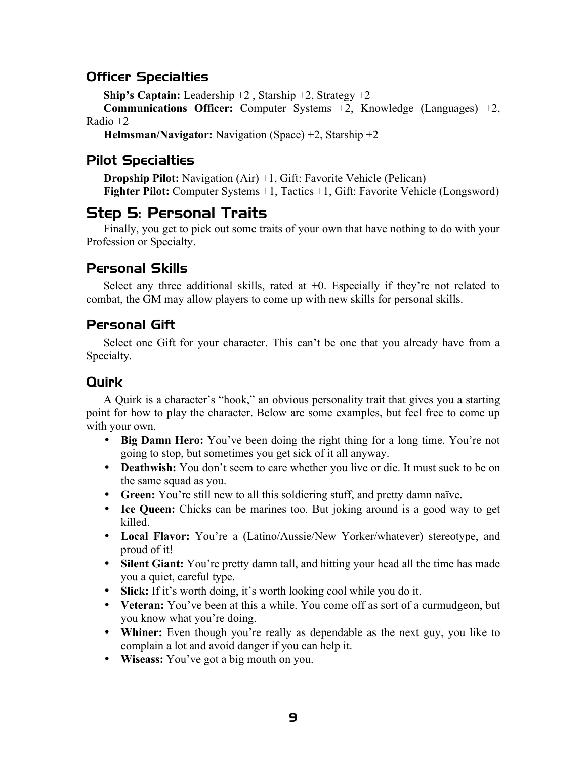### Officer Specialties

**Ship's Captain:** Leadership +2 , Starship +2, Strategy +2

**Communications Officer:** Computer Systems +2, Knowledge (Languages) +2, Radio +2

**Helmsman/Navigator:** Navigation (Space) +2, Starship +2

### Pilot Specialties

**Dropship Pilot:** Navigation (Air) +1, Gift: Favorite Vehicle (Pelican)

**Fighter Pilot:** Computer Systems +1, Tactics +1, Gift: Favorite Vehicle (Longsword)

## Step 5: Personal Traits

Finally, you get to pick out some traits of your own that have nothing to do with your Profession or Specialty.

### Personal Skills

Select any three additional skills, rated at +0. Especially if they're not related to combat, the GM may allow players to come up with new skills for personal skills.

### Personal Gift

Select one Gift for your character. This can't be one that you already have from a Specialty.

### Quirk

A Quirk is a character's "hook," an obvious personality trait that gives you a starting point for how to play the character. Below are some examples, but feel free to come up with your own.

- **Big Damn Hero:** You've been doing the right thing for a long time. You're not going to stop, but sometimes you get sick of it all anyway.
- **Deathwish:** You don't seem to care whether you live or die. It must suck to be on the same squad as you.
- **Green:** You're still new to all this soldiering stuff, and pretty damn naïve.
- **Ice Queen:** Chicks can be marines too. But joking around is a good way to get killed.
- **Local Flavor:** You're a (Latino/Aussie/New Yorker/whatever) stereotype, and proud of it!
- **Silent Giant:** You're pretty damn tall, and hitting your head all the time has made you a quiet, careful type.
- **Slick:** If it's worth doing, it's worth looking cool while you do it.
- **Veteran:** You've been at this a while. You come off as sort of a curmudgeon, but you know what you're doing.
- **Whiner:** Even though you're really as dependable as the next guy, you like to complain a lot and avoid danger if you can help it.
- **Wiseass:** You've got a big mouth on you.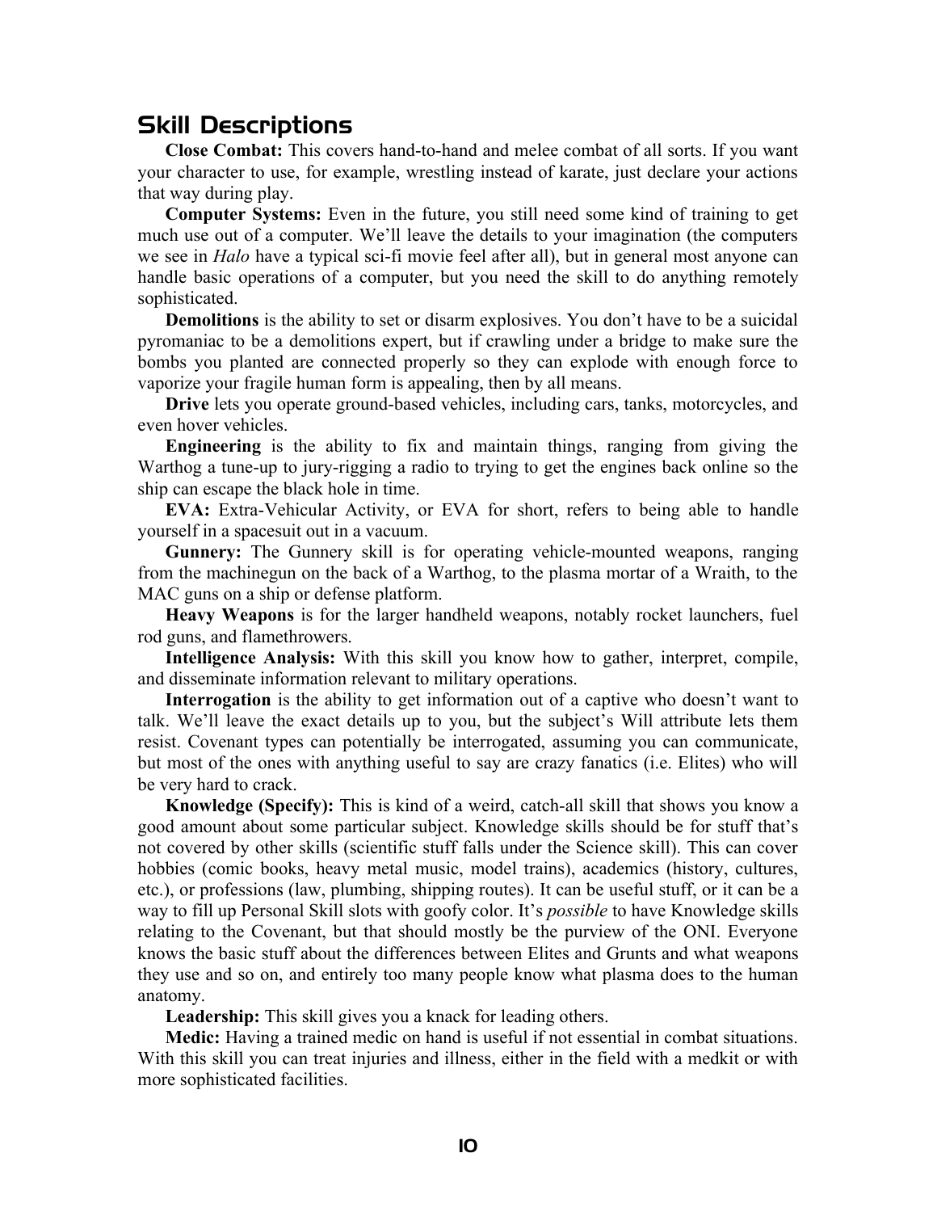## Skill Descriptions

**Close Combat:** This covers hand-to-hand and melee combat of all sorts. If you want your character to use, for example, wrestling instead of karate, just declare your actions that way during play.

**Computer Systems:** Even in the future, you still need some kind of training to get much use out of a computer. We'll leave the details to your imagination (the computers we see in *Halo* have a typical sci-fi movie feel after all), but in general most anyone can handle basic operations of a computer, but you need the skill to do anything remotely sophisticated.

**Demolitions** is the ability to set or disarm explosives. You don't have to be a suicidal pyromaniac to be a demolitions expert, but if crawling under a bridge to make sure the bombs you planted are connected properly so they can explode with enough force to vaporize your fragile human form is appealing, then by all means.

**Drive** lets you operate ground-based vehicles, including cars, tanks, motorcycles, and even hover vehicles.

**Engineering** is the ability to fix and maintain things, ranging from giving the Warthog a tune-up to jury-rigging a radio to trying to get the engines back online so the ship can escape the black hole in time.

**EVA:** Extra-Vehicular Activity, or EVA for short, refers to being able to handle yourself in a spacesuit out in a vacuum.

**Gunnery:** The Gunnery skill is for operating vehicle-mounted weapons, ranging from the machinegun on the back of a Warthog, to the plasma mortar of a Wraith, to the MAC guns on a ship or defense platform.

**Heavy Weapons** is for the larger handheld weapons, notably rocket launchers, fuel rod guns, and flamethrowers.

**Intelligence Analysis:** With this skill you know how to gather, interpret, compile, and disseminate information relevant to military operations.

**Interrogation** is the ability to get information out of a captive who doesn't want to talk. We'll leave the exact details up to you, but the subject's Will attribute lets them resist. Covenant types can potentially be interrogated, assuming you can communicate, but most of the ones with anything useful to say are crazy fanatics (i.e. Elites) who will be very hard to crack.

**Knowledge (Specify):** This is kind of a weird, catch-all skill that shows you know a good amount about some particular subject. Knowledge skills should be for stuff that's not covered by other skills (scientific stuff falls under the Science skill). This can cover hobbies (comic books, heavy metal music, model trains), academics (history, cultures, etc.), or professions (law, plumbing, shipping routes). It can be useful stuff, or it can be a way to fill up Personal Skill slots with goofy color. It's *possible* to have Knowledge skills relating to the Covenant, but that should mostly be the purview of the ONI. Everyone knows the basic stuff about the differences between Elites and Grunts and what weapons they use and so on, and entirely too many people know what plasma does to the human anatomy.

**Leadership:** This skill gives you a knack for leading others.

**Medic:** Having a trained medic on hand is useful if not essential in combat situations. With this skill you can treat injuries and illness, either in the field with a medkit or with more sophisticated facilities.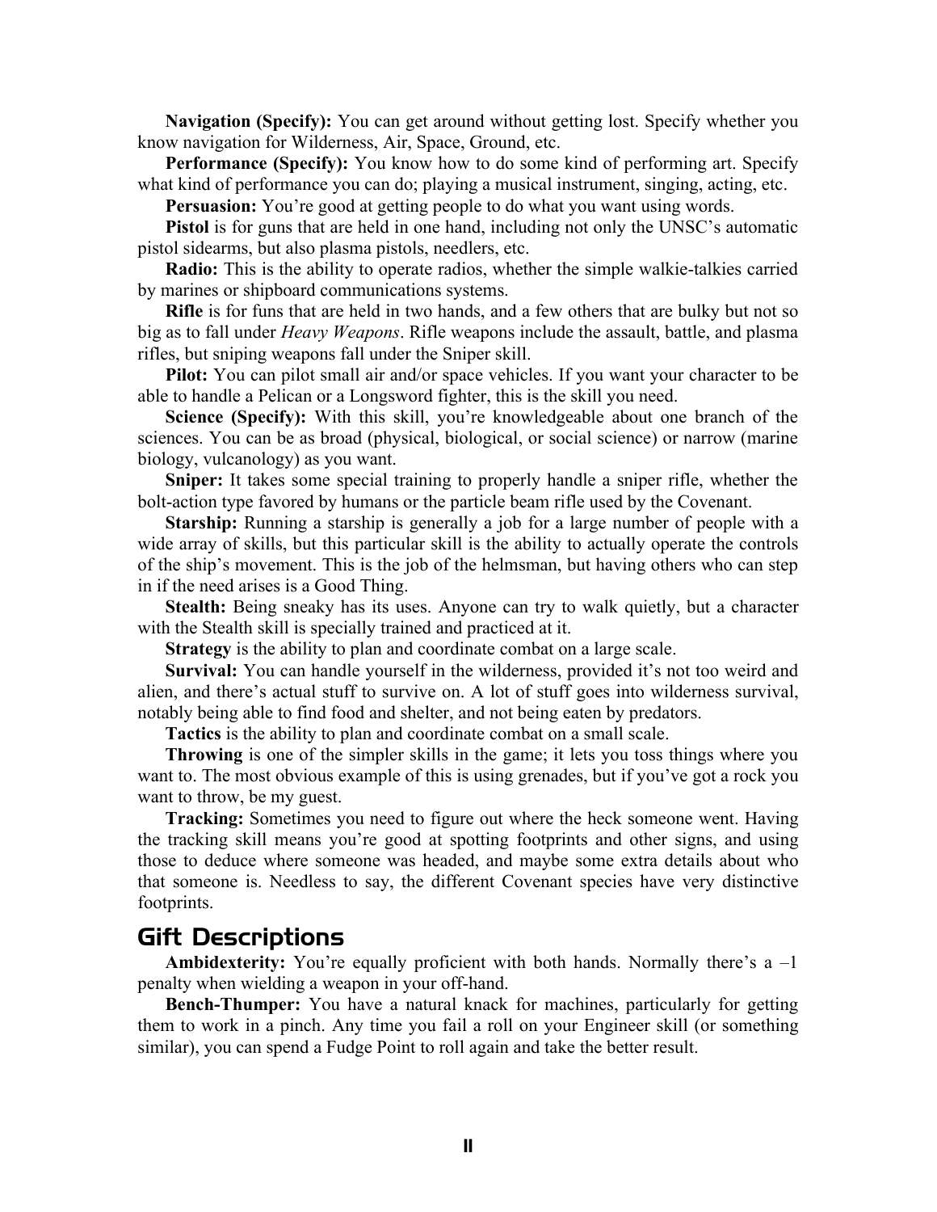**Navigation (Specify):** You can get around without getting lost. Specify whether you know navigation for Wilderness, Air, Space, Ground, etc.

**Performance (Specify):** You know how to do some kind of performing art. Specify what kind of performance you can do; playing a musical instrument, singing, acting, etc.

**Persuasion:** You're good at getting people to do what you want using words.

**Pistol** is for guns that are held in one hand, including not only the UNSC's automatic pistol sidearms, but also plasma pistols, needlers, etc.

**Radio:** This is the ability to operate radios, whether the simple walkie-talkies carried by marines or shipboard communications systems.

**Rifle** is for funs that are held in two hands, and a few others that are bulky but not so big as to fall under *Heavy Weapons*. Rifle weapons include the assault, battle, and plasma rifles, but sniping weapons fall under the Sniper skill.

**Pilot:** You can pilot small air and/or space vehicles. If you want your character to be able to handle a Pelican or a Longsword fighter, this is the skill you need.

**Science (Specify):** With this skill, you're knowledgeable about one branch of the sciences. You can be as broad (physical, biological, or social science) or narrow (marine biology, vulcanology) as you want.

**Sniper:** It takes some special training to properly handle a sniper rifle, whether the bolt-action type favored by humans or the particle beam rifle used by the Covenant.

**Starship:** Running a starship is generally a job for a large number of people with a wide array of skills, but this particular skill is the ability to actually operate the controls of the ship's movement. This is the job of the helmsman, but having others who can step in if the need arises is a Good Thing.

**Stealth:** Being sneaky has its uses. Anyone can try to walk quietly, but a character with the Stealth skill is specially trained and practiced at it.

**Strategy** is the ability to plan and coordinate combat on a large scale.

**Survival:** You can handle yourself in the wilderness, provided it's not too weird and alien, and there's actual stuff to survive on. A lot of stuff goes into wilderness survival, notably being able to find food and shelter, and not being eaten by predators.

**Tactics** is the ability to plan and coordinate combat on a small scale.

**Throwing** is one of the simpler skills in the game; it lets you toss things where you want to. The most obvious example of this is using grenades, but if you've got a rock you want to throw, be my guest.

**Tracking:** Sometimes you need to figure out where the heck someone went. Having the tracking skill means you're good at spotting footprints and other signs, and using those to deduce where someone was headed, and maybe some extra details about who that someone is. Needless to say, the different Covenant species have very distinctive footprints.

## Gift Descriptions

**Ambidexterity:** You're equally proficient with both hands. Normally there's a –1 penalty when wielding a weapon in your off-hand.

**Bench-Thumper:** You have a natural knack for machines, particularly for getting them to work in a pinch. Any time you fail a roll on your Engineer skill (or something similar), you can spend a Fudge Point to roll again and take the better result.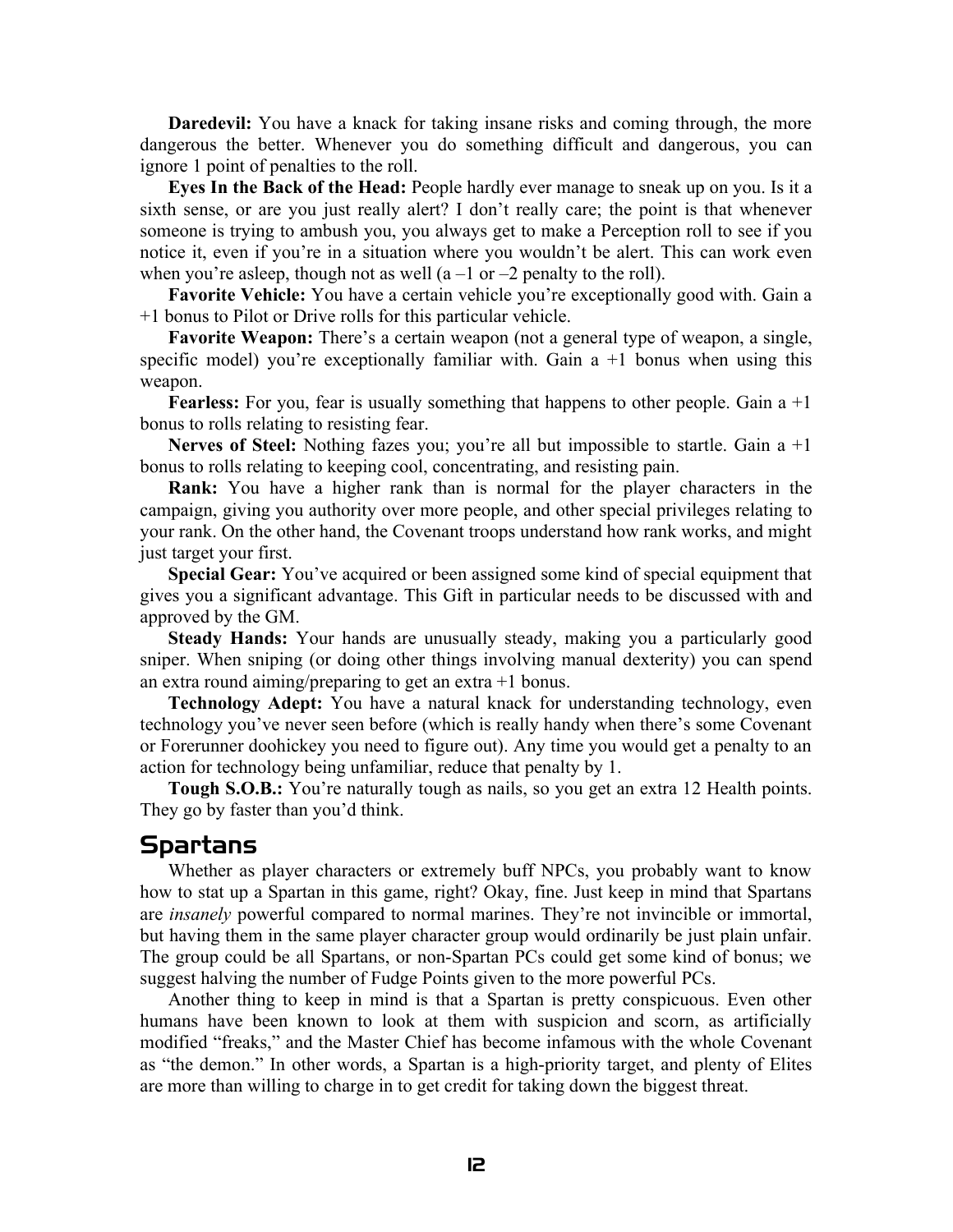**Daredevil:** You have a knack for taking insane risks and coming through, the more dangerous the better. Whenever you do something difficult and dangerous, you can ignore 1 point of penalties to the roll.

**Eyes In the Back of the Head:** People hardly ever manage to sneak up on you. Is it a sixth sense, or are you just really alert? I don't really care; the point is that whenever someone is trying to ambush you, you always get to make a Perception roll to see if you notice it, even if you're in a situation where you wouldn't be alert. This can work even when you're asleep, though not as well (a –1 or –2 penalty to the roll).

**Favorite Vehicle:** You have a certain vehicle you're exceptionally good with. Gain a +1 bonus to Pilot or Drive rolls for this particular vehicle.

**Favorite Weapon:** There's a certain weapon (not a general type of weapon, a single, specific model) you're exceptionally familiar with. Gain a +1 bonus when using this weapon.

**Fearless:** For you, fear is usually something that happens to other people. Gain a +1 bonus to rolls relating to resisting fear.

**Nerves of Steel:** Nothing fazes you; you're all but impossible to startle. Gain a +1 bonus to rolls relating to keeping cool, concentrating, and resisting pain.

**Rank:** You have a higher rank than is normal for the player characters in the campaign, giving you authority over more people, and other special privileges relating to your rank. On the other hand, the Covenant troops understand how rank works, and might just target your first.

**Special Gear:** You've acquired or been assigned some kind of special equipment that gives you a significant advantage. This Gift in particular needs to be discussed with and approved by the GM.

**Steady Hands:** Your hands are unusually steady, making you a particularly good sniper. When sniping (or doing other things involving manual dexterity) you can spend an extra round aiming/preparing to get an extra +1 bonus.

**Technology Adept:** You have a natural knack for understanding technology, even technology you've never seen before (which is really handy when there's some Covenant or Forerunner doohickey you need to figure out). Any time you would get a penalty to an action for technology being unfamiliar, reduce that penalty by 1.

**Tough S.O.B.:** You're naturally tough as nails, so you get an extra 12 Health points. They go by faster than you'd think.

## Spartans

Whether as player characters or extremely buff NPCs, you probably want to know how to stat up a Spartan in this game, right? Okay, fine. Just keep in mind that Spartans are *insanely* powerful compared to normal marines. They're not invincible or immortal, but having them in the same player character group would ordinarily be just plain unfair. The group could be all Spartans, or non-Spartan PCs could get some kind of bonus; we suggest halving the number of Fudge Points given to the more powerful PCs.

Another thing to keep in mind is that a Spartan is pretty conspicuous. Even other humans have been known to look at them with suspicion and scorn, as artificially modified "freaks," and the Master Chief has become infamous with the whole Covenant as "the demon." In other words, a Spartan is a high-priority target, and plenty of Elites are more than willing to charge in to get credit for taking down the biggest threat.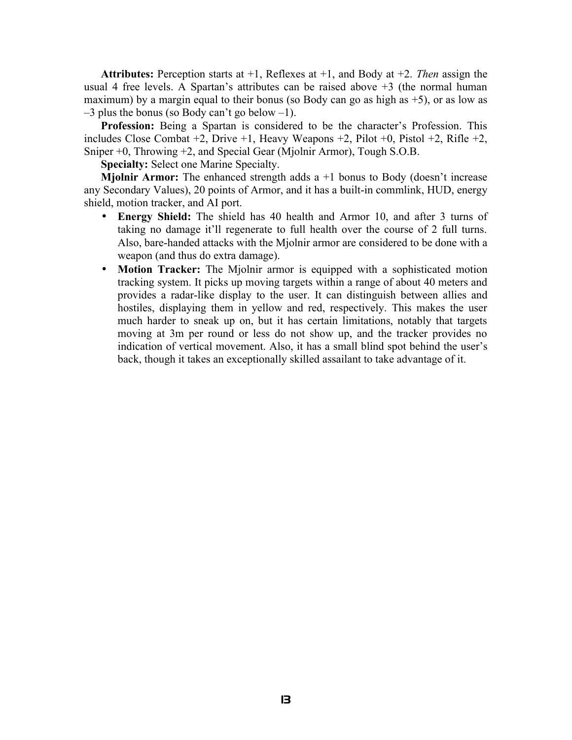**Attributes:** Perception starts at +1, Reflexes at +1, and Body at +2. *Then* assign the usual 4 free levels. A Spartan's attributes can be raised above +3 (the normal human maximum) by a margin equal to their bonus (so Body can go as high as +5), or as low as –3 plus the bonus (so Body can't go below –1).

**Profession:** Being a Spartan is considered to be the character's Profession. This includes Close Combat +2, Drive +1, Heavy Weapons +2, Pilot +0, Pistol +2, Rifle +2, Sniper +0, Throwing +2, and Special Gear (Mjolnir Armor), Tough S.O.B.

**Specialty:** Select one Marine Specialty.

**Mjolnir Armor:** The enhanced strength adds a +1 bonus to Body (doesn't increase any Secondary Values), 20 points of Armor, and it has a built-in commlink, HUD, energy shield, motion tracker, and AI port.

- **Energy Shield:** The shield has 40 health and Armor 10, and after 3 turns of taking no damage it'll regenerate to full health over the course of 2 full turns. Also, bare-handed attacks with the Mjolnir armor are considered to be done with a weapon (and thus do extra damage).
- **Motion Tracker:** The Mjolnir armor is equipped with a sophisticated motion tracking system. It picks up moving targets within a range of about 40 meters and provides a radar-like display to the user. It can distinguish between allies and hostiles, displaying them in yellow and red, respectively. This makes the user much harder to sneak up on, but it has certain limitations, notably that targets moving at 3m per round or less do not show up, and the tracker provides no indication of vertical movement. Also, it has a small blind spot behind the user's back, though it takes an exceptionally skilled assailant to take advantage of it.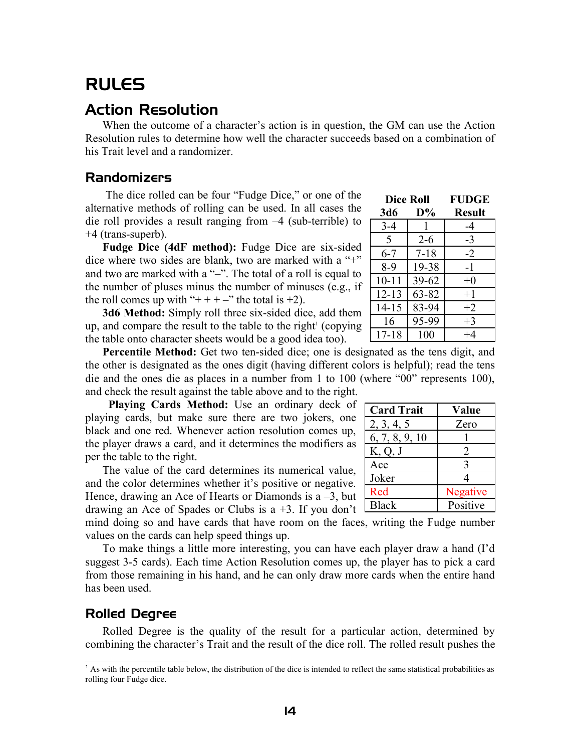# RULES

## Action Resolution

When the outcome of a character's action is in question, the GM can use the Action Resolution rules to determine how well the character succeeds based on a combination of his Trait level and a randomizer.

### Randomizers

The dice rolled can be four "Fudge Dice," or one of the alternative methods of rolling can be used. In all cases the die roll provides a result ranging from –4 (sub-terrible) to +4 (trans-superb).

| Dice Roll 3d6 | D% | FUDGE Result |
|---|---|---|
| 3-4 | 1 | -4 |
| 5 | 2-6 | -3 |
| 6-7 | 7-18 | -2 |
| 8-9 | 19-38 | -1 |
| 10-11 | 39-62 | +0 |
| 12-13 | 63-82 | +1 |
| 14-15 | 83-94 | +2 |
| 16 | 95-99 | +3 |
| 17-18 | 100 | +4 |

**Fudge Dice (4dF method):** Fudge Dice are six-sided dice where two sides are blank, two are marked with a "+" and two are marked with a "–". The total of a roll is equal to the number of pluses minus the number of minuses (e.g., if the roll comes up with "+ + + –" the total is +2).

**3d6 Method:** Simply roll three six-sided dice, add them up, and compare the result to the table to the right[1] (copying the table onto character sheets would be a good idea too).

**Percentile Method:** Get two ten-sided dice; one is designated as the tens digit, and the other is designated as the ones digit (having different colors is helpful); read the tens die and the ones die as places in a number from 1 to 100 (where "00" represents 100), and check the result against the table above and to the right.

**Playing Cards Method:** Use an ordinary deck of playing cards, but make sure there are two jokers, one black and one red. Whenever action resolution comes up, the player draws a card, and it determines the modifiers as per the table to the right.

| Card Trait | Value |
|---|---|
| 2, 3, 4, 5 | Zero |
| 6, 7, 8, 9, 10 | 1 |
| K, Q, J | 2 |
| Ace | 3 |
| Joker | 4 |
| Red | Negative |
| Black | Positive |

The value of the card determines its numerical value, and the color determines whether it's positive or negative. Hence, drawing an Ace of Hearts or Diamonds is a –3, but drawing an Ace of Spades or Clubs is a +3. If you don't mind doing so and have cards that have room on the faces, writing the Fudge number values on the cards can help speed things up.

To make things a little more interesting, you can have each player draw a hand (I'd suggest 3-5 cards). Each time Action Resolution comes up, the player has to pick a card from those remaining in his hand, and he can only draw more cards when the entire hand has been used.

### Rolled Degree

Rolled Degree is the quality of the result for a particular action, determined by combining the character's Trait and the result of the dice roll. The rolled result pushes the

---

[1] As with the percentile table below, the distribution of the dice is intended to reflect the same statistical probabilities as rolling four Fudge dice.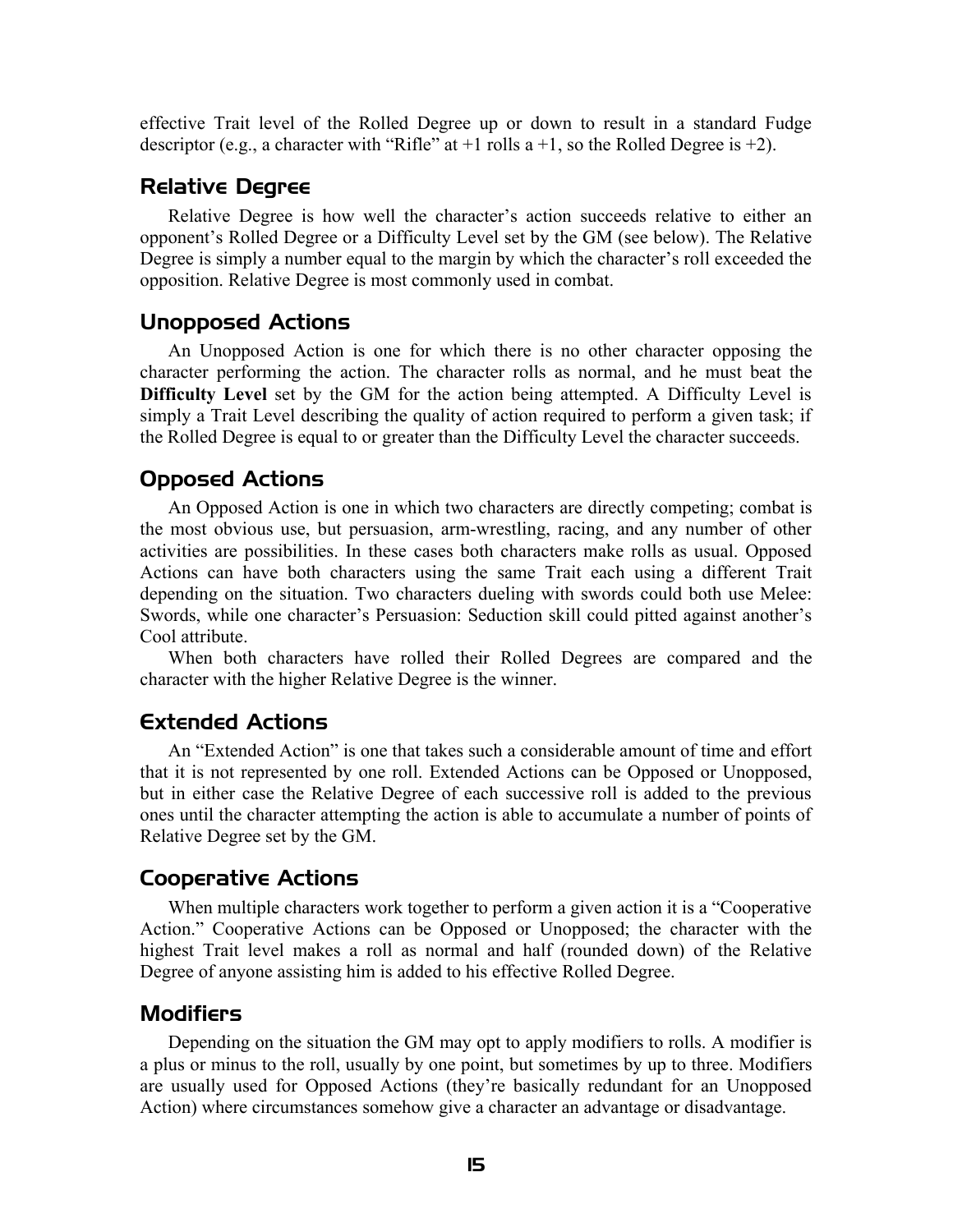effective Trait level of the Rolled Degree up or down to result in a standard Fudge descriptor (e.g., a character with "Rifle" at +1 rolls a +1, so the Rolled Degree is +2).

## Relative Degree

Relative Degree is how well the character's action succeeds relative to either an opponent's Rolled Degree or a Difficulty Level set by the GM (see below). The Relative Degree is simply a number equal to the margin by which the character's roll exceeded the opposition. Relative Degree is most commonly used in combat.

## Unopposed Actions

An Unopposed Action is one for which there is no other character opposing the character performing the action. The character rolls as normal, and he must beat the **Difficulty Level** set by the GM for the action being attempted. A Difficulty Level is simply a Trait Level describing the quality of action required to perform a given task; if the Rolled Degree is equal to or greater than the Difficulty Level the character succeeds.

## Opposed Actions

An Opposed Action is one in which two characters are directly competing; combat is the most obvious use, but persuasion, arm-wrestling, racing, and any number of other activities are possibilities. In these cases both characters make rolls as usual. Opposed Actions can have both characters using the same Trait each using a different Trait depending on the situation. Two characters dueling with swords could both use Melee: Swords, while one character's Persuasion: Seduction skill could pitted against another's Cool attribute.

When both characters have rolled their Rolled Degrees are compared and the character with the higher Relative Degree is the winner.

## Extended Actions

An "Extended Action" is one that takes such a considerable amount of time and effort that it is not represented by one roll. Extended Actions can be Opposed or Unopposed, but in either case the Relative Degree of each successive roll is added to the previous ones until the character attempting the action is able to accumulate a number of points of Relative Degree set by the GM.

## Cooperative Actions

When multiple characters work together to perform a given action it is a "Cooperative Action." Cooperative Actions can be Opposed or Unopposed; the character with the highest Trait level makes a roll as normal and half (rounded down) of the Relative Degree of anyone assisting him is added to his effective Rolled Degree.

## Modifiers

Depending on the situation the GM may opt to apply modifiers to rolls. A modifier is a plus or minus to the roll, usually by one point, but sometimes by up to three. Modifiers are usually used for Opposed Actions (they're basically redundant for an Unopposed Action) where circumstances somehow give a character an advantage or disadvantage.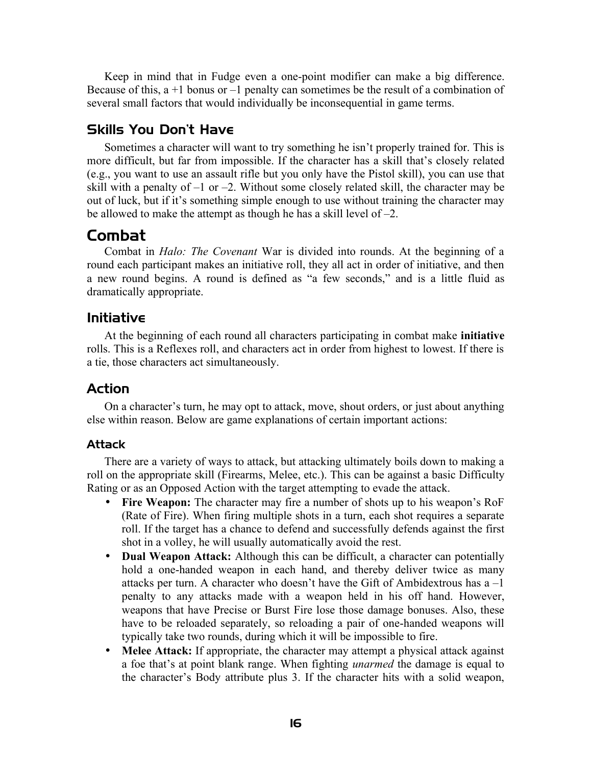Keep in mind that in Fudge even a one-point modifier can make a big difference. Because of this, a +1 bonus or –1 penalty can sometimes be the result of a combination of several small factors that would individually be inconsequential in game terms.

### Skills You Don't Have

Sometimes a character will want to try something he isn't properly trained for. This is more difficult, but far from impossible. If the character has a skill that's closely related (e.g., you want to use an assault rifle but you only have the Pistol skill), you can use that skill with a penalty of –1 or –2. Without some closely related skill, the character may be out of luck, but if it's something simple enough to use without training the character may be allowed to make the attempt as though he has a skill level of –2.

## Combat

Combat in *Halo: The Covenant* War is divided into rounds. At the beginning of a round each participant makes an initiative roll, they all act in order of initiative, and then a new round begins. A round is defined as "a few seconds," and is a little fluid as dramatically appropriate.

### Initiative

At the beginning of each round all characters participating in combat make **initiative** rolls. This is a Reflexes roll, and characters act in order from highest to lowest. If there is a tie, those characters act simultaneously.

### Action

On a character's turn, he may opt to attack, move, shout orders, or just about anything else within reason. Below are game explanations of certain important actions:

#### Attack

There are a variety of ways to attack, but attacking ultimately boils down to making a roll on the appropriate skill (Firearms, Melee, etc.). This can be against a basic Difficulty Rating or as an Opposed Action with the target attempting to evade the attack.

- **Fire Weapon:** The character may fire a number of shots up to his weapon's RoF (Rate of Fire). When firing multiple shots in a turn, each shot requires a separate roll. If the target has a chance to defend and successfully defends against the first shot in a volley, he will usually automatically avoid the rest.
- **Dual Weapon Attack:** Although this can be difficult, a character can potentially hold a one-handed weapon in each hand, and thereby deliver twice as many attacks per turn. A character who doesn't have the Gift of Ambidextrous has a –1 penalty to any attacks made with a weapon held in his off hand. However, weapons that have Precise or Burst Fire lose those damage bonuses. Also, these have to be reloaded separately, so reloading a pair of one-handed weapons will typically take two rounds, during which it will be impossible to fire.
- **Melee Attack:** If appropriate, the character may attempt a physical attack against a foe that's at point blank range. When fighting *unarmed* the damage is equal to the character's Body attribute plus 3. If the character hits with a solid weapon,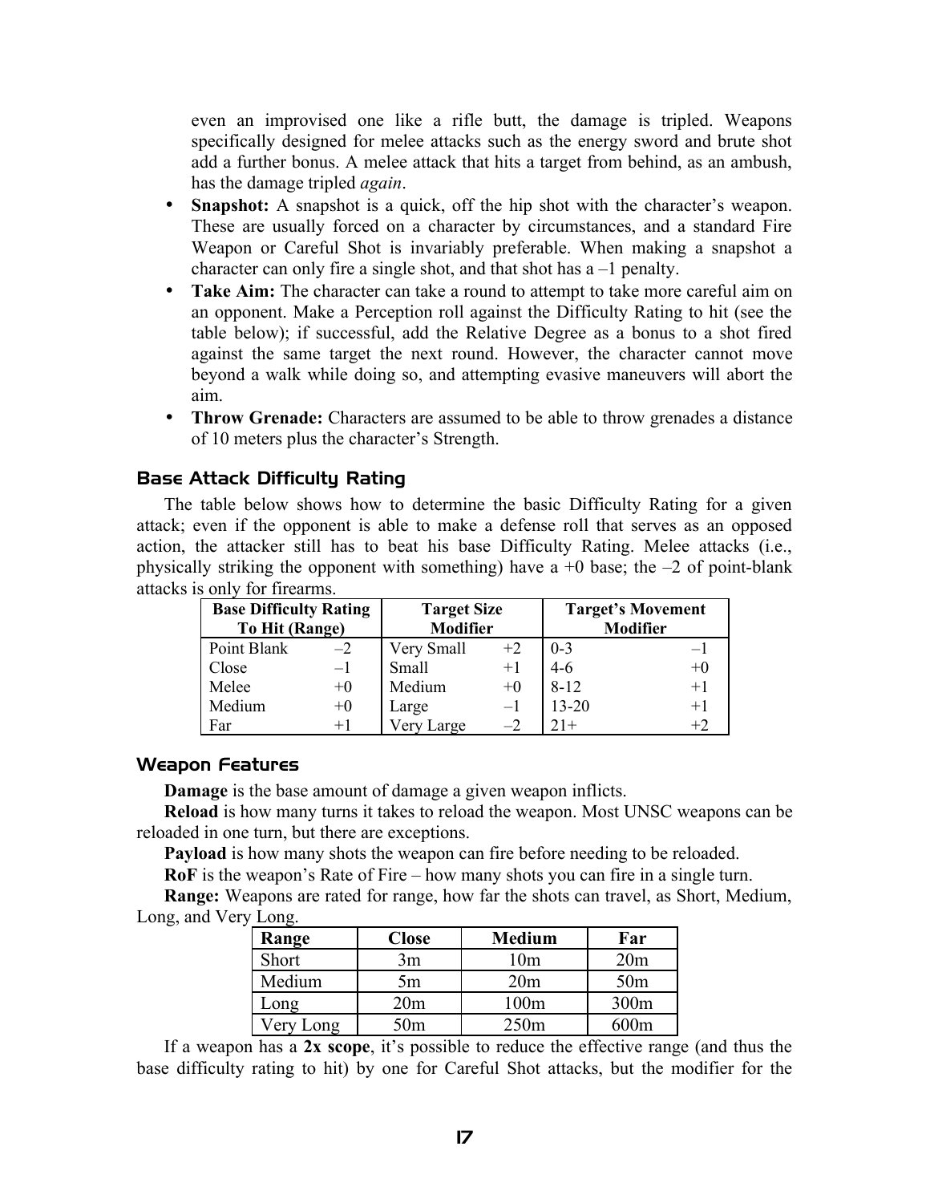even an improvised one like a rifle butt, the damage is tripled. Weapons specifically designed for melee attacks such as the energy sword and brute shot add a further bonus. A melee attack that hits a target from behind, as an ambush, has the damage tripled *again*.

- **Snapshot:** A snapshot is a quick, off the hip shot with the character's weapon. These are usually forced on a character by circumstances, and a standard Fire Weapon or Careful Shot is invariably preferable. When making a snapshot a character can only fire a single shot, and that shot has a –1 penalty.
- **Take Aim:** The character can take a round to attempt to take more careful aim on an opponent. Make a Perception roll against the Difficulty Rating to hit (see the table below); if successful, add the Relative Degree as a bonus to a shot fired against the same target the next round. However, the character cannot move beyond a walk while doing so, and attempting evasive maneuvers will abort the aim.
- **Throw Grenade:** Characters are assumed to be able to throw grenades a distance of 10 meters plus the character's Strength.

### Base Attack Difficulty Rating

The table below shows how to determine the basic Difficulty Rating for a given attack; even if the opponent is able to make a defense roll that serves as an opposed action, the attacker still has to beat his base Difficulty Rating. Melee attacks (i.e., physically striking the opponent with something) have a +0 base; the –2 of point-blank attacks is only for firearms.

| Base Difficulty Rating To Hit (Range) | | Target Size Modifier | | Target's Movement Modifier | |
|---|---|---|---|---|---|
| Point Blank | –2 | Very Small | +2 | 0-3 | –1 |
| Close | –1 | Small | +1 | 4-6 | +0 |
| Melee | +0 | Medium | +0 | 8-12 | +1 |
| Medium | +0 | Large | –1 | 13-20 | +1 |
| Far | +1 | Very Large | –2 | 21+ | +2 |

### Weapon Features

**Damage** is the base amount of damage a given weapon inflicts.

**Reload** is how many turns it takes to reload the weapon. Most UNSC weapons can be reloaded in one turn, but there are exceptions.

**Payload** is how many shots the weapon can fire before needing to be reloaded.

**RoF** is the weapon's Rate of Fire – how many shots you can fire in a single turn.

**Range:** Weapons are rated for range, how far the shots can travel, as Short, Medium, Long, and Very Long.

| Range | Close | Medium | Far |
|---|---|---|---|
| Short | 3m | 10m | 20m |
| Medium | 5m | 20m | 50m |
| Long | 20m | 100m | 300m |
| Very Long | 50m | 250m | 600m |

If a weapon has a **2x scope**, it's possible to reduce the effective range (and thus the base difficulty rating to hit) by one for Careful Shot attacks, but the modifier for the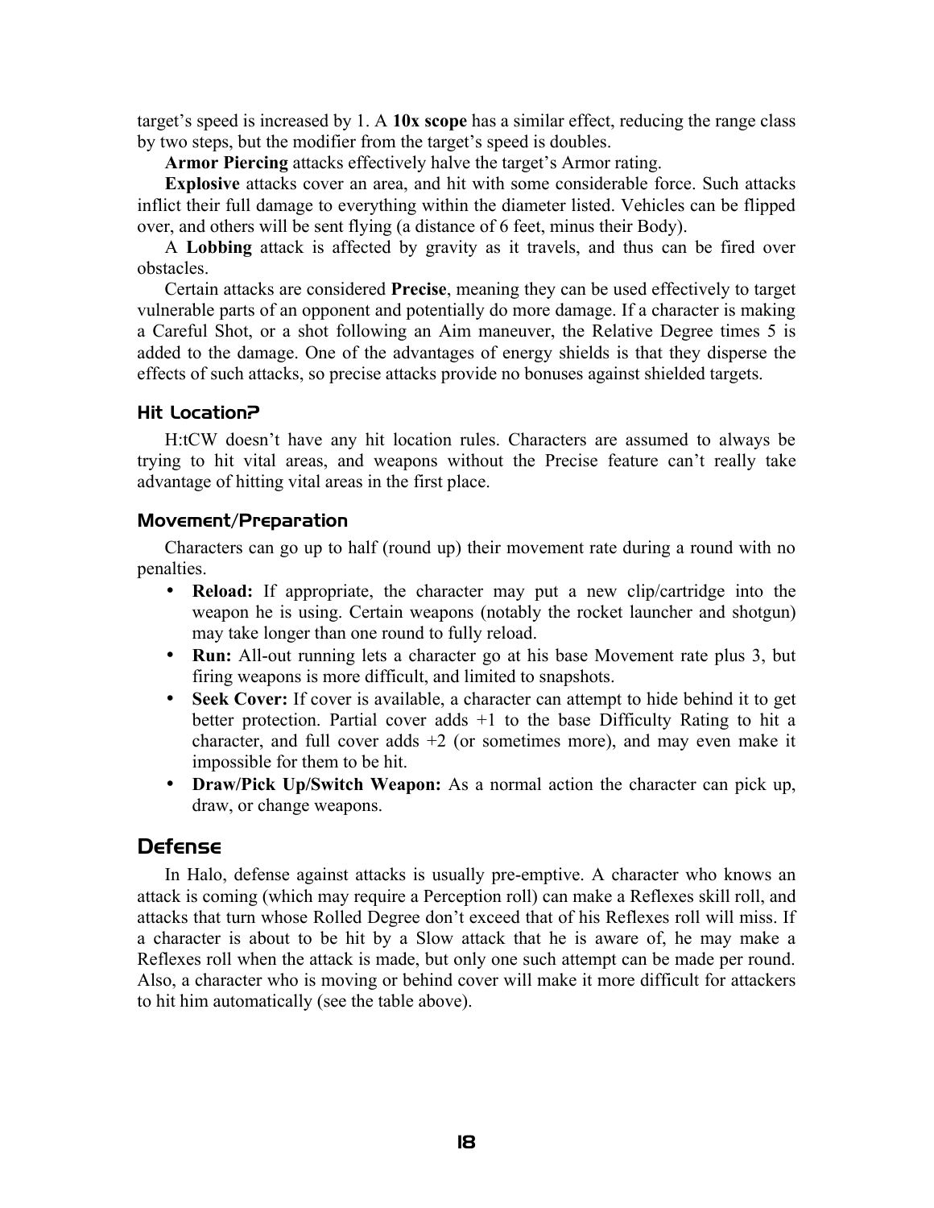target's speed is increased by 1. A **10x scope** has a similar effect, reducing the range class by two steps, but the modifier from the target's speed is doubles.

**Armor Piercing** attacks effectively halve the target's Armor rating.

**Explosive** attacks cover an area, and hit with some considerable force. Such attacks inflict their full damage to everything within the diameter listed. Vehicles can be flipped over, and others will be sent flying (a distance of 6 feet, minus their Body).

A **Lobbing** attack is affected by gravity as it travels, and thus can be fired over obstacles.

Certain attacks are considered **Precise**, meaning they can be used effectively to target vulnerable parts of an opponent and potentially do more damage. If a character is making a Careful Shot, or a shot following an Aim maneuver, the Relative Degree times 5 is added to the damage. One of the advantages of energy shields is that they disperse the effects of such attacks, so precise attacks provide no bonuses against shielded targets.

### Hit Location?

H:tCW doesn't have any hit location rules. Characters are assumed to always be trying to hit vital areas, and weapons without the Precise feature can't really take advantage of hitting vital areas in the first place.

### Movement/Preparation

Characters can go up to half (round up) their movement rate during a round with no penalties.

- **Reload:** If appropriate, the character may put a new clip/cartridge into the weapon he is using. Certain weapons (notably the rocket launcher and shotgun) may take longer than one round to fully reload.
- **Run:** All-out running lets a character go at his base Movement rate plus 3, but firing weapons is more difficult, and limited to snapshots.
- **Seek Cover:** If cover is available, a character can attempt to hide behind it to get better protection. Partial cover adds +1 to the base Difficulty Rating to hit a character, and full cover adds +2 (or sometimes more), and may even make it impossible for them to be hit.
- **Draw/Pick Up/Switch Weapon:** As a normal action the character can pick up, draw, or change weapons.

## Defense

In Halo, defense against attacks is usually pre-emptive. A character who knows an attack is coming (which may require a Perception roll) can make a Reflexes skill roll, and attacks that turn whose Rolled Degree don't exceed that of his Reflexes roll will miss. If a character is about to be hit by a Slow attack that he is aware of, he may make a Reflexes roll when the attack is made, but only one such attempt can be made per round. Also, a character who is moving or behind cover will make it more difficult for attackers to hit him automatically (see the table above).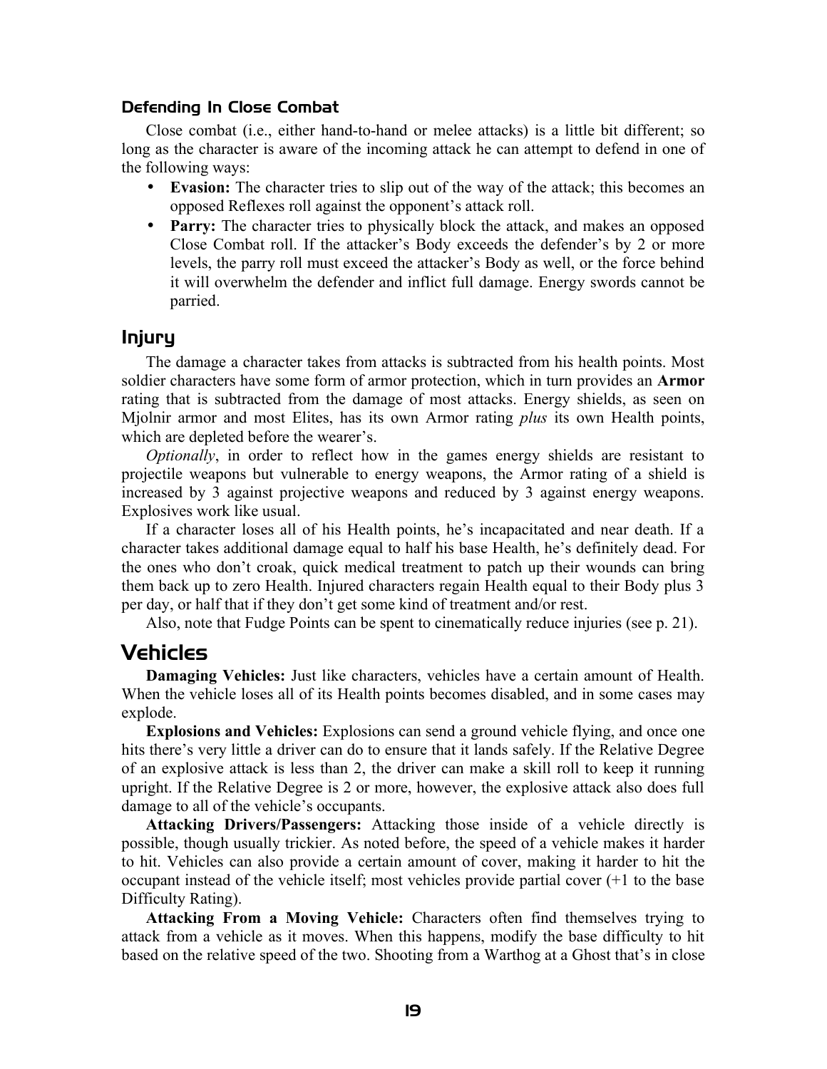### Defending In Close Combat

Close combat (i.e., either hand-to-hand or melee attacks) is a little bit different; so long as the character is aware of the incoming attack he can attempt to defend in one of the following ways:

- **Evasion:** The character tries to slip out of the way of the attack; this becomes an opposed Reflexes roll against the opponent's attack roll.
- **Parry:** The character tries to physically block the attack, and makes an opposed Close Combat roll. If the attacker's Body exceeds the defender's by 2 or more levels, the parry roll must exceed the attacker's Body as well, or the force behind it will overwhelm the defender and inflict full damage. Energy swords cannot be parried.

## Injury

The damage a character takes from attacks is subtracted from his health points. Most soldier characters have some form of armor protection, which in turn provides an **Armor** rating that is subtracted from the damage of most attacks. Energy shields, as seen on Mjolnir armor and most Elites, has its own Armor rating *plus* its own Health points, which are depleted before the wearer's.

*Optionally*, in order to reflect how in the games energy shields are resistant to projectile weapons but vulnerable to energy weapons, the Armor rating of a shield is increased by 3 against projective weapons and reduced by 3 against energy weapons. Explosives work like usual.

If a character loses all of his Health points, he's incapacitated and near death. If a character takes additional damage equal to half his base Health, he's definitely dead. For the ones who don't croak, quick medical treatment to patch up their wounds can bring them back up to zero Health. Injured characters regain Health equal to their Body plus 3 per day, or half that if they don't get some kind of treatment and/or rest.

Also, note that Fudge Points can be spent to cinematically reduce injuries (see p. 21).

## Vehicles

**Damaging Vehicles:** Just like characters, vehicles have a certain amount of Health. When the vehicle loses all of its Health points becomes disabled, and in some cases may explode.

**Explosions and Vehicles:** Explosions can send a ground vehicle flying, and once one hits there's very little a driver can do to ensure that it lands safely. If the Relative Degree of an explosive attack is less than 2, the driver can make a skill roll to keep it running upright. If the Relative Degree is 2 or more, however, the explosive attack also does full damage to all of the vehicle's occupants.

**Attacking Drivers/Passengers:** Attacking those inside of a vehicle directly is possible, though usually trickier. As noted before, the speed of a vehicle makes it harder to hit. Vehicles can also provide a certain amount of cover, making it harder to hit the occupant instead of the vehicle itself; most vehicles provide partial cover (+1 to the base Difficulty Rating).

**Attacking From a Moving Vehicle:** Characters often find themselves trying to attack from a vehicle as it moves. When this happens, modify the base difficulty to hit based on the relative speed of the two. Shooting from a Warthog at a Ghost that's in close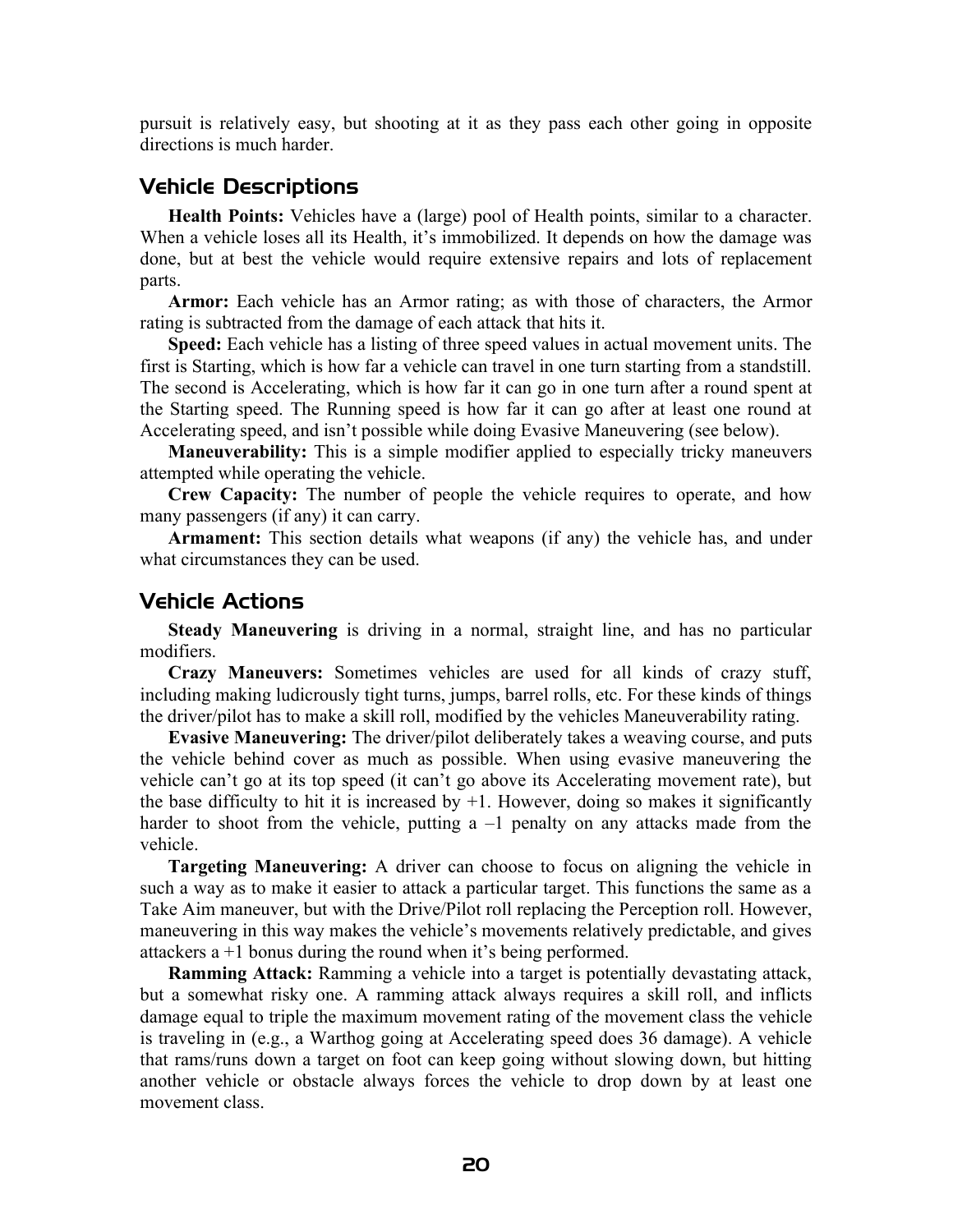pursuit is relatively easy, but shooting at it as they pass each other going in opposite directions is much harder.

## Vehicle Descriptions

**Health Points:** Vehicles have a (large) pool of Health points, similar to a character. When a vehicle loses all its Health, it's immobilized. It depends on how the damage was done, but at best the vehicle would require extensive repairs and lots of replacement parts.

**Armor:** Each vehicle has an Armor rating; as with those of characters, the Armor rating is subtracted from the damage of each attack that hits it.

**Speed:** Each vehicle has a listing of three speed values in actual movement units. The first is Starting, which is how far a vehicle can travel in one turn starting from a standstill. The second is Accelerating, which is how far it can go in one turn after a round spent at the Starting speed. The Running speed is how far it can go after at least one round at Accelerating speed, and isn't possible while doing Evasive Maneuvering (see below).

**Maneuverability:** This is a simple modifier applied to especially tricky maneuvers attempted while operating the vehicle.

**Crew Capacity:** The number of people the vehicle requires to operate, and how many passengers (if any) it can carry.

**Armament:** This section details what weapons (if any) the vehicle has, and under what circumstances they can be used.

## Vehicle Actions

**Steady Maneuvering** is driving in a normal, straight line, and has no particular modifiers.

**Crazy Maneuvers:** Sometimes vehicles are used for all kinds of crazy stuff, including making ludicrously tight turns, jumps, barrel rolls, etc. For these kinds of things the driver/pilot has to make a skill roll, modified by the vehicles Maneuverability rating.

**Evasive Maneuvering:** The driver/pilot deliberately takes a weaving course, and puts the vehicle behind cover as much as possible. When using evasive maneuvering the vehicle can't go at its top speed (it can't go above its Accelerating movement rate), but the base difficulty to hit it is increased by +1. However, doing so makes it significantly harder to shoot from the vehicle, putting a –1 penalty on any attacks made from the vehicle.

**Targeting Maneuvering:** A driver can choose to focus on aligning the vehicle in such a way as to make it easier to attack a particular target. This functions the same as a Take Aim maneuver, but with the Drive/Pilot roll replacing the Perception roll. However, maneuvering in this way makes the vehicle's movements relatively predictable, and gives attackers a +1 bonus during the round when it's being performed.

**Ramming Attack:** Ramming a vehicle into a target is potentially devastating attack, but a somewhat risky one. A ramming attack always requires a skill roll, and inflicts damage equal to triple the maximum movement rating of the movement class the vehicle is traveling in (e.g., a Warthog going at Accelerating speed does 36 damage). A vehicle that rams/runs down a target on foot can keep going without slowing down, but hitting another vehicle or obstacle always forces the vehicle to drop down by at least one movement class.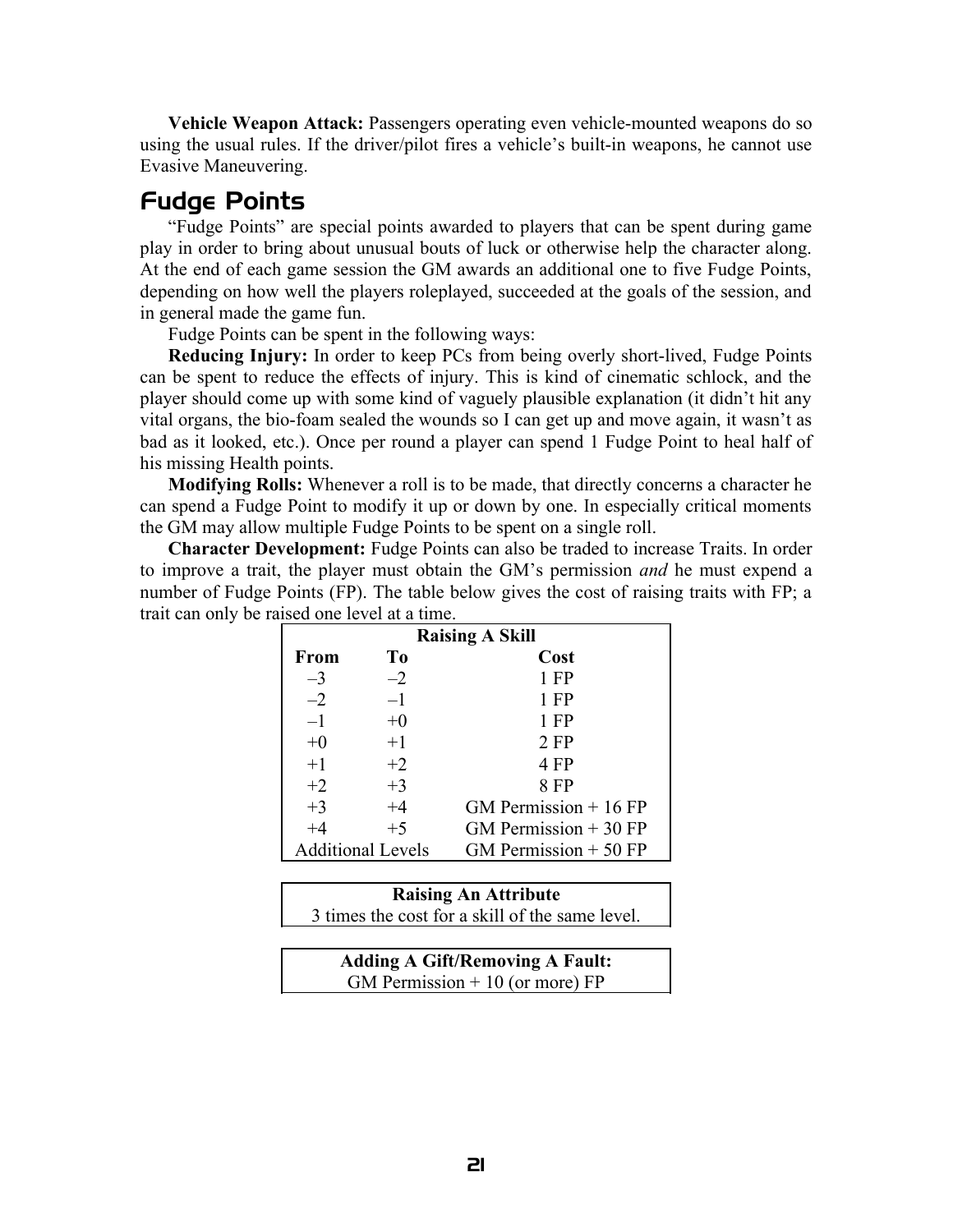**Vehicle Weapon Attack:** Passengers operating even vehicle-mounted weapons do so using the usual rules. If the driver/pilot fires a vehicle's built-in weapons, he cannot use Evasive Maneuvering.

## Fudge Points

"Fudge Points" are special points awarded to players that can be spent during game play in order to bring about unusual bouts of luck or otherwise help the character along. At the end of each game session the GM awards an additional one to five Fudge Points, depending on how well the players roleplayed, succeeded at the goals of the session, and in general made the game fun.

Fudge Points can be spent in the following ways:

**Reducing Injury:** In order to keep PCs from being overly short-lived, Fudge Points can be spent to reduce the effects of injury. This is kind of cinematic schlock, and the player should come up with some kind of vaguely plausible explanation (it didn't hit any vital organs, the bio-foam sealed the wounds so I can get up and move again, it wasn't as bad as it looked, etc.). Once per round a player can spend 1 Fudge Point to heal half of his missing Health points.

**Modifying Rolls:** Whenever a roll is to be made, that directly concerns a character he can spend a Fudge Point to modify it up or down by one. In especially critical moments the GM may allow multiple Fudge Points to be spent on a single roll.

**Character Development:** Fudge Points can also be traded to increase Traits. In order to improve a trait, the player must obtain the GM's permission *and* he must expend a number of Fudge Points (FP). The table below gives the cost of raising traits with FP; a trait can only be raised one level at a time.

| Raising A Skill | | |
|---|---|---|
| **From** | **To** | **Cost** |
| –3 | –2 | 1 FP |
| –2 | –1 | 1 FP |
| –1 | +0 | 1 FP |
| +0 | +1 | 2 FP |
| +1 | +2 | 4 FP |
| +2 | +3 | 8 FP |
| +3 | +4 | GM Permission + 16 FP |
| +4 | +5 | GM Permission + 30 FP |
| Additional Levels | | GM Permission + 50 FP |

| Raising An Attribute |
|---|
| 3 times the cost for a skill of the same level. |

| Adding A Gift/Removing A Fault: |
|---|
| GM Permission + 10 (or more) FP |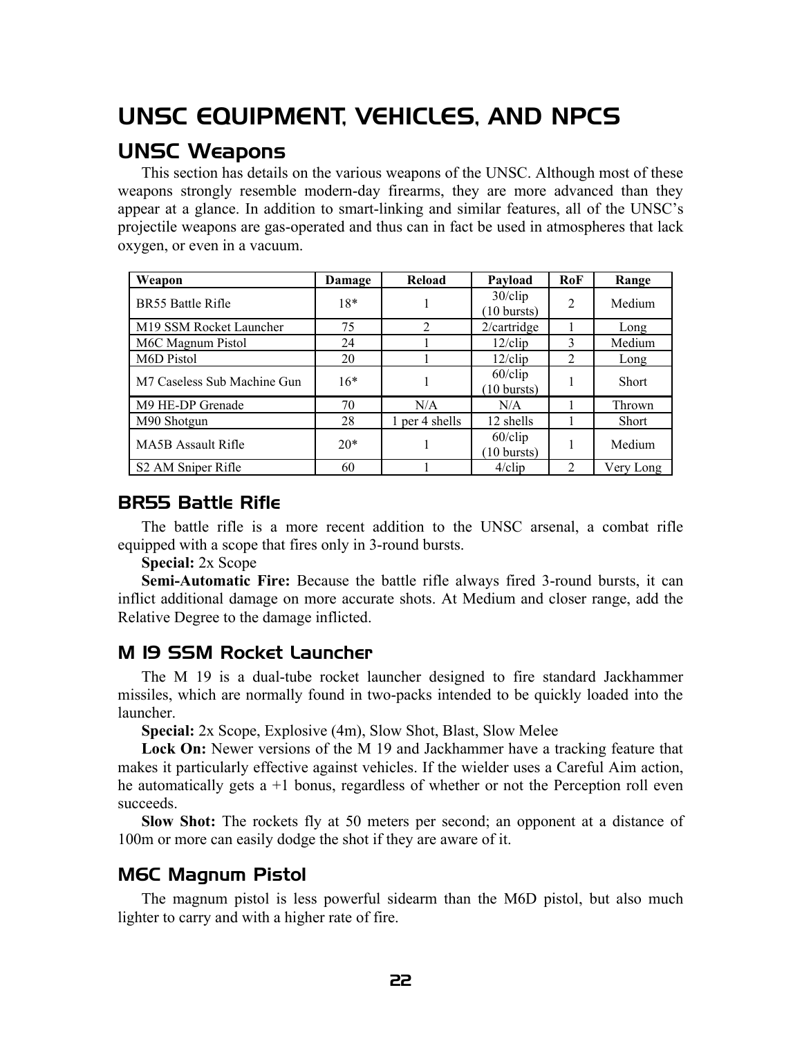# UNSC EQUIPMENT, VEHICLES, AND NPCS

## UNSC Weapons

This section has details on the various weapons of the UNSC. Although most of these weapons strongly resemble modern-day firearms, they are more advanced than they appear at a glance. In addition to smart-linking and similar features, all of the UNSC's projectile weapons are gas-operated and thus can in fact be used in atmospheres that lack oxygen, or even in a vacuum.

| Weapon | Damage | Reload | Payload | RoF | Range |
|---|---|---|---|---|---|
| BR55 Battle Rifle | 18* | 1 | 30/clip (10 bursts) | 2 | Medium |
| M19 SSM Rocket Launcher | 75 | 2 | 2/cartridge | 1 | Long |
| M6C Magnum Pistol | 24 | 1 | 12/clip | 3 | Medium |
| M6D Pistol | 20 | 1 | 12/clip | 2 | Long |
| M7 Caseless Sub Machine Gun | 16* | 1 | 60/clip (10 bursts) | 1 | Short |
| M9 HE-DP Grenade | 70 | N/A | N/A | 1 | Thrown |
| M90 Shotgun | 28 | 1 per 4 shells | 12 shells | 1 | Short |
| MA5B Assault Rifle | 20* | 1 | 60/clip (10 bursts) | 1 | Medium |
| S2 AM Sniper Rifle | 60 | 1 | 4/clip | 2 | Very Long |

### BR55 Battle Rifle

The battle rifle is a more recent addition to the UNSC arsenal, a combat rifle equipped with a scope that fires only in 3-round bursts.

**Special:** 2x Scope

**Semi-Automatic Fire:** Because the battle rifle always fired 3-round bursts, it can inflict additional damage on more accurate shots. At Medium and closer range, add the Relative Degree to the damage inflicted.

### M 19 SSM Rocket Launcher

The M 19 is a dual-tube rocket launcher designed to fire standard Jackhammer missiles, which are normally found in two-packs intended to be quickly loaded into the launcher.

**Special:** 2x Scope, Explosive (4m), Slow Shot, Blast, Slow Melee

**Lock On:** Newer versions of the M 19 and Jackhammer have a tracking feature that makes it particularly effective against vehicles. If the wielder uses a Careful Aim action, he automatically gets a +1 bonus, regardless of whether or not the Perception roll even succeeds.

**Slow Shot:** The rockets fly at 50 meters per second; an opponent at a distance of 100m or more can easily dodge the shot if they are aware of it.

### M6C Magnum Pistol

The magnum pistol is less powerful sidearm than the M6D pistol, but also much lighter to carry and with a higher rate of fire.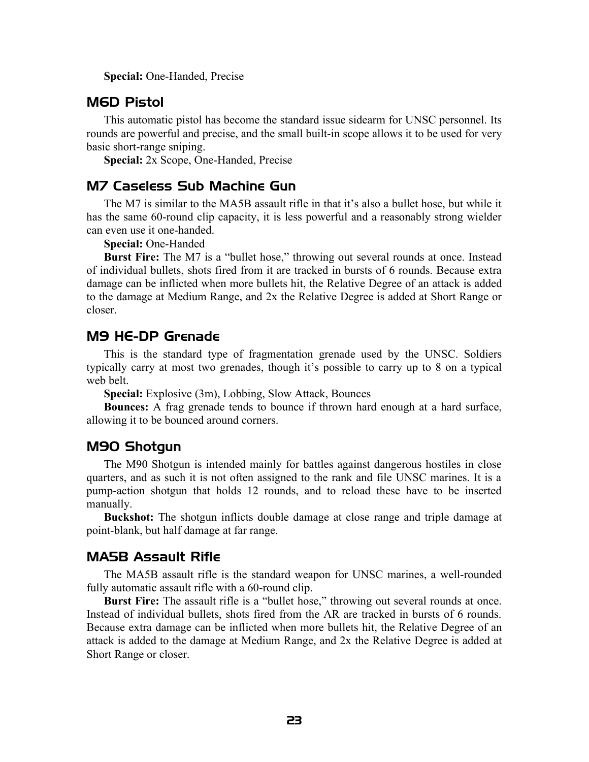**Special:** One-Handed, Precise

## M6D Pistol

This automatic pistol has become the standard issue sidearm for UNSC personnel. Its rounds are powerful and precise, and the small built-in scope allows it to be used for very basic short-range sniping.

**Special:** 2x Scope, One-Handed, Precise

## M7 Caseless Sub Machine Gun

The M7 is similar to the MA5B assault rifle in that it's also a bullet hose, but while it has the same 60-round clip capacity, it is less powerful and a reasonably strong wielder can even use it one-handed.

**Special:** One-Handed

**Burst Fire:** The M7 is a "bullet hose," throwing out several rounds at once. Instead of individual bullets, shots fired from it are tracked in bursts of 6 rounds. Because extra damage can be inflicted when more bullets hit, the Relative Degree of an attack is added to the damage at Medium Range, and 2x the Relative Degree is added at Short Range or closer.

## M9 HE-DP Grenade

This is the standard type of fragmentation grenade used by the UNSC. Soldiers typically carry at most two grenades, though it's possible to carry up to 8 on a typical web belt.

**Special:** Explosive (3m), Lobbing, Slow Attack, Bounces

**Bounces:** A frag grenade tends to bounce if thrown hard enough at a hard surface, allowing it to be bounced around corners.

## M90 Shotgun

The M90 Shotgun is intended mainly for battles against dangerous hostiles in close quarters, and as such it is not often assigned to the rank and file UNSC marines. It is a pump-action shotgun that holds 12 rounds, and to reload these have to be inserted manually.

**Buckshot:** The shotgun inflicts double damage at close range and triple damage at point-blank, but half damage at far range.

## MA5B Assault Rifle

The MA5B assault rifle is the standard weapon for UNSC marines, a well-rounded fully automatic assault rifle with a 60-round clip.

**Burst Fire:** The assault rifle is a "bullet hose," throwing out several rounds at once. Instead of individual bullets, shots fired from the AR are tracked in bursts of 6 rounds. Because extra damage can be inflicted when more bullets hit, the Relative Degree of an attack is added to the damage at Medium Range, and 2x the Relative Degree is added at Short Range or closer.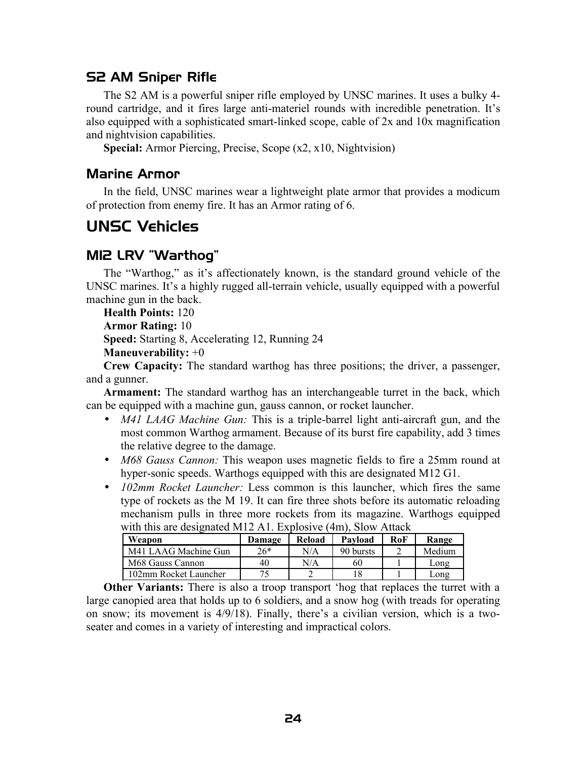### S2 AM Sniper Rifle

The S2 AM is a powerful sniper rifle employed by UNSC marines. It uses a bulky 4-round cartridge, and it fires large anti-materiel rounds with incredible penetration. It's also equipped with a sophisticated smart-linked scope, cable of 2x and 10x magnification and nightvision capabilities.

**Special:** Armor Piercing, Precise, Scope (x2, x10, Nightvision)

### Marine Armor

In the field, UNSC marines wear a lightweight plate armor that provides a modicum of protection from enemy fire. It has an Armor rating of 6.

## UNSC Vehicles

### M12 LRV "Warthog"

The "Warthog," as it's affectionately known, is the standard ground vehicle of the UNSC marines. It's a highly rugged all-terrain vehicle, usually equipped with a powerful machine gun in the back.

**Health Points:** 120

**Armor Rating:** 10

**Speed:** Starting 8, Accelerating 12, Running 24

**Maneuverability:** +0

**Crew Capacity:** The standard warthog has three positions; the driver, a passenger, and a gunner.

**Armament:** The standard warthog has an interchangeable turret in the back, which can be equipped with a machine gun, gauss cannon, or rocket launcher.

- *M41 LAAG Machine Gun:* This is a triple-barrel light anti-aircraft gun, and the most common Warthog armament. Because of its burst fire capability, add 3 times the relative degree to the damage.
- *M68 Gauss Cannon:* This weapon uses magnetic fields to fire a 25mm round at hyper-sonic speeds. Warthogs equipped with this are designated M12 G1.
- *102mm Rocket Launcher:* Less common is this launcher, which fires the same type of rockets as the M 19. It can fire three shots before its automatic reloading mechanism pulls in three more rockets from its magazine. Warthogs equipped with this are designated M12 A1. Explosive (4m), Slow Attack

| Weapon | Damage | Reload | Payload | RoF | Range |
|---|---|---|---|---|---|
| M41 LAAG Machine Gun | 26* | N/A | 90 bursts | 2 | Medium |
| M68 Gauss Cannon | 40 | N/A | 60 | 1 | Long |
| 102mm Rocket Launcher | 75 | 2 | 18 | 1 | Long |

**Other Variants:** There is also a troop transport 'hog that replaces the turret with a large canopied area that holds up to 6 soldiers, and a snow hog (with treads for operating on snow; its movement is 4/9/18). Finally, there's a civilian version, which is a two-seater and comes in a variety of interesting and impractical colors.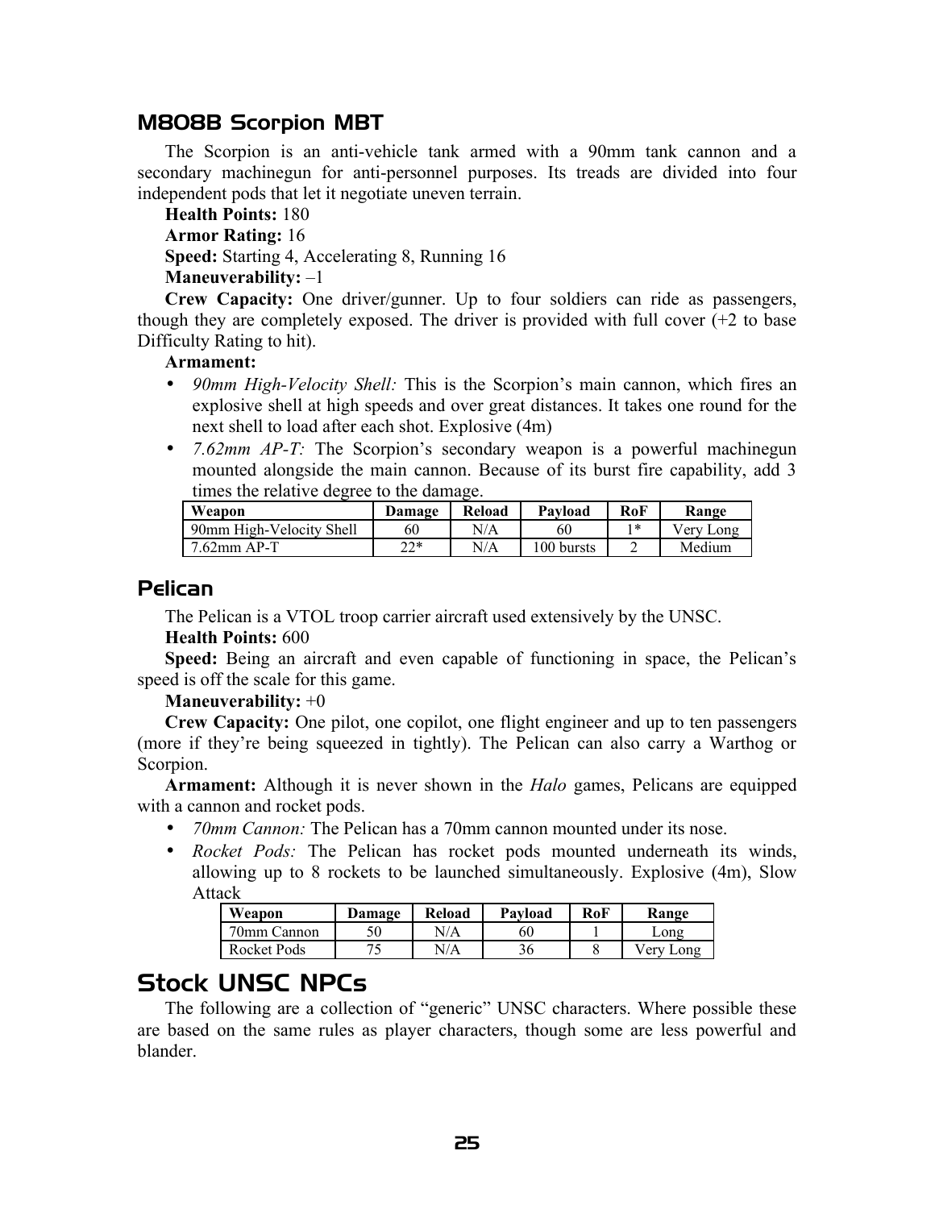### M808B Scorpion MBT

The Scorpion is an anti-vehicle tank armed with a 90mm tank cannon and a secondary machinegun for anti-personnel purposes. Its treads are divided into four independent pods that let it negotiate uneven terrain.

**Health Points:** 180

**Armor Rating:** 16

**Speed:** Starting 4, Accelerating 8, Running 16

**Maneuverability:** –1

**Crew Capacity:** One driver/gunner. Up to four soldiers can ride as passengers, though they are completely exposed. The driver is provided with full cover (+2 to base Difficulty Rating to hit).

**Armament:**

- *90mm High-Velocity Shell:* This is the Scorpion's main cannon, which fires an explosive shell at high speeds and over great distances. It takes one round for the next shell to load after each shot. Explosive (4m)
- *7.62mm AP-T:* The Scorpion's secondary weapon is a powerful machinegun mounted alongside the main cannon. Because of its burst fire capability, add 3 times the relative degree to the damage.

| Weapon | Damage | Reload | Payload | RoF | Range |
|---|---|---|---|---|---|
| 90mm High-Velocity Shell | 60 | N/A | 60 | 1* | Very Long |
| 7.62mm AP-T | 22* | N/A | 100 bursts | 2 | Medium |

### Pelican

The Pelican is a VTOL troop carrier aircraft used extensively by the UNSC.

**Health Points:** 600

**Speed:** Being an aircraft and even capable of functioning in space, the Pelican's speed is off the scale for this game.

**Maneuverability:** +0

**Crew Capacity:** One pilot, one copilot, one flight engineer and up to ten passengers (more if they're being squeezed in tightly). The Pelican can also carry a Warthog or Scorpion.

**Armament:** Although it is never shown in the *Halo* games, Pelicans are equipped with a cannon and rocket pods.

- *70mm Cannon:* The Pelican has a 70mm cannon mounted under its nose.
- *Rocket Pods:* The Pelican has rocket pods mounted underneath its winds, allowing up to 8 rockets to be launched simultaneously. Explosive (4m), Slow Attack

| Weapon | Damage | Reload | Payload | RoF | Range |
|---|---|---|---|---|---|
| 70mm Cannon | 50 | N/A | 60 | 1 | Long |
| Rocket Pods | 75 | N/A | 36 | 8 | Very Long |

## Stock UNSC NPCs

The following are a collection of "generic" UNSC characters. Where possible these are based on the same rules as player characters, though some are less powerful and blander.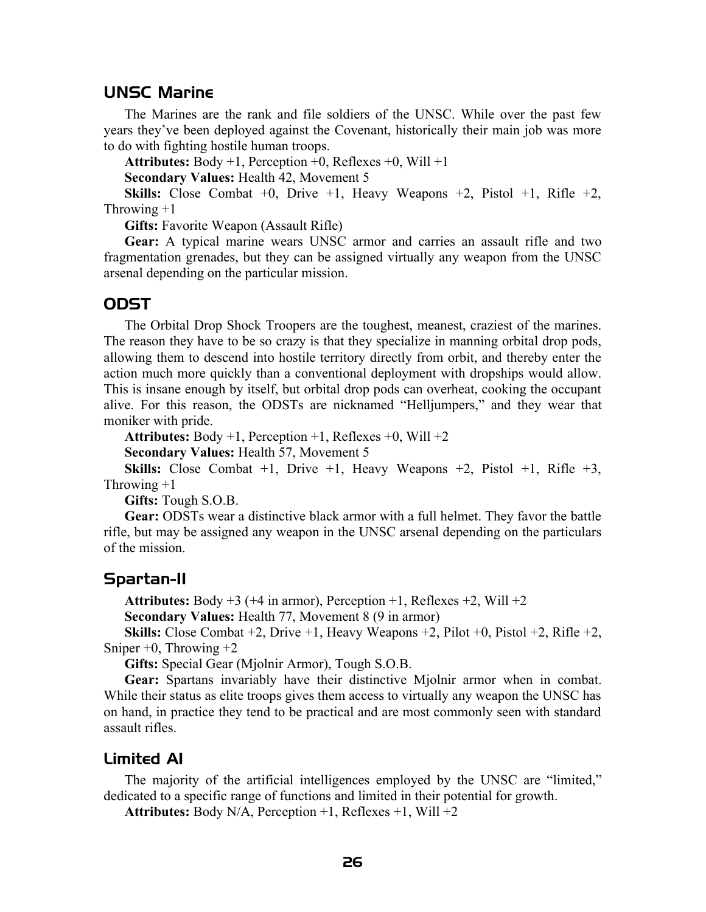## UNSC Marine

The Marines are the rank and file soldiers of the UNSC. While over the past few years they've been deployed against the Covenant, historically their main job was more to do with fighting hostile human troops.

**Attributes:** Body +1, Perception +0, Reflexes +0, Will +1

**Secondary Values:** Health 42, Movement 5

**Skills:** Close Combat +0, Drive +1, Heavy Weapons +2, Pistol +1, Rifle +2, Throwing +1

**Gifts:** Favorite Weapon (Assault Rifle)

**Gear:** A typical marine wears UNSC armor and carries an assault rifle and two fragmentation grenades, but they can be assigned virtually any weapon from the UNSC arsenal depending on the particular mission.

## ODST

The Orbital Drop Shock Troopers are the toughest, meanest, craziest of the marines. The reason they have to be so crazy is that they specialize in manning orbital drop pods, allowing them to descend into hostile territory directly from orbit, and thereby enter the action much more quickly than a conventional deployment with dropships would allow. This is insane enough by itself, but orbital drop pods can overheat, cooking the occupant alive. For this reason, the ODSTs are nicknamed "Helljumpers," and they wear that moniker with pride.

**Attributes:** Body +1, Perception +1, Reflexes +0, Will +2

**Secondary Values:** Health 57, Movement 5

**Skills:** Close Combat +1, Drive +1, Heavy Weapons +2, Pistol +1, Rifle +3, Throwing +1

**Gifts:** Tough S.O.B.

**Gear:** ODSTs wear a distinctive black armor with a full helmet. They favor the battle rifle, but may be assigned any weapon in the UNSC arsenal depending on the particulars of the mission.

## Spartan-II

**Attributes:** Body +3 (+4 in armor), Perception +1, Reflexes +2, Will +2

**Secondary Values:** Health 77, Movement 8 (9 in armor)

**Skills:** Close Combat +2, Drive +1, Heavy Weapons +2, Pilot +0, Pistol +2, Rifle +2, Sniper +0, Throwing +2

**Gifts:** Special Gear (Mjolnir Armor), Tough S.O.B.

**Gear:** Spartans invariably have their distinctive Mjolnir armor when in combat. While their status as elite troops gives them access to virtually any weapon the UNSC has on hand, in practice they tend to be practical and are most commonly seen with standard assault rifles.

## Limited AI

The majority of the artificial intelligences employed by the UNSC are "limited," dedicated to a specific range of functions and limited in their potential for growth.

**Attributes:** Body N/A, Perception +1, Reflexes +1, Will +2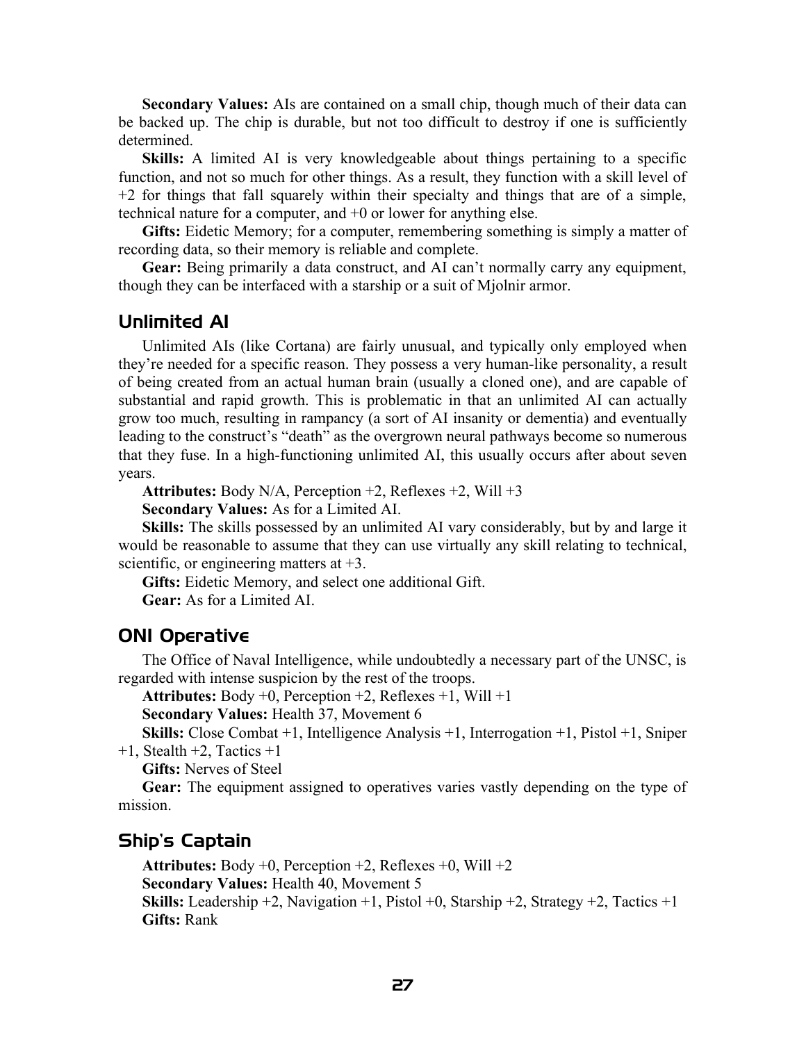**Secondary Values:** AIs are contained on a small chip, though much of their data can be backed up. The chip is durable, but not too difficult to destroy if one is sufficiently determined.

**Skills:** A limited AI is very knowledgeable about things pertaining to a specific function, and not so much for other things. As a result, they function with a skill level of +2 for things that fall squarely within their specialty and things that are of a simple, technical nature for a computer, and +0 or lower for anything else.

**Gifts:** Eidetic Memory; for a computer, remembering something is simply a matter of recording data, so their memory is reliable and complete.

**Gear:** Being primarily a data construct, and AI can't normally carry any equipment, though they can be interfaced with a starship or a suit of Mjolnir armor.

## Unlimited AI

Unlimited AIs (like Cortana) are fairly unusual, and typically only employed when they're needed for a specific reason. They possess a very human-like personality, a result of being created from an actual human brain (usually a cloned one), and are capable of substantial and rapid growth. This is problematic in that an unlimited AI can actually grow too much, resulting in rampancy (a sort of AI insanity or dementia) and eventually leading to the construct's "death" as the overgrown neural pathways become so numerous that they fuse. In a high-functioning unlimited AI, this usually occurs after about seven years.

**Attributes:** Body N/A, Perception +2, Reflexes +2, Will +3

**Secondary Values:** As for a Limited AI.

**Skills:** The skills possessed by an unlimited AI vary considerably, but by and large it would be reasonable to assume that they can use virtually any skill relating to technical, scientific, or engineering matters at +3.

**Gifts:** Eidetic Memory, and select one additional Gift.

**Gear:** As for a Limited AI.

## ONI Operative

The Office of Naval Intelligence, while undoubtedly a necessary part of the UNSC, is regarded with intense suspicion by the rest of the troops.

**Attributes:** Body +0, Perception +2, Reflexes +1, Will +1

**Secondary Values:** Health 37, Movement 6

**Skills:** Close Combat +1, Intelligence Analysis +1, Interrogation +1, Pistol +1, Sniper +1, Stealth +2, Tactics +1

**Gifts:** Nerves of Steel

**Gear:** The equipment assigned to operatives varies vastly depending on the type of mission.

## Ship's Captain

**Attributes:** Body +0, Perception +2, Reflexes +0, Will +2

**Secondary Values:** Health 40, Movement 5

**Skills:** Leadership +2, Navigation +1, Pistol +0, Starship +2, Strategy +2, Tactics +1

**Gifts:** Rank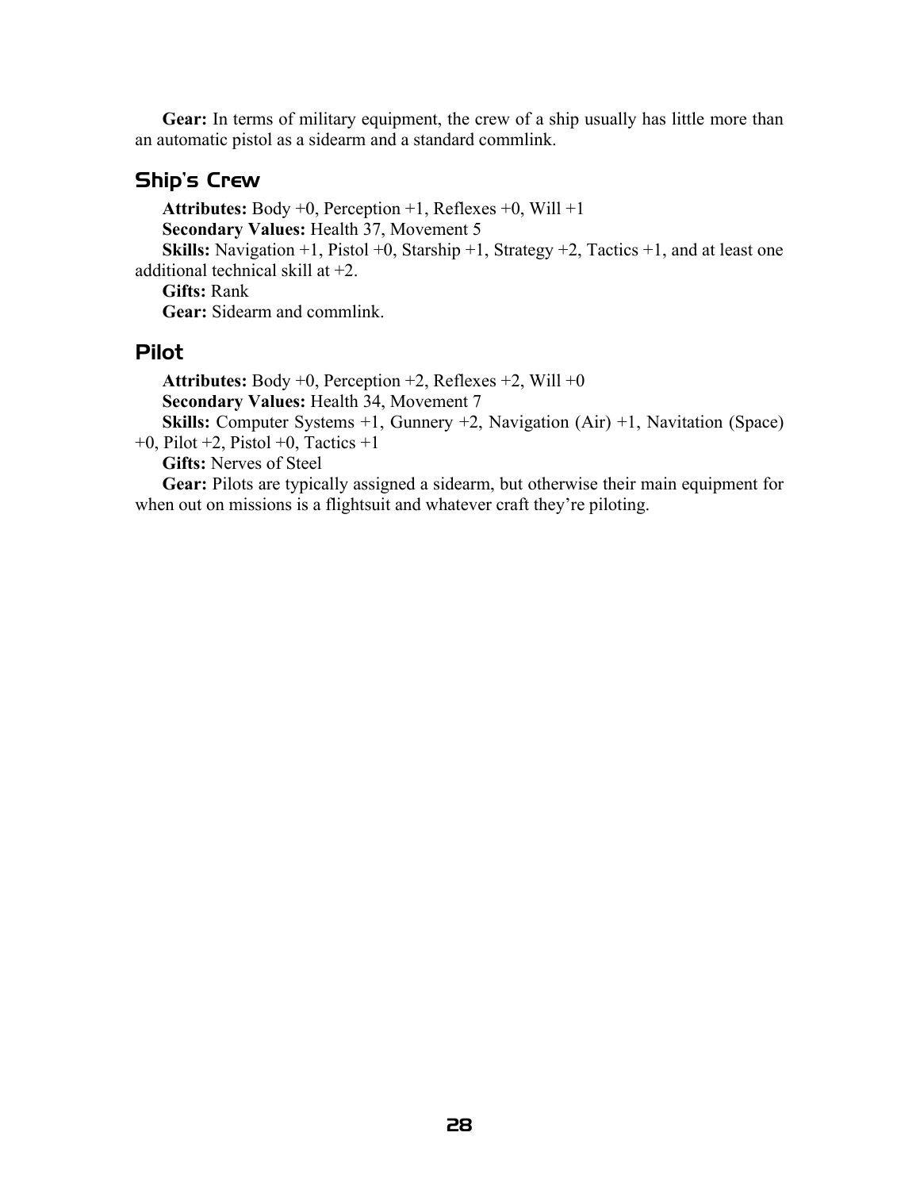**Gear:** In terms of military equipment, the crew of a ship usually has little more than an automatic pistol as a sidearm and a standard commlink.

## Ship's Crew

**Attributes:** Body +0, Perception +1, Reflexes +0, Will +1

**Secondary Values:** Health 37, Movement 5

**Skills:** Navigation +1, Pistol +0, Starship +1, Strategy +2, Tactics +1, and at least one additional technical skill at +2.

**Gifts:** Rank

**Gear:** Sidearm and commlink.

## Pilot

**Attributes:** Body +0, Perception +2, Reflexes +2, Will +0

**Secondary Values:** Health 34, Movement 7

**Skills:** Computer Systems +1, Gunnery +2, Navigation (Air) +1, Navitation (Space) +0, Pilot +2, Pistol +0, Tactics +1

**Gifts:** Nerves of Steel

**Gear:** Pilots are typically assigned a sidearm, but otherwise their main equipment for when out on missions is a flightsuit and whatever craft they're piloting.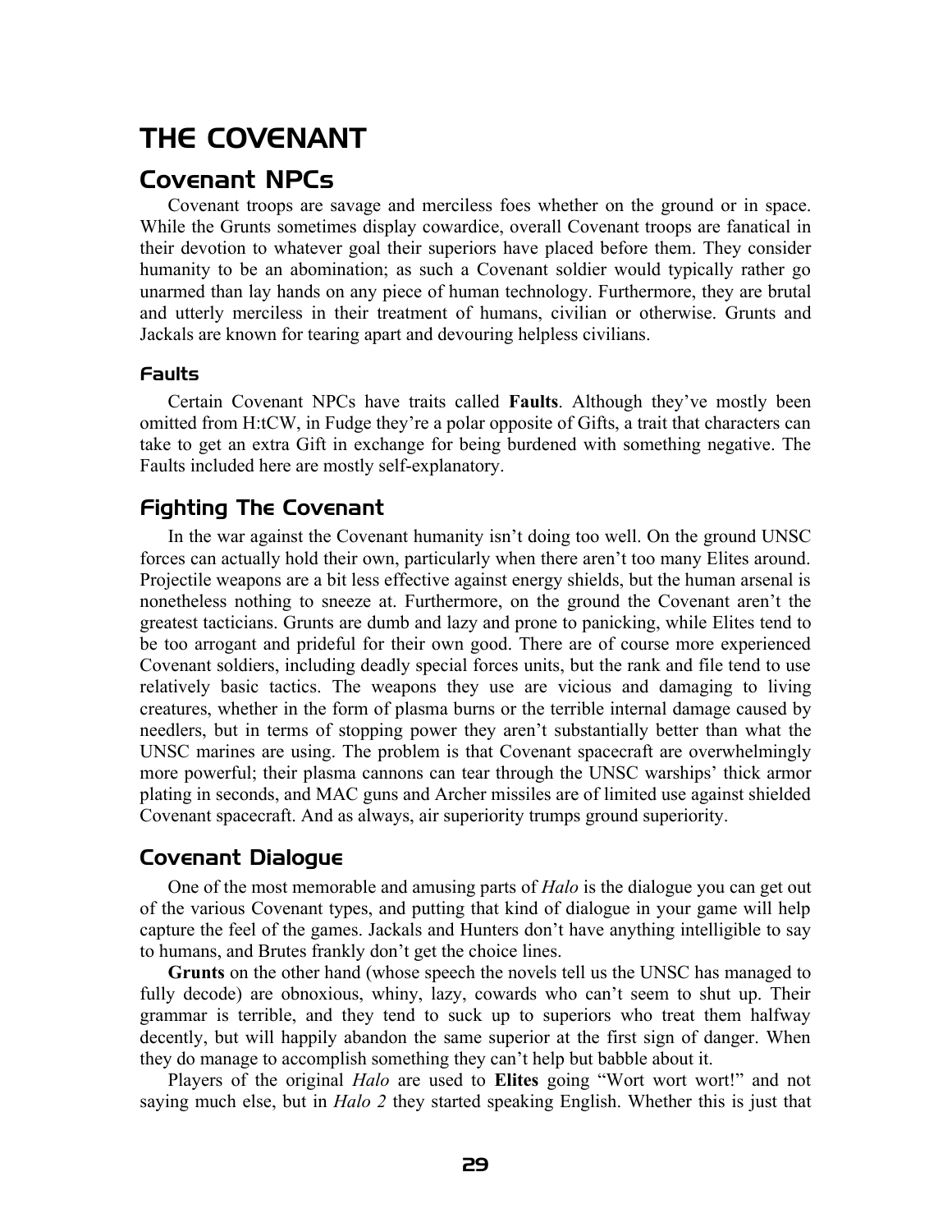# THE COVENANT

## Covenant NPCs

Covenant troops are savage and merciless foes whether on the ground or in space. While the Grunts sometimes display cowardice, overall Covenant troops are fanatical in their devotion to whatever goal their superiors have placed before them. They consider humanity to be an abomination; as such a Covenant soldier would typically rather go unarmed than lay hands on any piece of human technology. Furthermore, they are brutal and utterly merciless in their treatment of humans, civilian or otherwise. Grunts and Jackals are known for tearing apart and devouring helpless civilians.

### Faults

Certain Covenant NPCs have traits called **Faults**. Although they've mostly been omitted from H:tCW, in Fudge they're a polar opposite of Gifts, a trait that characters can take to get an extra Gift in exchange for being burdened with something negative. The Faults included here are mostly self-explanatory.

## Fighting The Covenant

In the war against the Covenant humanity isn't doing too well. On the ground UNSC forces can actually hold their own, particularly when there aren't too many Elites around. Projectile weapons are a bit less effective against energy shields, but the human arsenal is nonetheless nothing to sneeze at. Furthermore, on the ground the Covenant aren't the greatest tacticians. Grunts are dumb and lazy and prone to panicking, while Elites tend to be too arrogant and prideful for their own good. There are of course more experienced Covenant soldiers, including deadly special forces units, but the rank and file tend to use relatively basic tactics. The weapons they use are vicious and damaging to living creatures, whether in the form of plasma burns or the terrible internal damage caused by needlers, but in terms of stopping power they aren't substantially better than what the UNSC marines are using. The problem is that Covenant spacecraft are overwhelmingly more powerful; their plasma cannons can tear through the UNSC warships' thick armor plating in seconds, and MAC guns and Archer missiles are of limited use against shielded Covenant spacecraft. And as always, air superiority trumps ground superiority.

## Covenant Dialogue

One of the most memorable and amusing parts of *Halo* is the dialogue you can get out of the various Covenant types, and putting that kind of dialogue in your game will help capture the feel of the games. Jackals and Hunters don't have anything intelligible to say to humans, and Brutes frankly don't get the choice lines.

**Grunts** on the other hand (whose speech the novels tell us the UNSC has managed to fully decode) are obnoxious, whiny, lazy, cowards who can't seem to shut up. Their grammar is terrible, and they tend to suck up to superiors who treat them halfway decently, but will happily abandon the same superior at the first sign of danger. When they do manage to accomplish something they can't help but babble about it.

Players of the original *Halo* are used to **Elites** going "Wort wort wort!" and not saying much else, but in *Halo 2* they started speaking English. Whether this is just that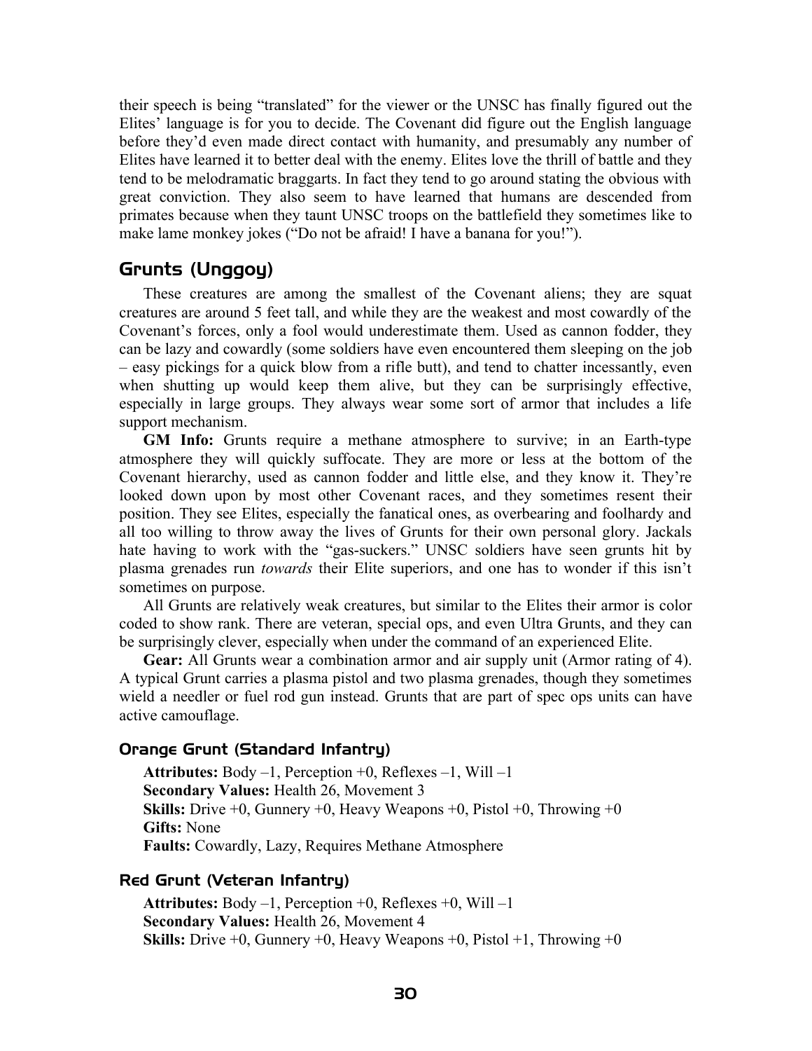their speech is being "translated" for the viewer or the UNSC has finally figured out the Elites' language is for you to decide. The Covenant did figure out the English language before they'd even made direct contact with humanity, and presumably any number of Elites have learned it to better deal with the enemy. Elites love the thrill of battle and they tend to be melodramatic braggarts. In fact they tend to go around stating the obvious with great conviction. They also seem to have learned that humans are descended from primates because when they taunt UNSC troops on the battlefield they sometimes like to make lame monkey jokes ("Do not be afraid! I have a banana for you!").

## Grunts (Unggoy)

These creatures are among the smallest of the Covenant aliens; they are squat creatures are around 5 feet tall, and while they are the weakest and most cowardly of the Covenant's forces, only a fool would underestimate them. Used as cannon fodder, they can be lazy and cowardly (some soldiers have even encountered them sleeping on the job – easy pickings for a quick blow from a rifle butt), and tend to chatter incessantly, even when shutting up would keep them alive, but they can be surprisingly effective, especially in large groups. They always wear some sort of armor that includes a life support mechanism.

**GM Info:** Grunts require a methane atmosphere to survive; in an Earth-type atmosphere they will quickly suffocate. They are more or less at the bottom of the Covenant hierarchy, used as cannon fodder and little else, and they know it. They're looked down upon by most other Covenant races, and they sometimes resent their position. They see Elites, especially the fanatical ones, as overbearing and foolhardy and all too willing to throw away the lives of Grunts for their own personal glory. Jackals hate having to work with the "gas-suckers." UNSC soldiers have seen grunts hit by plasma grenades run *towards* their Elite superiors, and one has to wonder if this isn't sometimes on purpose.

All Grunts are relatively weak creatures, but similar to the Elites their armor is color coded to show rank. There are veteran, special ops, and even Ultra Grunts, and they can be surprisingly clever, especially when under the command of an experienced Elite.

**Gear:** All Grunts wear a combination armor and air supply unit (Armor rating of 4). A typical Grunt carries a plasma pistol and two plasma grenades, though they sometimes wield a needler or fuel rod gun instead. Grunts that are part of spec ops units can have active camouflage.

### Orange Grunt (Standard Infantry)

**Attributes:** Body –1, Perception +0, Reflexes –1, Will –1
**Secondary Values:** Health 26, Movement 3
**Skills:** Drive +0, Gunnery +0, Heavy Weapons +0, Pistol +0, Throwing +0
**Gifts:** None
**Faults:** Cowardly, Lazy, Requires Methane Atmosphere

### Red Grunt (Veteran Infantry)

**Attributes:** Body –1, Perception +0, Reflexes +0, Will –1
**Secondary Values:** Health 26, Movement 4
**Skills:** Drive +0, Gunnery +0, Heavy Weapons +0, Pistol +1, Throwing +0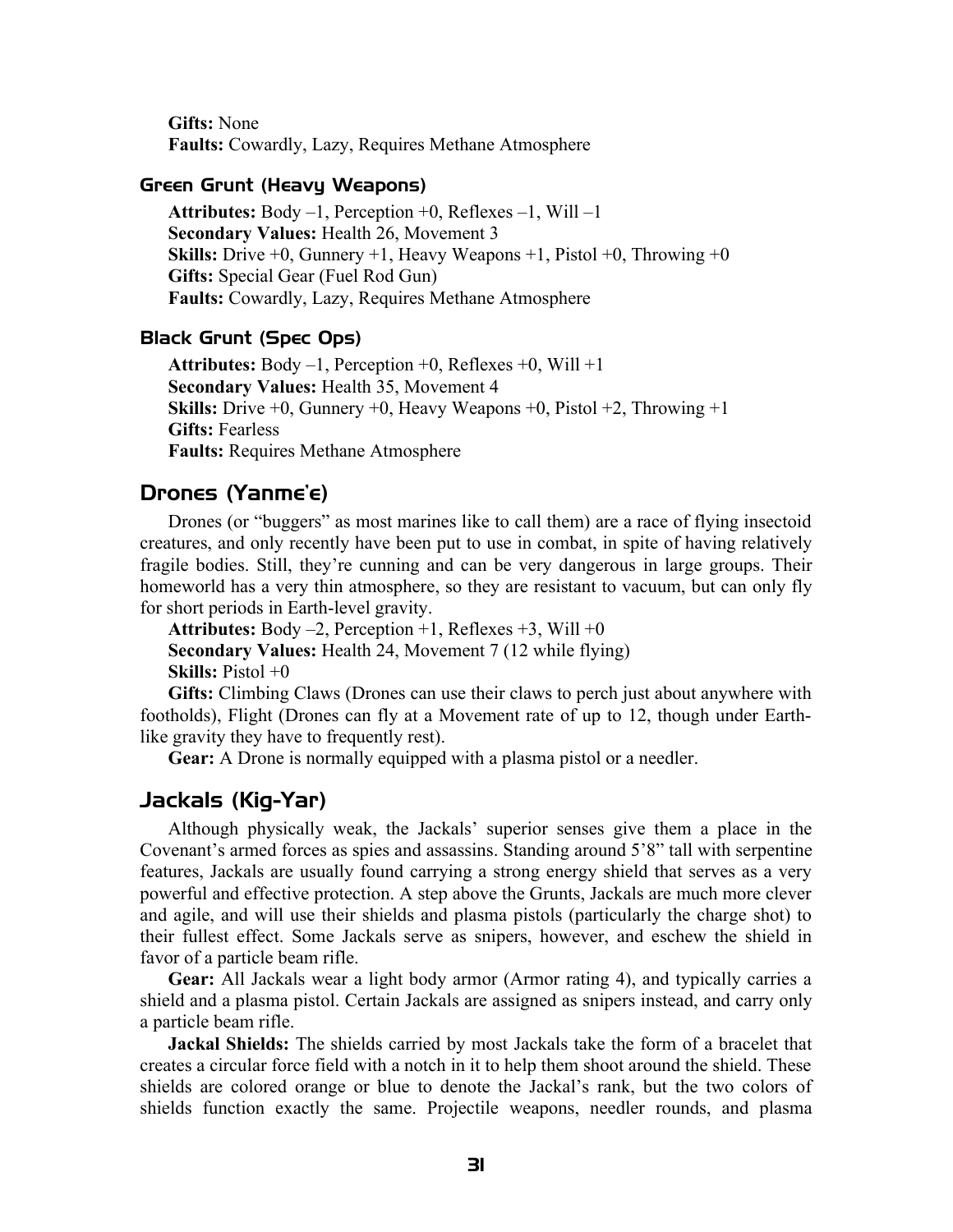**Gifts:** None
**Faults:** Cowardly, Lazy, Requires Methane Atmosphere

### Green Grunt (Heavy Weapons)

**Attributes:** Body –1, Perception +0, Reflexes –1, Will –1
**Secondary Values:** Health 26, Movement 3
**Skills:** Drive +0, Gunnery +1, Heavy Weapons +1, Pistol +0, Throwing +0
**Gifts:** Special Gear (Fuel Rod Gun)
**Faults:** Cowardly, Lazy, Requires Methane Atmosphere

### Black Grunt (Spec Ops)

**Attributes:** Body –1, Perception +0, Reflexes +0, Will +1
**Secondary Values:** Health 35, Movement 4
**Skills:** Drive +0, Gunnery +0, Heavy Weapons +0, Pistol +2, Throwing +1
**Gifts:** Fearless
**Faults:** Requires Methane Atmosphere

## Drones (Yanme'e)

Drones (or "buggers" as most marines like to call them) are a race of flying insectoid creatures, and only recently have been put to use in combat, in spite of having relatively fragile bodies. Still, they're cunning and can be very dangerous in large groups. Their homeworld has a very thin atmosphere, so they are resistant to vacuum, but can only fly for short periods in Earth-level gravity.

**Attributes:** Body –2, Perception +1, Reflexes +3, Will +0

**Secondary Values:** Health 24, Movement 7 (12 while flying)

**Skills:** Pistol +0

**Gifts:** Climbing Claws (Drones can use their claws to perch just about anywhere with footholds), Flight (Drones can fly at a Movement rate of up to 12, though under Earth-like gravity they have to frequently rest).

**Gear:** A Drone is normally equipped with a plasma pistol or a needler.

## Jackals (Kig-Yar)

Although physically weak, the Jackals' superior senses give them a place in the Covenant's armed forces as spies and assassins. Standing around 5'8" tall with serpentine features, Jackals are usually found carrying a strong energy shield that serves as a very powerful and effective protection. A step above the Grunts, Jackals are much more clever and agile, and will use their shields and plasma pistols (particularly the charge shot) to their fullest effect. Some Jackals serve as snipers, however, and eschew the shield in favor of a particle beam rifle.

**Gear:** All Jackals wear a light body armor (Armor rating 4), and typically carries a shield and a plasma pistol. Certain Jackals are assigned as snipers instead, and carry only a particle beam rifle.

**Jackal Shields:** The shields carried by most Jackals take the form of a bracelet that creates a circular force field with a notch in it to help them shoot around the shield. These shields are colored orange or blue to denote the Jackal's rank, but the two colors of shields function exactly the same. Projectile weapons, needler rounds, and plasma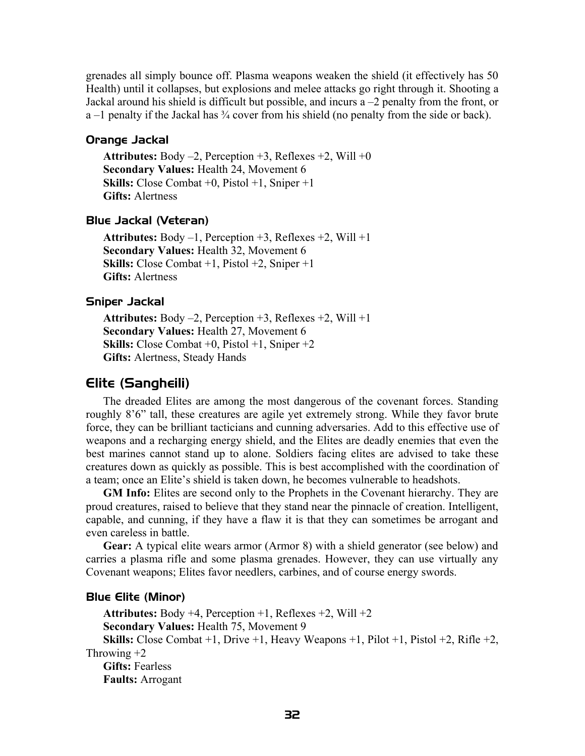grenades all simply bounce off. Plasma weapons weaken the shield (it effectively has 50 Health) until it collapses, but explosions and melee attacks go right through it. Shooting a Jackal around his shield is difficult but possible, and incurs a –2 penalty from the front, or a –1 penalty if the Jackal has ¾ cover from his shield (no penalty from the side or back).

### Orange Jackal

**Attributes:** Body –2, Perception +3, Reflexes +2, Will +0
**Secondary Values:** Health 24, Movement 6
**Skills:** Close Combat +0, Pistol +1, Sniper +1
**Gifts:** Alertness

### Blue Jackal (Veteran)

**Attributes:** Body –1, Perception +3, Reflexes +2, Will +1
**Secondary Values:** Health 32, Movement 6
**Skills:** Close Combat +1, Pistol +2, Sniper +1
**Gifts:** Alertness

### Sniper Jackal

**Attributes:** Body –2, Perception +3, Reflexes +2, Will +1
**Secondary Values:** Health 27, Movement 6
**Skills:** Close Combat +0, Pistol +1, Sniper +2
**Gifts:** Alertness, Steady Hands

## Elite (Sangheili)

The dreaded Elites are among the most dangerous of the covenant forces. Standing roughly 8'6" tall, these creatures are agile yet extremely strong. While they favor brute force, they can be brilliant tacticians and cunning adversaries. Add to this effective use of weapons and a recharging energy shield, and the Elites are deadly enemies that even the best marines cannot stand up to alone. Soldiers facing elites are advised to take these creatures down as quickly as possible. This is best accomplished with the coordination of a team; once an Elite's shield is taken down, he becomes vulnerable to headshots.

**GM Info:** Elites are second only to the Prophets in the Covenant hierarchy. They are proud creatures, raised to believe that they stand near the pinnacle of creation. Intelligent, capable, and cunning, if they have a flaw it is that they can sometimes be arrogant and even careless in battle.

**Gear:** A typical elite wears armor (Armor 8) with a shield generator (see below) and carries a plasma rifle and some plasma grenades. However, they can use virtually any Covenant weapons; Elites favor needlers, carbines, and of course energy swords.

### Blue Elite (Minor)

**Attributes:** Body +4, Perception +1, Reflexes +2, Will +2
**Secondary Values:** Health 75, Movement 9
**Skills:** Close Combat +1, Drive +1, Heavy Weapons +1, Pilot +1, Pistol +2, Rifle +2, Throwing +2
**Gifts:** Fearless
**Faults:** Arrogant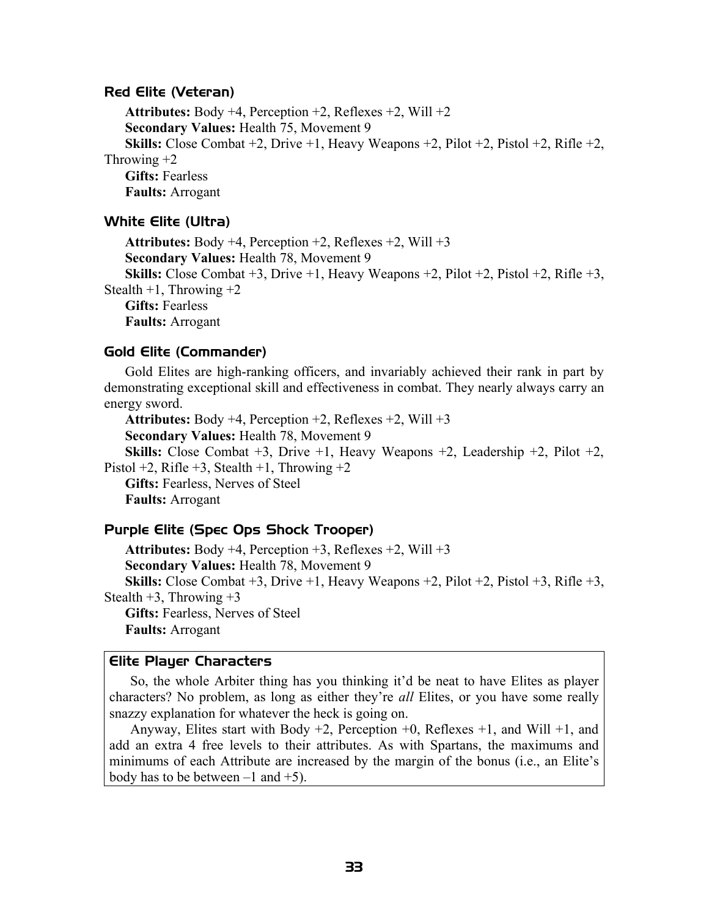### Red Elite (Veteran)

**Attributes:** Body +4, Perception +2, Reflexes +2, Will +2

**Secondary Values:** Health 75, Movement 9

**Skills:** Close Combat +2, Drive +1, Heavy Weapons +2, Pilot +2, Pistol +2, Rifle +2, Throwing +2

**Gifts:** Fearless

**Faults:** Arrogant

### White Elite (Ultra)

**Attributes:** Body +4, Perception +2, Reflexes +2, Will +3

**Secondary Values:** Health 78, Movement 9

**Skills:** Close Combat +3, Drive +1, Heavy Weapons +2, Pilot +2, Pistol +2, Rifle +3, Stealth +1, Throwing +2

**Gifts:** Fearless

**Faults:** Arrogant

### Gold Elite (Commander)

Gold Elites are high-ranking officers, and invariably achieved their rank in part by demonstrating exceptional skill and effectiveness in combat. They nearly always carry an energy sword.

**Attributes:** Body +4, Perception +2, Reflexes +2, Will +3

**Secondary Values:** Health 78, Movement 9

**Skills:** Close Combat +3, Drive +1, Heavy Weapons +2, Leadership +2, Pilot +2, Pistol +2, Rifle +3, Stealth +1, Throwing +2

**Gifts:** Fearless, Nerves of Steel

**Faults:** Arrogant

### Purple Elite (Spec Ops Shock Trooper)

**Attributes:** Body +4, Perception +3, Reflexes +2, Will +3

**Secondary Values:** Health 78, Movement 9

**Skills:** Close Combat +3, Drive +1, Heavy Weapons +2, Pilot +2, Pistol +3, Rifle +3, Stealth +3, Throwing +3

**Gifts:** Fearless, Nerves of Steel

**Faults:** Arrogant

### Elite Player Characters

So, the whole Arbiter thing has you thinking it'd be neat to have Elites as player characters? No problem, as long as either they're *all* Elites, or you have some really snazzy explanation for whatever the heck is going on.

Anyway, Elites start with Body +2, Perception +0, Reflexes +1, and Will +1, and add an extra 4 free levels to their attributes. As with Spartans, the maximums and minimums of each Attribute are increased by the margin of the bonus (i.e., an Elite's body has to be between –1 and +5).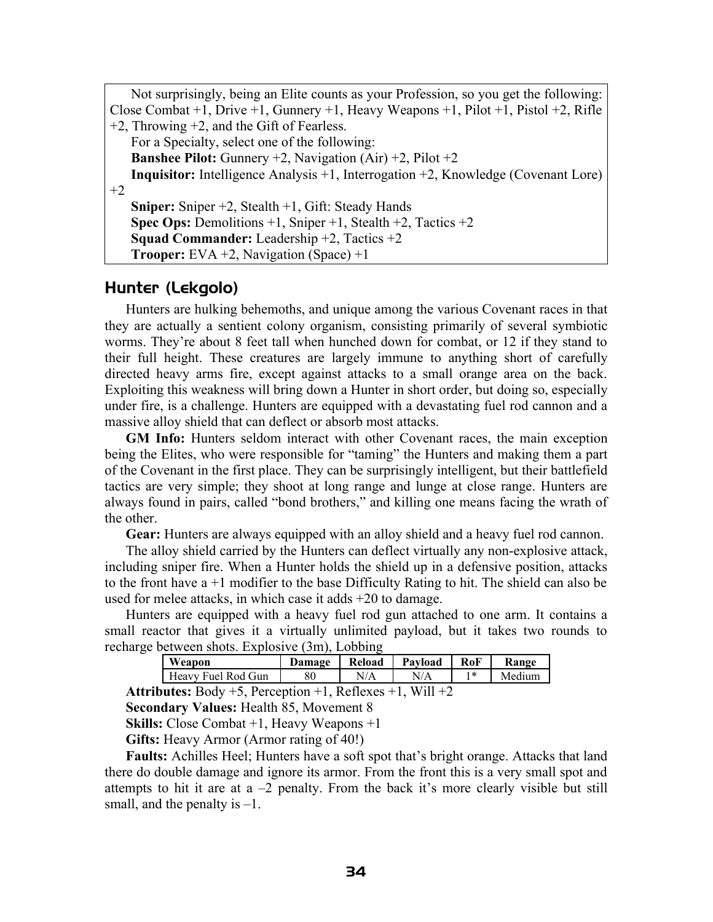Not surprisingly, being an Elite counts as your Profession, so you get the following: Close Combat +1, Drive +1, Gunnery +1, Heavy Weapons +1, Pilot +1, Pistol +2, Rifle +2, Throwing +2, and the Gift of Fearless.

For a Specialty, select one of the following:

**Banshee Pilot:** Gunnery +2, Navigation (Air) +2, Pilot +2

**Inquisitor:** Intelligence Analysis +1, Interrogation +2, Knowledge (Covenant Lore) +2

**Sniper:** Sniper +2, Stealth +1, Gift: Steady Hands

**Spec Ops:** Demolitions +1, Sniper +1, Stealth +2, Tactics +2

**Squad Commander:** Leadership +2, Tactics +2

**Trooper:** EVA +2, Navigation (Space) +1

## Hunter (Lekgolo)

Hunters are hulking behemoths, and unique among the various Covenant races in that they are actually a sentient colony organism, consisting primarily of several symbiotic worms. They're about 8 feet tall when hunched down for combat, or 12 if they stand to their full height. These creatures are largely immune to anything short of carefully directed heavy arms fire, except against attacks to a small orange area on the back. Exploiting this weakness will bring down a Hunter in short order, but doing so, especially under fire, is a challenge. Hunters are equipped with a devastating fuel rod cannon and a massive alloy shield that can deflect or absorb most attacks.

**GM Info:** Hunters seldom interact with other Covenant races, the main exception being the Elites, who were responsible for "taming" the Hunters and making them a part of the Covenant in the first place. They can be surprisingly intelligent, but their battlefield tactics are very simple; they shoot at long range and lunge at close range. Hunters are always found in pairs, called "bond brothers," and killing one means facing the wrath of the other.

**Gear:** Hunters are always equipped with an alloy shield and a heavy fuel rod cannon.

The alloy shield carried by the Hunters can deflect virtually any non-explosive attack, including sniper fire. When a Hunter holds the shield up in a defensive position, attacks to the front have a +1 modifier to the base Difficulty Rating to hit. The shield can also be used for melee attacks, in which case it adds +20 to damage.

Hunters are equipped with a heavy fuel rod gun attached to one arm. It contains a small reactor that gives it a virtually unlimited payload, but it takes two rounds to recharge between shots. Explosive (3m), Lobbing

| Weapon | Damage | Reload | Payload | RoF | Range |
|---|---|---|---|---|---|
| Heavy Fuel Rod Gun | 80 | N/A | N/A | 1* | Medium |

**Attributes:** Body +5, Perception +1, Reflexes +1, Will +2

**Secondary Values:** Health 85, Movement 8

**Skills:** Close Combat +1, Heavy Weapons +1

**Gifts:** Heavy Armor (Armor rating of 40!)

**Faults:** Achilles Heel; Hunters have a soft spot that's bright orange. Attacks that land there do double damage and ignore its armor. From the front this is a very small spot and attempts to hit it are at a –2 penalty. From the back it's more clearly visible but still small, and the penalty is –1.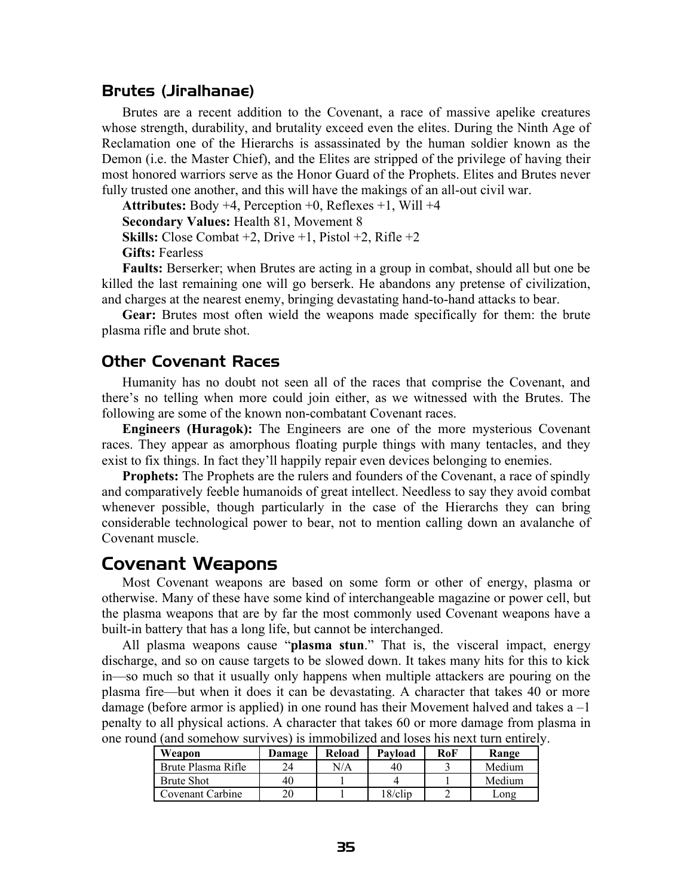## Brutes (Jiralhanae)

Brutes are a recent addition to the Covenant, a race of massive apelike creatures whose strength, durability, and brutality exceed even the elites. During the Ninth Age of Reclamation one of the Hierarchs is assassinated by the human soldier known as the Demon (i.e. the Master Chief), and the Elites are stripped of the privilege of having their most honored warriors serve as the Honor Guard of the Prophets. Elites and Brutes never fully trusted one another, and this will have the makings of an all-out civil war.

**Attributes:** Body +4, Perception +0, Reflexes +1, Will +4

**Secondary Values:** Health 81, Movement 8

**Skills:** Close Combat +2, Drive +1, Pistol +2, Rifle +2

**Gifts:** Fearless

**Faults:** Berserker; when Brutes are acting in a group in combat, should all but one be killed the last remaining one will go berserk. He abandons any pretense of civilization, and charges at the nearest enemy, bringing devastating hand-to-hand attacks to bear.

**Gear:** Brutes most often wield the weapons made specifically for them: the brute plasma rifle and brute shot.

## Other Covenant Races

Humanity has no doubt not seen all of the races that comprise the Covenant, and there's no telling when more could join either, as we witnessed with the Brutes. The following are some of the known non-combatant Covenant races.

**Engineers (Huragok):** The Engineers are one of the more mysterious Covenant races. They appear as amorphous floating purple things with many tentacles, and they exist to fix things. In fact they'll happily repair even devices belonging to enemies.

**Prophets:** The Prophets are the rulers and founders of the Covenant, a race of spindly and comparatively feeble humanoids of great intellect. Needless to say they avoid combat whenever possible, though particularly in the case of the Hierarchs they can bring considerable technological power to bear, not to mention calling down an avalanche of Covenant muscle.

# Covenant Weapons

Most Covenant weapons are based on some form or other of energy, plasma or otherwise. Many of these have some kind of interchangeable magazine or power cell, but the plasma weapons that are by far the most commonly used Covenant weapons have a built-in battery that has a long life, but cannot be interchanged.

All plasma weapons cause "**plasma stun**." That is, the visceral impact, energy discharge, and so on cause targets to be slowed down. It takes many hits for this to kick in—so much so that it usually only happens when multiple attackers are pouring on the plasma fire—but when it does it can be devastating. A character that takes 40 or more damage (before armor is applied) in one round has their Movement halved and takes a –1 penalty to all physical actions. A character that takes 60 or more damage from plasma in one round (and somehow survives) is immobilized and loses his next turn entirely.

| Weapon | Damage | Reload | Payload | RoF | Range |
|---|---|---|---|---|---|
| Brute Plasma Rifle | 24 | N/A | 40 | 3 | Medium |
| Brute Shot | 40 | 1 | 4 | 1 | Medium |
| Covenant Carbine | 20 | 1 | 18/clip | 2 | Long |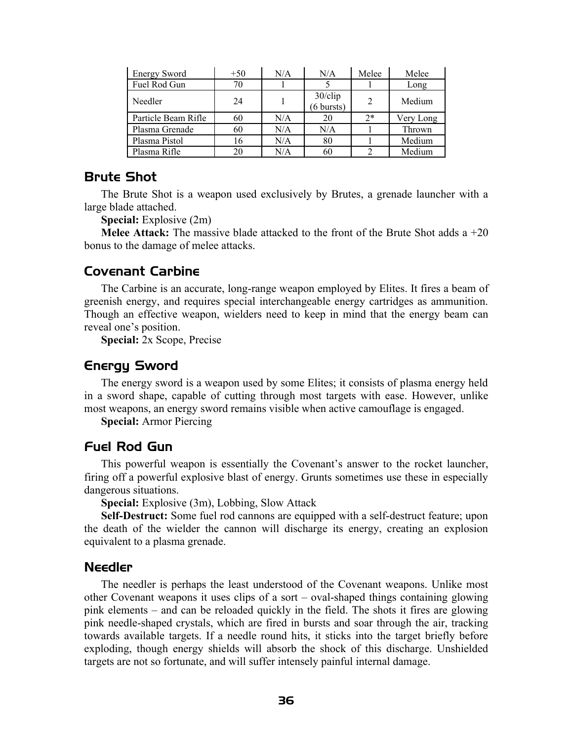| Energy Sword | +50 | N/A | N/A | Melee | Melee |
|---|---|---|---|---|---|
| Fuel Rod Gun | 70 | 1 | 5 | 1 | Long |
| Needler | 24 | 1 | 30/clip (6 bursts) | 2 | Medium |
| Particle Beam Rifle | 60 | N/A | 20 | 2* | Very Long |
| Plasma Grenade | 60 | N/A | N/A | 1 | Thrown |
| Plasma Pistol | 16 | N/A | 80 | 1 | Medium |
| Plasma Rifle | 20 | N/A | 60 | 2 | Medium |

## Brute Shot

The Brute Shot is a weapon used exclusively by Brutes, a grenade launcher with a large blade attached.

**Special:** Explosive (2m)

**Melee Attack:** The massive blade attacked to the front of the Brute Shot adds a +20 bonus to the damage of melee attacks.

## Covenant Carbine

The Carbine is an accurate, long-range weapon employed by Elites. It fires a beam of greenish energy, and requires special interchangeable energy cartridges as ammunition. Though an effective weapon, wielders need to keep in mind that the energy beam can reveal one's position.

**Special:** 2x Scope, Precise

## Energy Sword

The energy sword is a weapon used by some Elites; it consists of plasma energy held in a sword shape, capable of cutting through most targets with ease. However, unlike most weapons, an energy sword remains visible when active camouflage is engaged.

**Special:** Armor Piercing

## Fuel Rod Gun

This powerful weapon is essentially the Covenant's answer to the rocket launcher, firing off a powerful explosive blast of energy. Grunts sometimes use these in especially dangerous situations.

**Special:** Explosive (3m), Lobbing, Slow Attack

**Self-Destruct:** Some fuel rod cannons are equipped with a self-destruct feature; upon the death of the wielder the cannon will discharge its energy, creating an explosion equivalent to a plasma grenade.

## Needler

The needler is perhaps the least understood of the Covenant weapons. Unlike most other Covenant weapons it uses clips of a sort – oval-shaped things containing glowing pink elements – and can be reloaded quickly in the field. The shots it fires are glowing pink needle-shaped crystals, which are fired in bursts and soar through the air, tracking towards available targets. If a needle round hits, it sticks into the target briefly before exploding, though energy shields will absorb the shock of this discharge. Unshielded targets are not so fortunate, and will suffer intensely painful internal damage.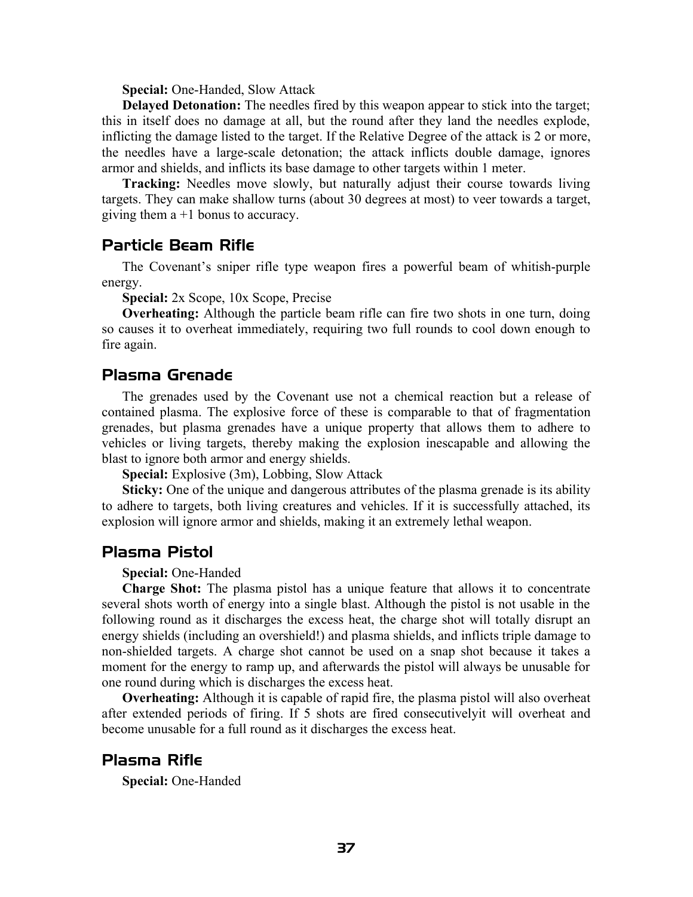**Special:** One-Handed, Slow Attack

**Delayed Detonation:** The needles fired by this weapon appear to stick into the target; this in itself does no damage at all, but the round after they land the needles explode, inflicting the damage listed to the target. If the Relative Degree of the attack is 2 or more, the needles have a large-scale detonation; the attack inflicts double damage, ignores armor and shields, and inflicts its base damage to other targets within 1 meter.

**Tracking:** Needles move slowly, but naturally adjust their course towards living targets. They can make shallow turns (about 30 degrees at most) to veer towards a target, giving them a +1 bonus to accuracy.

## Particle Beam Rifle

The Covenant's sniper rifle type weapon fires a powerful beam of whitish-purple energy.

**Special:** 2x Scope, 10x Scope, Precise

**Overheating:** Although the particle beam rifle can fire two shots in one turn, doing so causes it to overheat immediately, requiring two full rounds to cool down enough to fire again.

## Plasma Grenade

The grenades used by the Covenant use not a chemical reaction but a release of contained plasma. The explosive force of these is comparable to that of fragmentation grenades, but plasma grenades have a unique property that allows them to adhere to vehicles or living targets, thereby making the explosion inescapable and allowing the blast to ignore both armor and energy shields.

**Special:** Explosive (3m), Lobbing, Slow Attack

**Sticky:** One of the unique and dangerous attributes of the plasma grenade is its ability to adhere to targets, both living creatures and vehicles. If it is successfully attached, its explosion will ignore armor and shields, making it an extremely lethal weapon.

## Plasma Pistol

**Special:** One-Handed

**Charge Shot:** The plasma pistol has a unique feature that allows it to concentrate several shots worth of energy into a single blast. Although the pistol is not usable in the following round as it discharges the excess heat, the charge shot will totally disrupt an energy shields (including an overshield!) and plasma shields, and inflicts triple damage to non-shielded targets. A charge shot cannot be used on a snap shot because it takes a moment for the energy to ramp up, and afterwards the pistol will always be unusable for one round during which is discharges the excess heat.

**Overheating:** Although it is capable of rapid fire, the plasma pistol will also overheat after extended periods of firing. If 5 shots are fired consecutivelyit will overheat and become unusable for a full round as it discharges the excess heat.

## Plasma Rifle

**Special:** One-Handed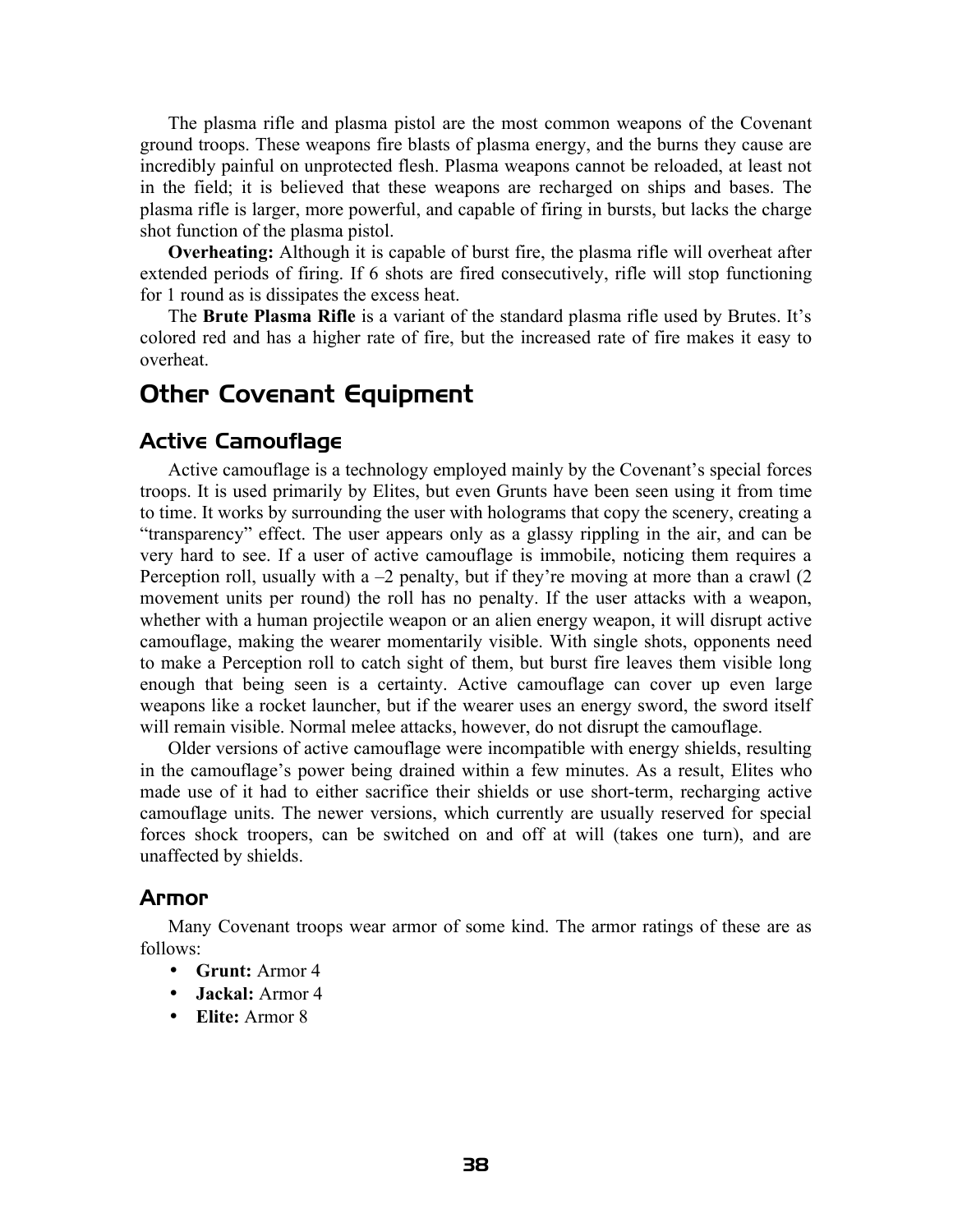The plasma rifle and plasma pistol are the most common weapons of the Covenant ground troops. These weapons fire blasts of plasma energy, and the burns they cause are incredibly painful on unprotected flesh. Plasma weapons cannot be reloaded, at least not in the field; it is believed that these weapons are recharged on ships and bases. The plasma rifle is larger, more powerful, and capable of firing in bursts, but lacks the charge shot function of the plasma pistol.

**Overheating:** Although it is capable of burst fire, the plasma rifle will overheat after extended periods of firing. If 6 shots are fired consecutively, rifle will stop functioning for 1 round as is dissipates the excess heat.

The **Brute Plasma Rifle** is a variant of the standard plasma rifle used by Brutes. It's colored red and has a higher rate of fire, but the increased rate of fire makes it easy to overheat.

## Other Covenant Equipment

### Active Camouflage

Active camouflage is a technology employed mainly by the Covenant's special forces troops. It is used primarily by Elites, but even Grunts have been seen using it from time to time. It works by surrounding the user with holograms that copy the scenery, creating a "transparency" effect. The user appears only as a glassy rippling in the air, and can be very hard to see. If a user of active camouflage is immobile, noticing them requires a Perception roll, usually with a –2 penalty, but if they're moving at more than a crawl (2 movement units per round) the roll has no penalty. If the user attacks with a weapon, whether with a human projectile weapon or an alien energy weapon, it will disrupt active camouflage, making the wearer momentarily visible. With single shots, opponents need to make a Perception roll to catch sight of them, but burst fire leaves them visible long enough that being seen is a certainty. Active camouflage can cover up even large weapons like a rocket launcher, but if the wearer uses an energy sword, the sword itself will remain visible. Normal melee attacks, however, do not disrupt the camouflage.

Older versions of active camouflage were incompatible with energy shields, resulting in the camouflage's power being drained within a few minutes. As a result, Elites who made use of it had to either sacrifice their shields or use short-term, recharging active camouflage units. The newer versions, which currently are usually reserved for special forces shock troopers, can be switched on and off at will (takes one turn), and are unaffected by shields.

### Armor

Many Covenant troops wear armor of some kind. The armor ratings of these are as follows:

- **Grunt:** Armor 4
- **Jackal:** Armor 4
- **Elite:** Armor 8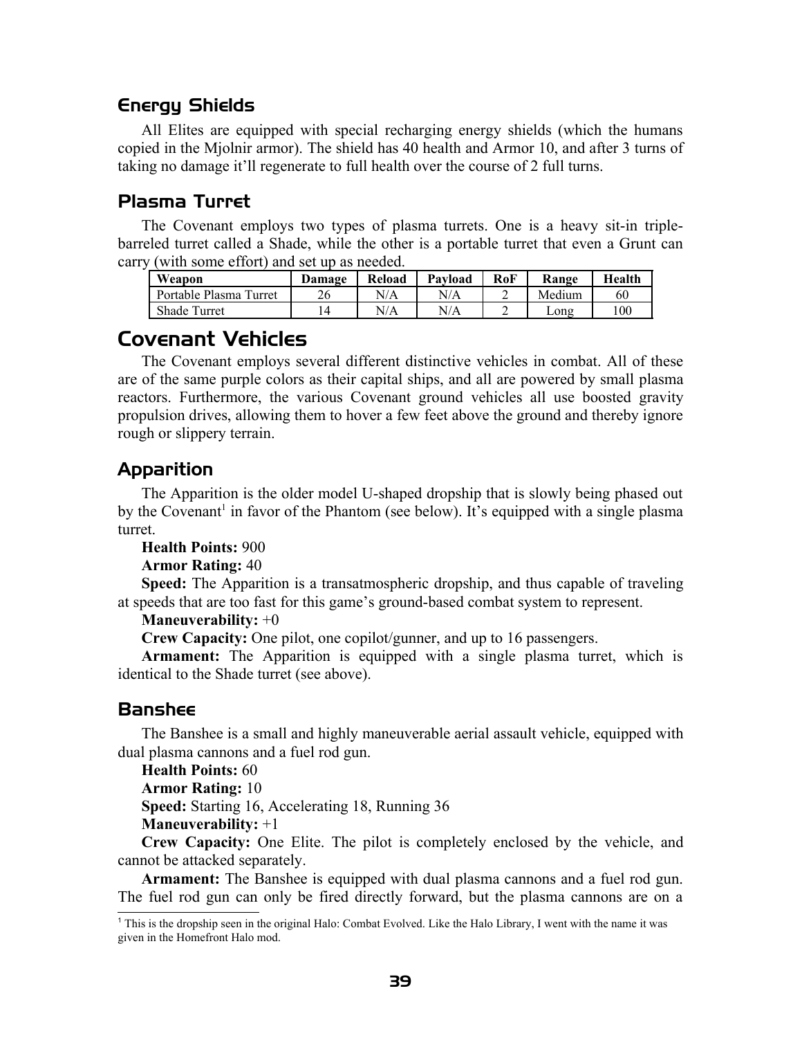### Energy Shields

All Elites are equipped with special recharging energy shields (which the humans copied in the Mjolnir armor). The shield has 40 health and Armor 10, and after 3 turns of taking no damage it'll regenerate to full health over the course of 2 full turns.

### Plasma Turret

The Covenant employs two types of plasma turrets. One is a heavy sit-in triple-barreled turret called a Shade, while the other is a portable turret that even a Grunt can carry (with some effort) and set up as needed.

| Weapon | Damage | Reload | Payload | RoF | Range | Health |
|---|---|---|---|---|---|---|
| Portable Plasma Turret | 26 | N/A | N/A | 2 | Medium | 60 |
| Shade Turret | 14 | N/A | N/A | 2 | Long | 100 |

## Covenant Vehicles

The Covenant employs several different distinctive vehicles in combat. All of these are of the same purple colors as their capital ships, and all are powered by small plasma reactors. Furthermore, the various Covenant ground vehicles all use boosted gravity propulsion drives, allowing them to hover a few feet above the ground and thereby ignore rough or slippery terrain.

### Apparition

The Apparition is the older model U-shaped dropship that is slowly being phased out by the Covenant[1] in favor of the Phantom (see below). It's equipped with a single plasma turret.

**Health Points:** 900

**Armor Rating:** 40

**Speed:** The Apparition is a transatmospheric dropship, and thus capable of traveling at speeds that are too fast for this game's ground-based combat system to represent.

**Maneuverability:** +0

**Crew Capacity:** One pilot, one copilot/gunner, and up to 16 passengers.

**Armament:** The Apparition is equipped with a single plasma turret, which is identical to the Shade turret (see above).

### Banshee

The Banshee is a small and highly maneuverable aerial assault vehicle, equipped with dual plasma cannons and a fuel rod gun.

**Health Points:** 60

**Armor Rating:** 10

**Speed:** Starting 16, Accelerating 18, Running 36

**Maneuverability:** +1

**Crew Capacity:** One Elite. The pilot is completely enclosed by the vehicle, and cannot be attacked separately.

**Armament:** The Banshee is equipped with dual plasma cannons and a fuel rod gun. The fuel rod gun can only be fired directly forward, but the plasma cannons are on a

[1] This is the dropship seen in the original Halo: Combat Evolved. Like the Halo Library, I went with the name it was given in the Homefront Halo mod.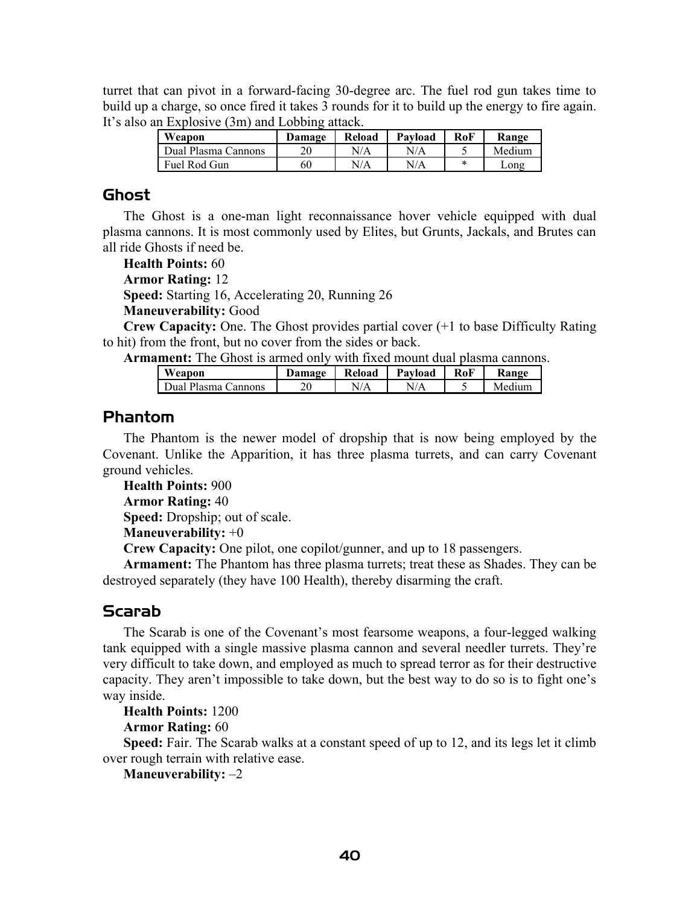turret that can pivot in a forward-facing 30-degree arc. The fuel rod gun takes time to build up a charge, so once fired it takes 3 rounds for it to build up the energy to fire again. It's also an Explosive (3m) and Lobbing attack.

| Weapon | Damage | Reload | Payload | RoF | Range |
|---|---|---|---|---|---|
| Dual Plasma Cannons | 20 | N/A | N/A | 5 | Medium |
| Fuel Rod Gun | 60 | N/A | N/A | * | Long |

## Ghost

The Ghost is a one-man light reconnaissance hover vehicle equipped with dual plasma cannons. It is most commonly used by Elites, but Grunts, Jackals, and Brutes can all ride Ghosts if need be.

**Health Points:** 60

**Armor Rating:** 12

**Speed:** Starting 16, Accelerating 20, Running 26

**Maneuverability:** Good

**Crew Capacity:** One. The Ghost provides partial cover (+1 to base Difficulty Rating to hit) from the front, but no cover from the sides or back.

**Armament:** The Ghost is armed only with fixed mount dual plasma cannons.

| Weapon | Damage | Reload | Payload | RoF | Range |
|---|---|---|---|---|---|
| Dual Plasma Cannons | 20 | N/A | N/A | 5 | Medium |

## Phantom

The Phantom is the newer model of dropship that is now being employed by the Covenant. Unlike the Apparition, it has three plasma turrets, and can carry Covenant ground vehicles.

**Health Points:** 900

**Armor Rating:** 40

**Speed:** Dropship; out of scale.

**Maneuverability:** +0

**Crew Capacity:** One pilot, one copilot/gunner, and up to 18 passengers.

**Armament:** The Phantom has three plasma turrets; treat these as Shades. They can be destroyed separately (they have 100 Health), thereby disarming the craft.

## Scarab

The Scarab is one of the Covenant's most fearsome weapons, a four-legged walking tank equipped with a single massive plasma cannon and several needler turrets. They're very difficult to take down, and employed as much to spread terror as for their destructive capacity. They aren't impossible to take down, but the best way to do so is to fight one's way inside.

**Health Points:** 1200

**Armor Rating:** 60

**Speed:** Fair. The Scarab walks at a constant speed of up to 12, and its legs let it climb over rough terrain with relative ease.

**Maneuverability:** –2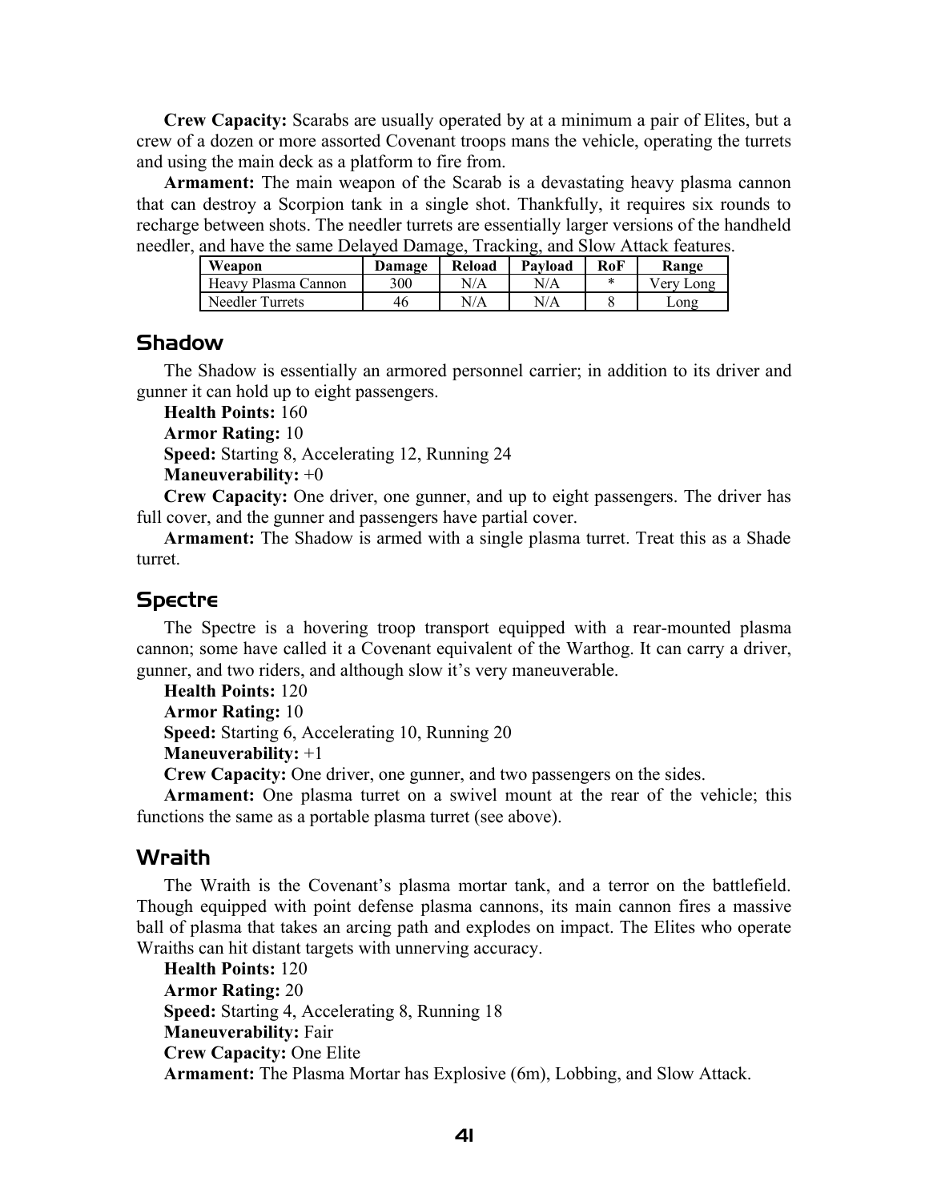**Crew Capacity:** Scarabs are usually operated by at a minimum a pair of Elites, but a crew of a dozen or more assorted Covenant troops mans the vehicle, operating the turrets and using the main deck as a platform to fire from.

**Armament:** The main weapon of the Scarab is a devastating heavy plasma cannon that can destroy a Scorpion tank in a single shot. Thankfully, it requires six rounds to recharge between shots. The needler turrets are essentially larger versions of the handheld needler, and have the same Delayed Damage, Tracking, and Slow Attack features.

| Weapon | Damage | Reload | Payload | RoF | Range |
|---|---|---|---|---|---|
| Heavy Plasma Cannon | 300 | N/A | N/A | * | Very Long |
| Needler Turrets | 46 | N/A | N/A | 8 | Long |

## Shadow

The Shadow is essentially an armored personnel carrier; in addition to its driver and gunner it can hold up to eight passengers.

**Health Points:** 160

**Armor Rating:** 10

**Speed:** Starting 8, Accelerating 12, Running 24

**Maneuverability:** +0

**Crew Capacity:** One driver, one gunner, and up to eight passengers. The driver has full cover, and the gunner and passengers have partial cover.

**Armament:** The Shadow is armed with a single plasma turret. Treat this as a Shade turret.

## Spectre

The Spectre is a hovering troop transport equipped with a rear-mounted plasma cannon; some have called it a Covenant equivalent of the Warthog. It can carry a driver, gunner, and two riders, and although slow it's very maneuverable.

**Health Points:** 120

**Armor Rating:** 10

**Speed:** Starting 6, Accelerating 10, Running 20

**Maneuverability:** +1

**Crew Capacity:** One driver, one gunner, and two passengers on the sides.

**Armament:** One plasma turret on a swivel mount at the rear of the vehicle; this functions the same as a portable plasma turret (see above).

## Wraith

The Wraith is the Covenant's plasma mortar tank, and a terror on the battlefield. Though equipped with point defense plasma cannons, its main cannon fires a massive ball of plasma that takes an arcing path and explodes on impact. The Elites who operate Wraiths can hit distant targets with unnerving accuracy.

**Health Points:** 120

**Armor Rating:** 20

**Speed:** Starting 4, Accelerating 8, Running 18

**Maneuverability:** Fair

**Crew Capacity:** One Elite

**Armament:** The Plasma Mortar has Explosive (6m), Lobbing, and Slow Attack.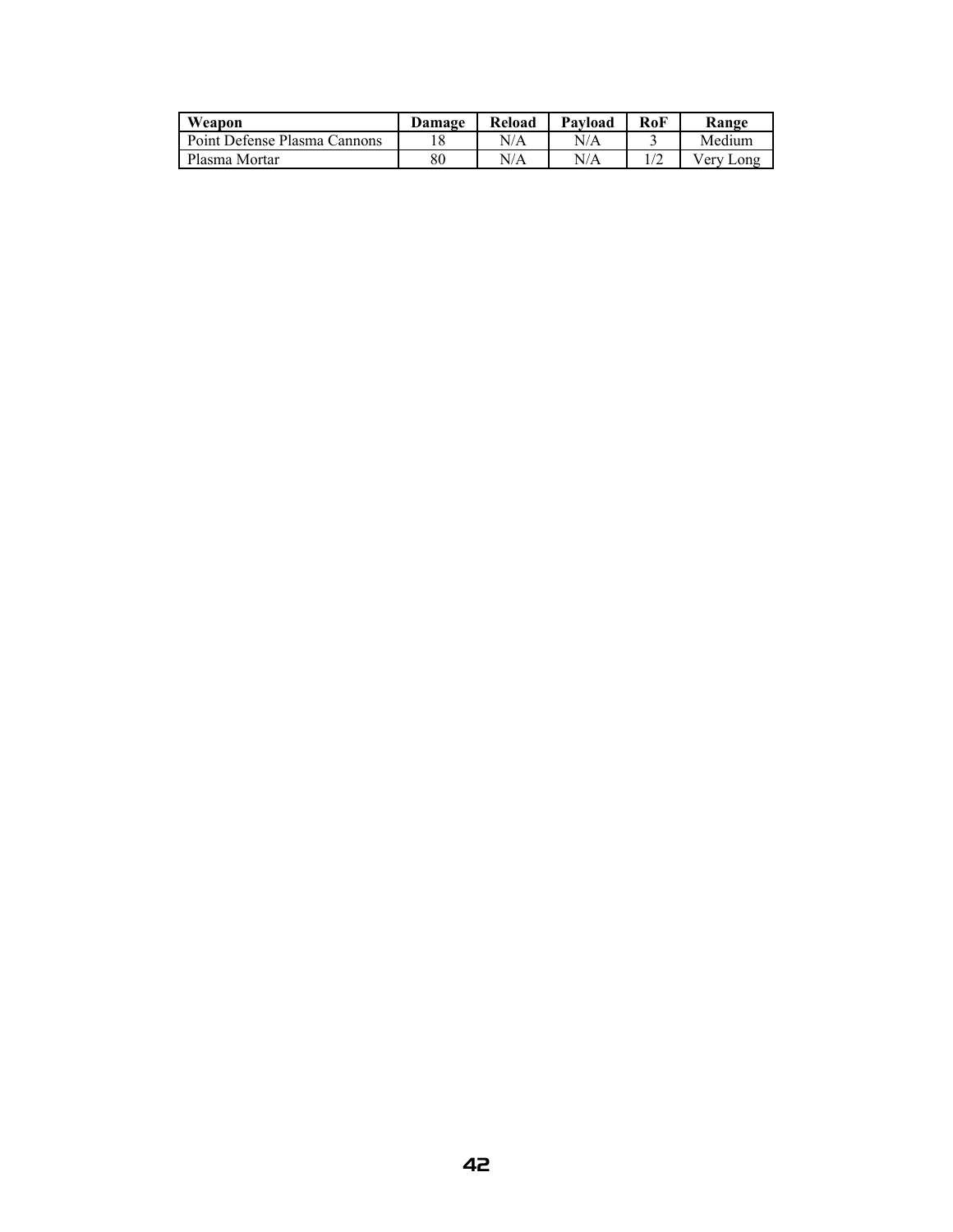| Weapon | Damage | Reload | Payload | RoF | Range |
|---|---|---|---|---|---|
| Point Defense Plasma Cannons | 18 | N/A | N/A | 3 | Medium |
| Plasma Mortar | 80 | N/A | N/A | 1/2 | Very Long |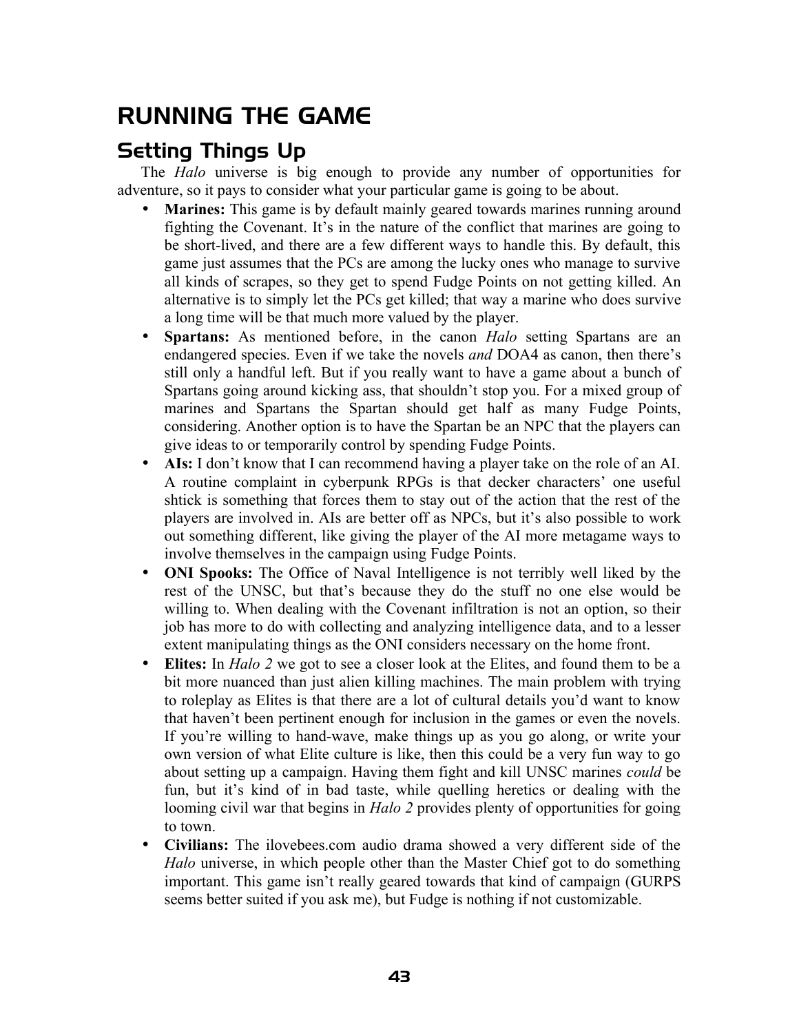# RUNNING THE GAME

## Setting Things Up

The *Halo* universe is big enough to provide any number of opportunities for adventure, so it pays to consider what your particular game is going to be about.

- **Marines:** This game is by default mainly geared towards marines running around fighting the Covenant. It's in the nature of the conflict that marines are going to be short-lived, and there are a few different ways to handle this. By default, this game just assumes that the PCs are among the lucky ones who manage to survive all kinds of scrapes, so they get to spend Fudge Points on not getting killed. An alternative is to simply let the PCs get killed; that way a marine who does survive a long time will be that much more valued by the player.
- **Spartans:** As mentioned before, in the canon *Halo* setting Spartans are an endangered species. Even if we take the novels *and* DOA4 as canon, then there's still only a handful left. But if you really want to have a game about a bunch of Spartans going around kicking ass, that shouldn't stop you. For a mixed group of marines and Spartans the Spartan should get half as many Fudge Points, considering. Another option is to have the Spartan be an NPC that the players can give ideas to or temporarily control by spending Fudge Points.
- **AIs:** I don't know that I can recommend having a player take on the role of an AI. A routine complaint in cyberpunk RPGs is that decker characters' one useful shtick is something that forces them to stay out of the action that the rest of the players are involved in. AIs are better off as NPCs, but it's also possible to work out something different, like giving the player of the AI more metagame ways to involve themselves in the campaign using Fudge Points.
- **ONI Spooks:** The Office of Naval Intelligence is not terribly well liked by the rest of the UNSC, but that's because they do the stuff no one else would be willing to. When dealing with the Covenant infiltration is not an option, so their job has more to do with collecting and analyzing intelligence data, and to a lesser extent manipulating things as the ONI considers necessary on the home front.
- **Elites:** In *Halo 2* we got to see a closer look at the Elites, and found them to be a bit more nuanced than just alien killing machines. The main problem with trying to roleplay as Elites is that there are a lot of cultural details you'd want to know that haven't been pertinent enough for inclusion in the games or even the novels. If you're willing to hand-wave, make things up as you go along, or write your own version of what Elite culture is like, then this could be a very fun way to go about setting up a campaign. Having them fight and kill UNSC marines *could* be fun, but it's kind of in bad taste, while quelling heretics or dealing with the looming civil war that begins in *Halo 2* provides plenty of opportunities for going to town.
- **Civilians:** The ilovebees.com audio drama showed a very different side of the *Halo* universe, in which people other than the Master Chief got to do something important. This game isn't really geared towards that kind of campaign (GURPS seems better suited if you ask me), but Fudge is nothing if not customizable.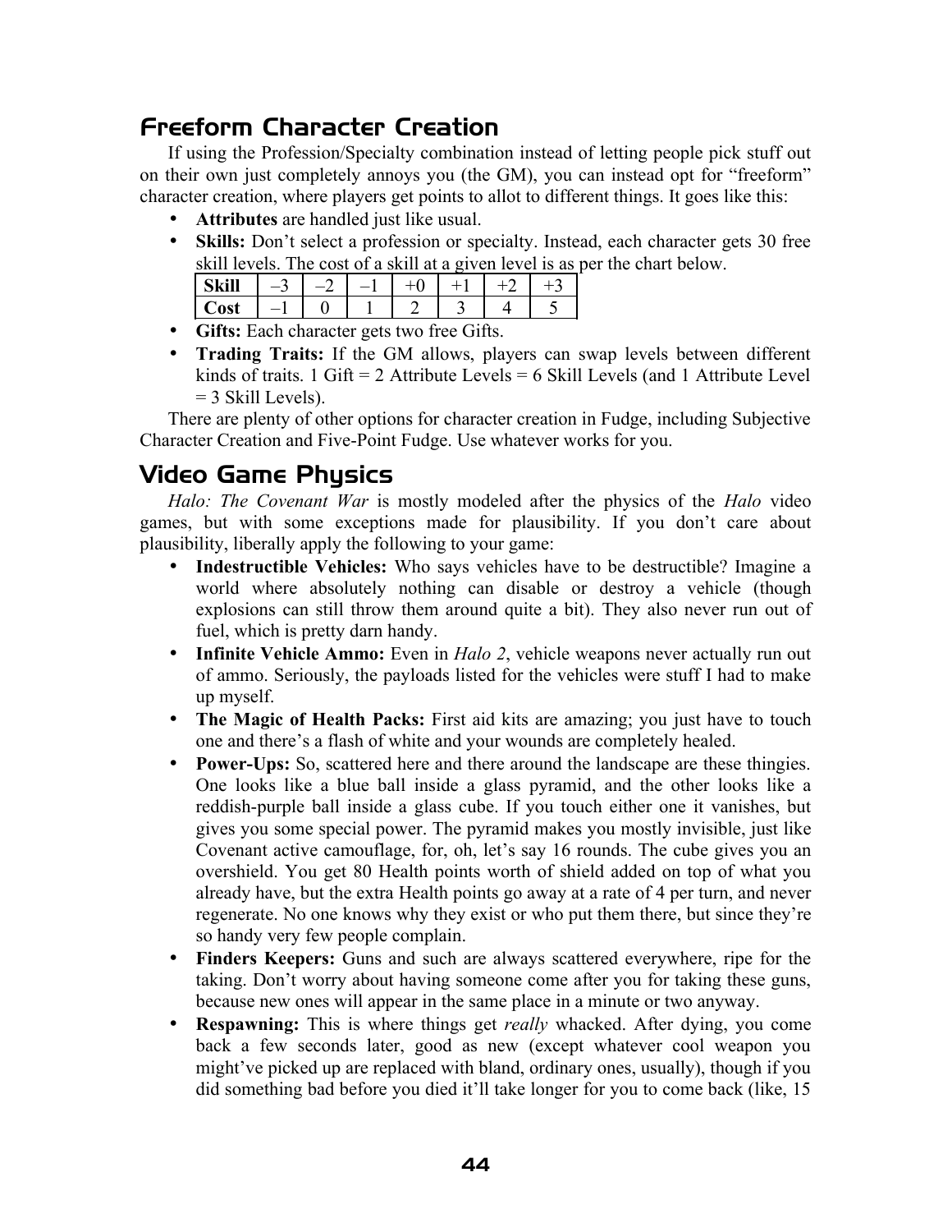## Freeform Character Creation

If using the Profession/Specialty combination instead of letting people pick stuff out on their own just completely annoys you (the GM), you can instead opt for "freeform" character creation, where players get points to allot to different things. It goes like this:

- **Attributes** are handled just like usual.
- **Skills:** Don't select a profession or specialty. Instead, each character gets 30 free skill levels. The cost of a skill at a given level is as per the chart below.

| Skill | –3 | –2 | –1 | +0 | +1 | +2 | +3 |
|---|---|---|---|---|---|---|---|
| Cost | –1 | 0 | 1 | 2 | 3 | 4 | 5 |

- **Gifts:** Each character gets two free Gifts.
- **Trading Traits:** If the GM allows, players can swap levels between different kinds of traits. 1 Gift = 2 Attribute Levels = 6 Skill Levels (and 1 Attribute Level = 3 Skill Levels).

There are plenty of other options for character creation in Fudge, including Subjective Character Creation and Five-Point Fudge. Use whatever works for you.

## Video Game Physics

*Halo: The Covenant War* is mostly modeled after the physics of the *Halo* video games, but with some exceptions made for plausibility. If you don't care about plausibility, liberally apply the following to your game:

- **Indestructible Vehicles:** Who says vehicles have to be destructible? Imagine a world where absolutely nothing can disable or destroy a vehicle (though explosions can still throw them around quite a bit). They also never run out of fuel, which is pretty darn handy.
- **Infinite Vehicle Ammo:** Even in *Halo 2*, vehicle weapons never actually run out of ammo. Seriously, the payloads listed for the vehicles were stuff I had to make up myself.
- **The Magic of Health Packs:** First aid kits are amazing; you just have to touch one and there's a flash of white and your wounds are completely healed.
- **Power-Ups:** So, scattered here and there around the landscape are these thingies. One looks like a blue ball inside a glass pyramid, and the other looks like a reddish-purple ball inside a glass cube. If you touch either one it vanishes, but gives you some special power. The pyramid makes you mostly invisible, just like Covenant active camouflage, for, oh, let's say 16 rounds. The cube gives you an overshield. You get 80 Health points worth of shield added on top of what you already have, but the extra Health points go away at a rate of 4 per turn, and never regenerate. No one knows why they exist or who put them there, but since they're so handy very few people complain.
- **Finders Keepers:** Guns and such are always scattered everywhere, ripe for the taking. Don't worry about having someone come after you for taking these guns, because new ones will appear in the same place in a minute or two anyway.
- **Respawning:** This is where things get *really* whacked. After dying, you come back a few seconds later, good as new (except whatever cool weapon you might've picked up are replaced with bland, ordinary ones, usually), though if you did something bad before you died it'll take longer for you to come back (like, 15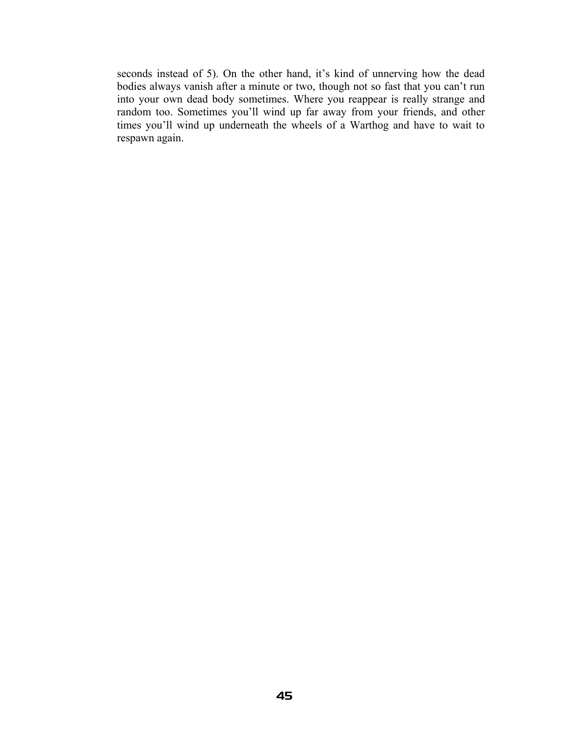seconds instead of 5). On the other hand, it’s kind of unnerving how the dead bodies always vanish after a minute or two, though not so fast that you can’t run into your own dead body sometimes. Where you reappear is really strange and random too. Sometimes you’ll wind up far away from your friends, and other times you’ll wind up underneath the wheels of a Warthog and have to wait to respawn again.